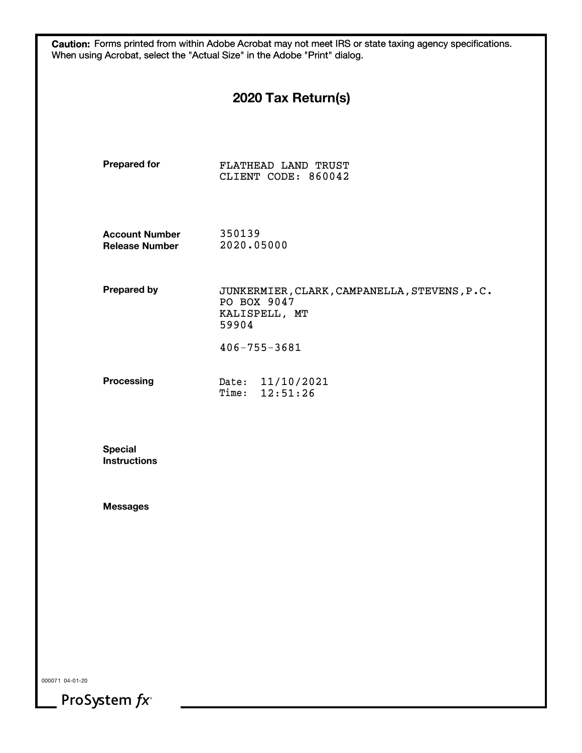**Caution:** Forms printed from within Adobe Acrobat may not meet IRS or state taxing agency specifications. When using Acrobat, select the "Actual Size" in the Adobe "Print" dialog.

# 2020 Tax Return(s)

| | |
|---|---|
| **Prepared for** | FLATHEAD LAND TRUST<br>CLIENT CODE: 860042 |
| **Account Number** | 350139 |
| **Release Number** | 2020.05000 |
| **Prepared by** | JUNKERMIER,CLARK,CAMPANELLA,STEVENS,P.C.<br>PO BOX 9047<br>KALISPELL, MT<br>59904<br><br>406-755-3681 |
| **Processing** | Date: 11/10/2021<br>Time: 12:51:26 |
| **Special Instructions** | |
| **Messages** | |

000071 04-01-20

ProSystem *fx*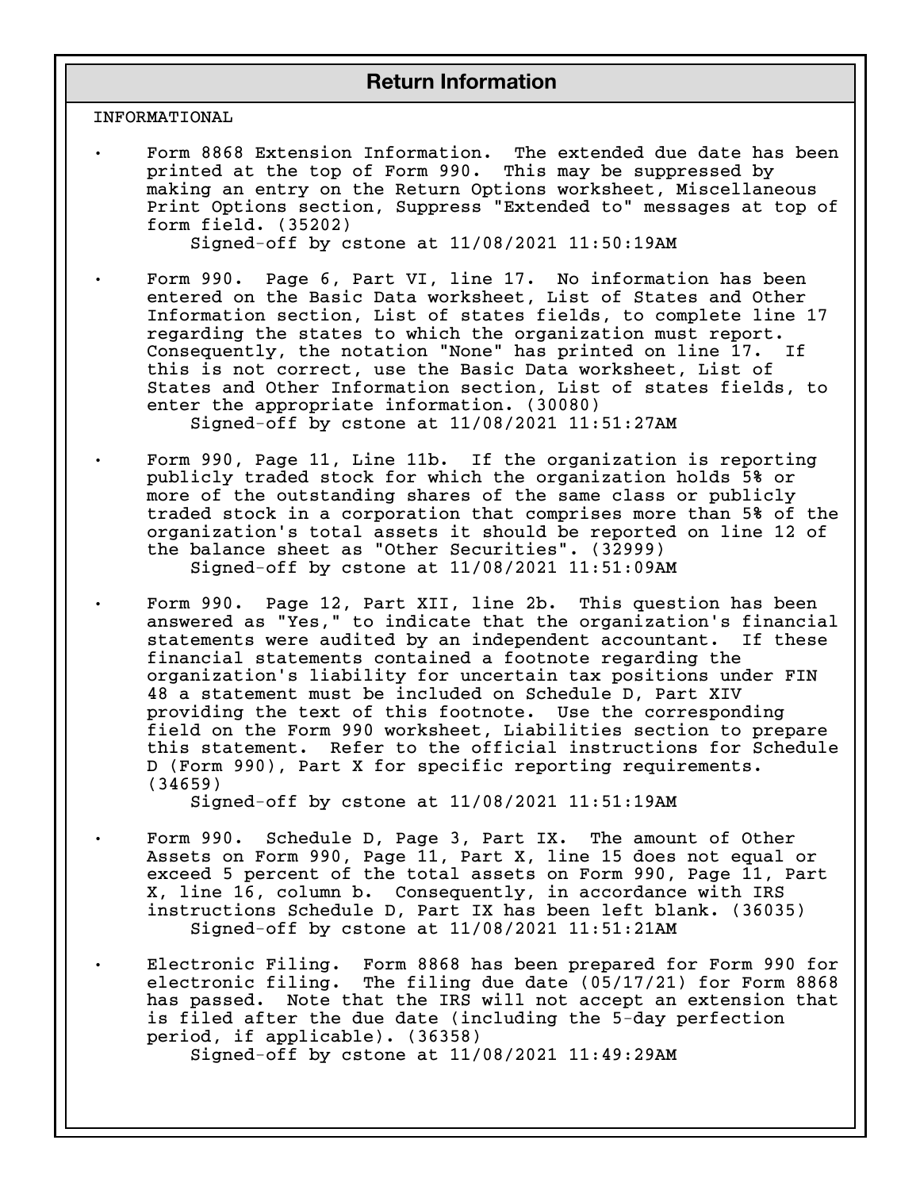## Return Information

INFORMATIONAL

- Form 8868 Extension Information. The extended due date has been printed at the top of Form 990. This may be suppressed by making an entry on the Return Options worksheet, Miscellaneous Print Options section, Suppress "Extended to" messages at top of form field. (35202)
  Signed-off by cstone at 11/08/2021 11:50:19AM

- Form 990. Page 6, Part VI, line 17. No information has been entered on the Basic Data worksheet, List of States and Other Information section, List of states fields, to complete line 17 regarding the states to which the organization must report. Consequently, the notation "None" has printed on line 17. If this is not correct, use the Basic Data worksheet, List of States and Other Information section, List of states fields, to enter the appropriate information. (30080)
  Signed-off by cstone at 11/08/2021 11:51:27AM

- Form 990, Page 11, Line 11b. If the organization is reporting publicly traded stock for which the organization holds 5% or more of the outstanding shares of the same class or publicly traded stock in a corporation that comprises more than 5% of the organization's total assets it should be reported on line 12 of the balance sheet as "Other Securities". (32999)
  Signed-off by cstone at 11/08/2021 11:51:09AM

- Form 990. Page 12, Part XII, line 2b. This question has been answered as "Yes," to indicate that the organization's financial statements were audited by an independent accountant. If these financial statements contained a footnote regarding the organization's liability for uncertain tax positions under FIN 48 a statement must be included on Schedule D, Part XIV providing the text of this footnote. Use the corresponding field on the Form 990 worksheet, Liabilities section to prepare this statement. Refer to the official instructions for Schedule D (Form 990), Part X for specific reporting requirements. (34659)
  Signed-off by cstone at 11/08/2021 11:51:19AM

- Form 990. Schedule D, Page 3, Part IX. The amount of Other Assets on Form 990, Page 11, Part X, line 15 does not equal or exceed 5 percent of the total assets on Form 990, Page 11, Part X, line 16, column b. Consequently, in accordance with IRS instructions Schedule D, Part IX has been left blank. (36035)
  Signed-off by cstone at 11/08/2021 11:51:21AM

- Electronic Filing. Form 8868 has been prepared for Form 990 for electronic filing. The filing due date (05/17/21) for Form 8868 has passed. Note that the IRS will not accept an extension that is filed after the due date (including the 5-day perfection period, if applicable). (36358)
  Signed-off by cstone at 11/08/2021 11:49:29AM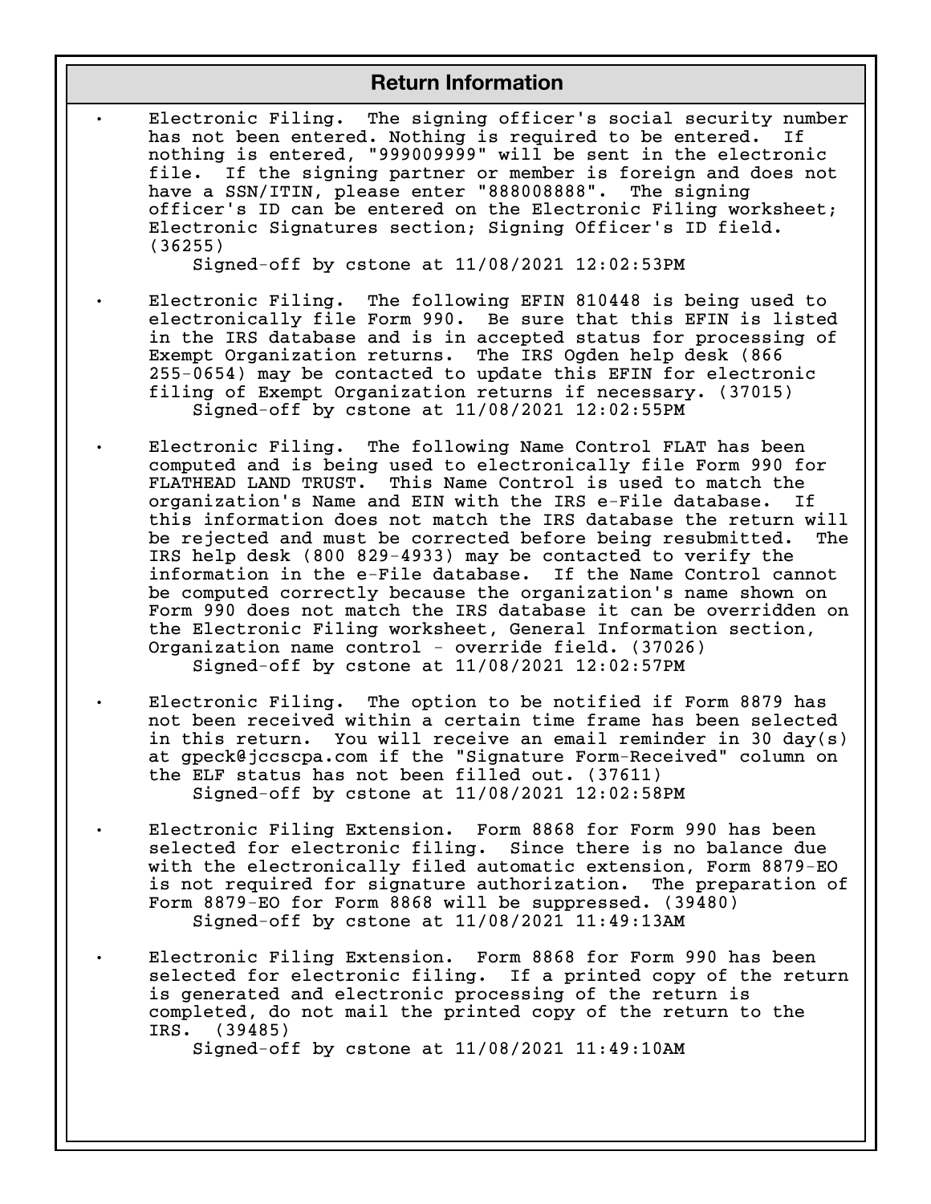## Return Information

- Electronic Filing. The signing officer's social security number has not been entered. Nothing is required to be entered. If nothing is entered, "999009999" will be sent in the electronic file. If the signing partner or member is foreign and does not have a SSN/ITIN, please enter "888008888". The signing officer's ID can be entered on the Electronic Filing worksheet; Electronic Signatures section; Signing Officer's ID field. (36255)
  Signed-off by cstone at 11/08/2021 12:02:53PM

- Electronic Filing. The following EFIN 810448 is being used to electronically file Form 990. Be sure that this EFIN is listed in the IRS database and is in accepted status for processing of Exempt Organization returns. The IRS Ogden help desk (866 255-0654) may be contacted to update this EFIN for electronic filing of Exempt Organization returns if necessary. (37015)
  Signed-off by cstone at 11/08/2021 12:02:55PM

- Electronic Filing. The following Name Control FLAT has been computed and is being used to electronically file Form 990 for FLATHEAD LAND TRUST. This Name Control is used to match the organization's Name and EIN with the IRS e-File database. If this information does not match the IRS database the return will be rejected and must be corrected before being resubmitted. The IRS help desk (800 829-4933) may be contacted to verify the information in the e-File database. If the Name Control cannot be computed correctly because the organization's name shown on Form 990 does not match the IRS database it can be overridden on the Electronic Filing worksheet, General Information section, Organization name control - override field. (37026)
  Signed-off by cstone at 11/08/2021 12:02:57PM

- Electronic Filing. The option to be notified if Form 8879 has not been received within a certain time frame has been selected in this return. You will receive an email reminder in 30 day(s) at gpeck@jccscpa.com if the "Signature Form-Received" column on the ELF status has not been filled out. (37611)
  Signed-off by cstone at 11/08/2021 12:02:58PM

- Electronic Filing Extension. Form 8868 for Form 990 has been selected for electronic filing. Since there is no balance due with the electronically filed automatic extension, Form 8879-EO is not required for signature authorization. The preparation of Form 8879-EO for Form 8868 will be suppressed. (39480)
  Signed-off by cstone at 11/08/2021 11:49:13AM

- Electronic Filing Extension. Form 8868 for Form 990 has been selected for electronic filing. If a printed copy of the return is generated and electronic processing of the return is completed, do not mail the printed copy of the return to the IRS. (39485)
  Signed-off by cstone at 11/08/2021 11:49:10AM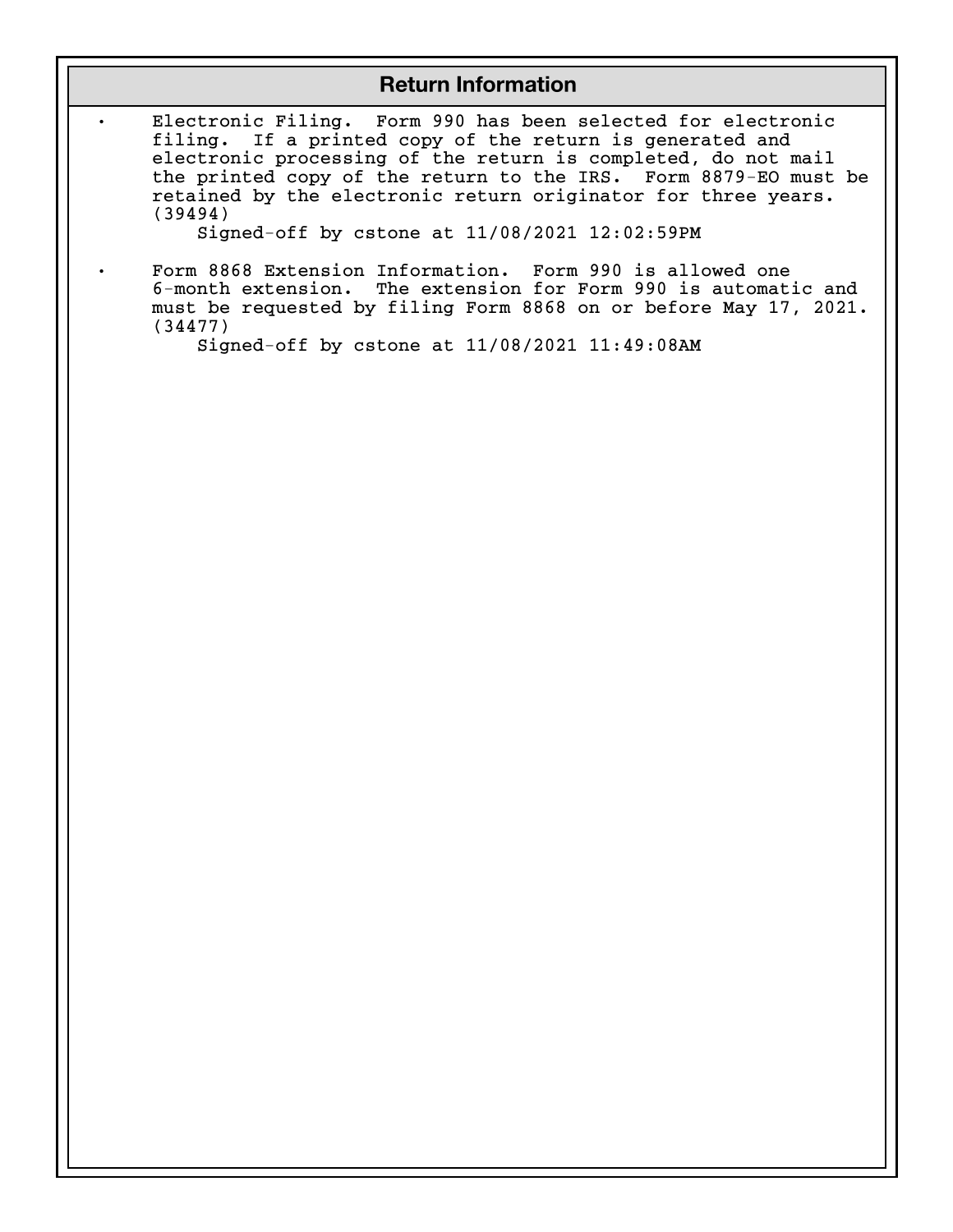## Return Information

- Electronic Filing. Form 990 has been selected for electronic filing. If a printed copy of the return is generated and electronic processing of the return is completed, do not mail the printed copy of the return to the IRS. Form 8879-EO must be retained by the electronic return originator for three years. (39494)

  Signed-off by cstone at 11/08/2021 12:02:59PM

- Form 8868 Extension Information. Form 990 is allowed one 6-month extension. The extension for Form 990 is automatic and must be requested by filing Form 8868 on or before May 17, 2021. (34477)

  Signed-off by cstone at 11/08/2021 11:49:08AM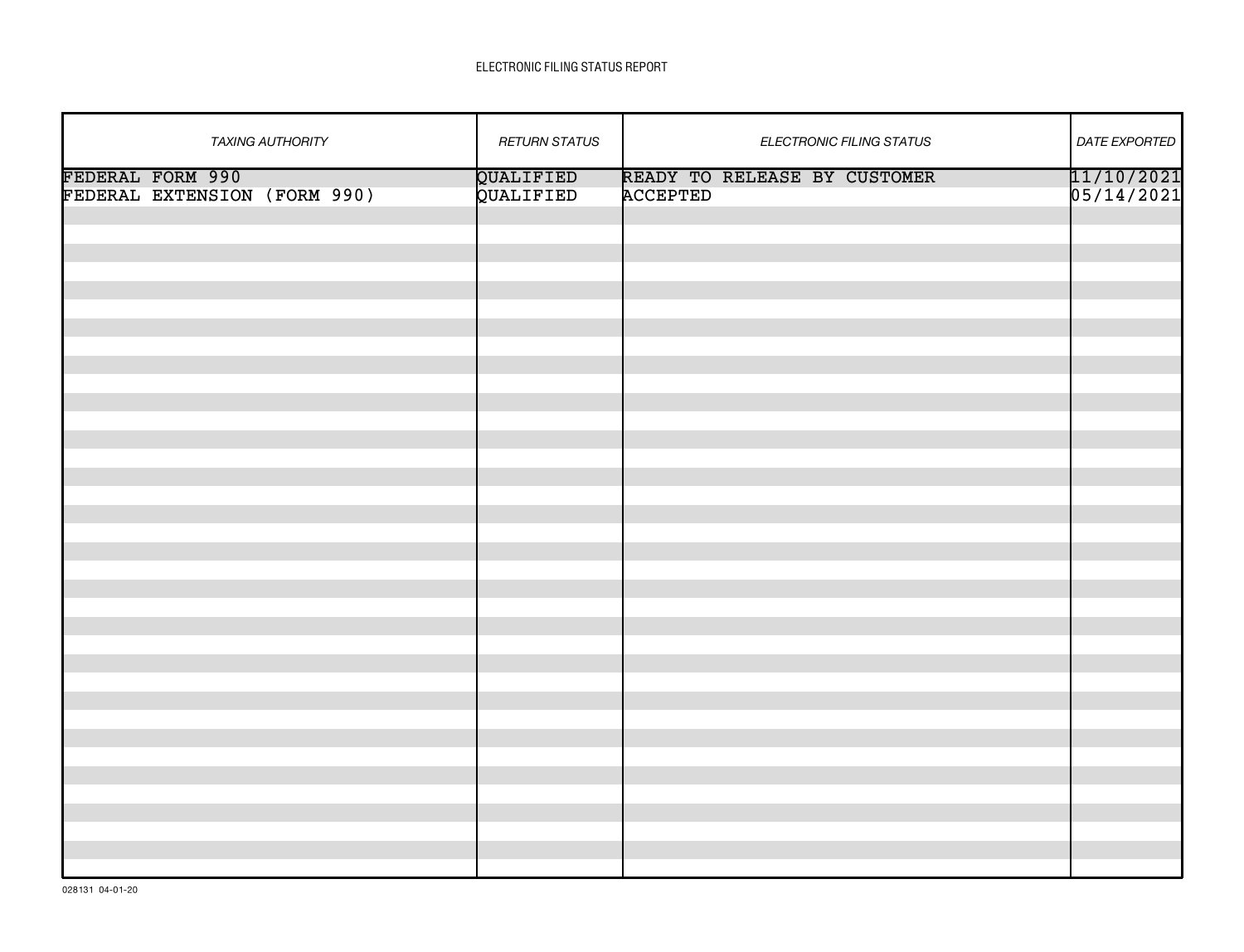# ELECTRONIC FILING STATUS REPORT

| TAXING AUTHORITY | RETURN STATUS | ELECTRONIC FILING STATUS | DATE EXPORTED |
| --- | --- | --- | --- |
| FEDERAL FORM 990 | QUALIFIED | READY TO RELEASE BY CUSTOMER | 11/10/2021 |
| FEDERAL EXTENSION (FORM 990) | QUALIFIED | ACCEPTED | 05/14/2021 |

028131 04-01-20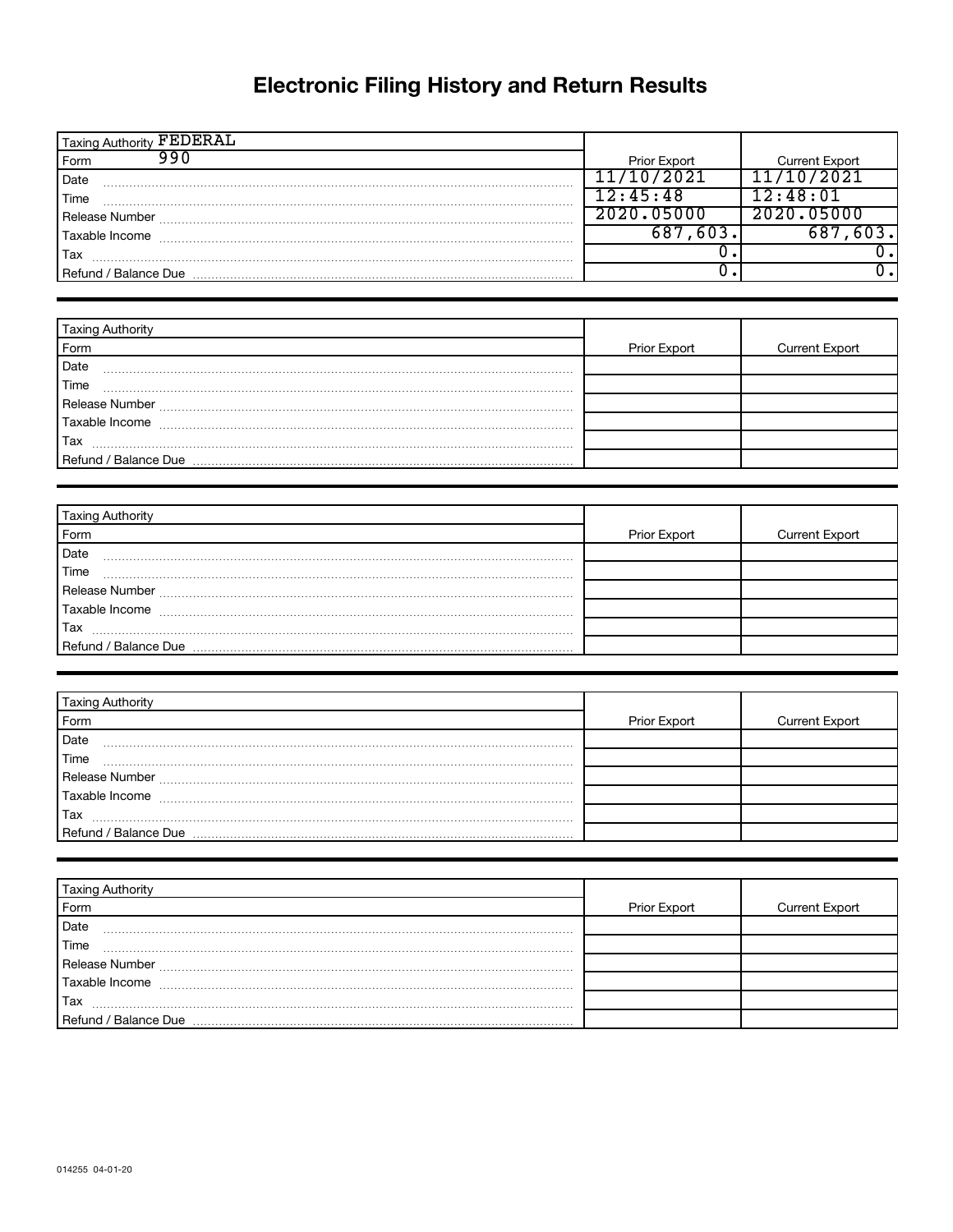# Electronic Filing History and Return Results

| Taxing Authority FEDERAL | | |
|---|---|---|
| Form 990 | Prior Export | Current Export |
| Date | 11/10/2021 | 11/10/2021 |
| Time | 12:45:48 | 12:48:01 |
| Release Number | 2020.05000 | 2020.05000 |
| Taxable Income | 687,603. | 687,603. |
| Tax | 0. | 0. |
| Refund / Balance Due | 0. | 0. |

| Taxing Authority | | |
|---|---|---|
| Form | Prior Export | Current Export |
| Date | | |
| Time | | |
| Release Number | | |
| Taxable Income | | |
| Tax | | |
| Refund / Balance Due | | |

| Taxing Authority | | |
|---|---|---|
| Form | Prior Export | Current Export |
| Date | | |
| Time | | |
| Release Number | | |
| Taxable Income | | |
| Tax | | |
| Refund / Balance Due | | |

| Taxing Authority | | |
|---|---|---|
| Form | Prior Export | Current Export |
| Date | | |
| Time | | |
| Release Number | | |
| Taxable Income | | |
| Tax | | |
| Refund / Balance Due | | |

| Taxing Authority | | |
|---|---|---|
| Form | Prior Export | Current Export |
| Date | | |
| Time | | |
| Release Number | | |
| Taxable Income | | |
| Tax | | |
| Refund / Balance Due | | |

014255 04-01-20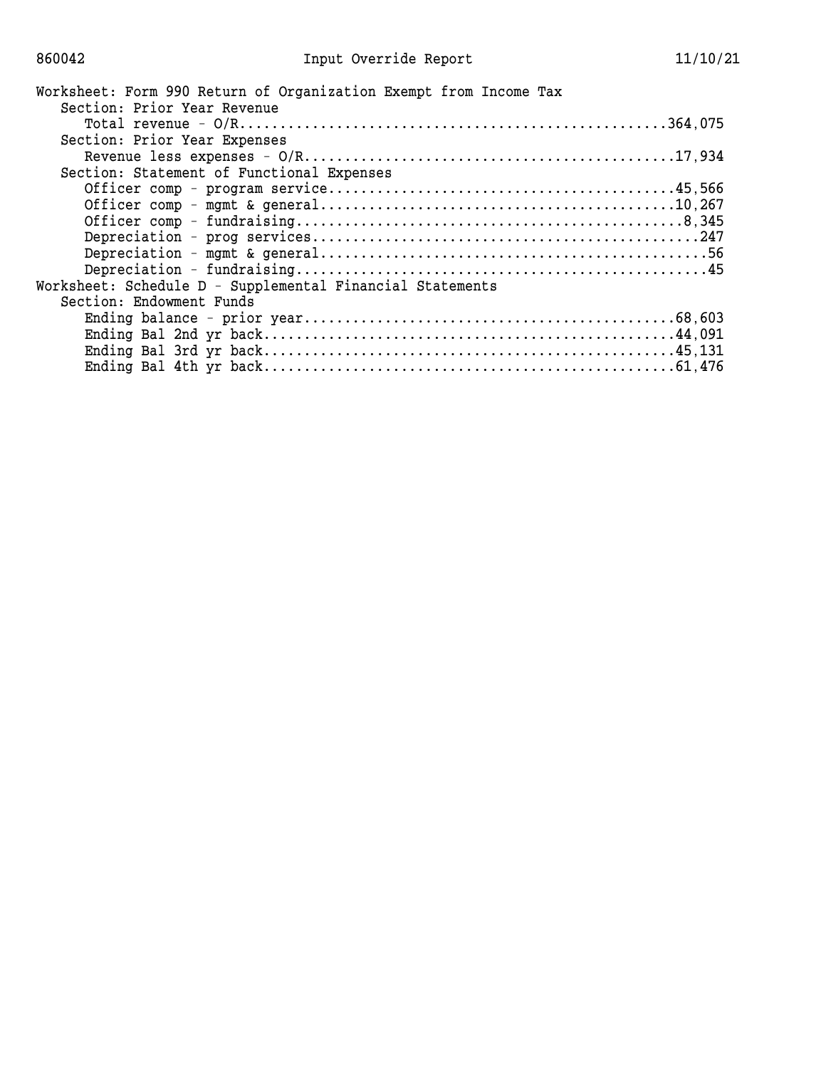# Input Override Report

860042 — 11/10/21

## Worksheet: Form 990 Return of Organization Exempt from Income Tax

### Section: Prior Year Revenue

| Item | Amount |
|---|---|
| Total revenue - O/R | 364,075 |

### Section: Prior Year Expenses

| Item | Amount |
|---|---|
| Revenue less expenses - O/R | 17,934 |

### Section: Statement of Functional Expenses

| Item | Amount |
|---|---|
| Officer comp - program service | 45,566 |
| Officer comp - mgmt & general | 10,267 |
| Officer comp - fundraising | 8,345 |
| Depreciation - prog services | 247 |
| Depreciation - mgmt & general | 56 |
| Depreciation - fundraising | 45 |

## Worksheet: Schedule D - Supplemental Financial Statements

### Section: Endowment Funds

| Item | Amount |
|---|---|
| Ending balance - prior year | 68,603 |
| Ending Bal 2nd yr back | 44,091 |
| Ending Bal 3rd yr back | 45,131 |
| Ending Bal 4th yr back | 61,476 |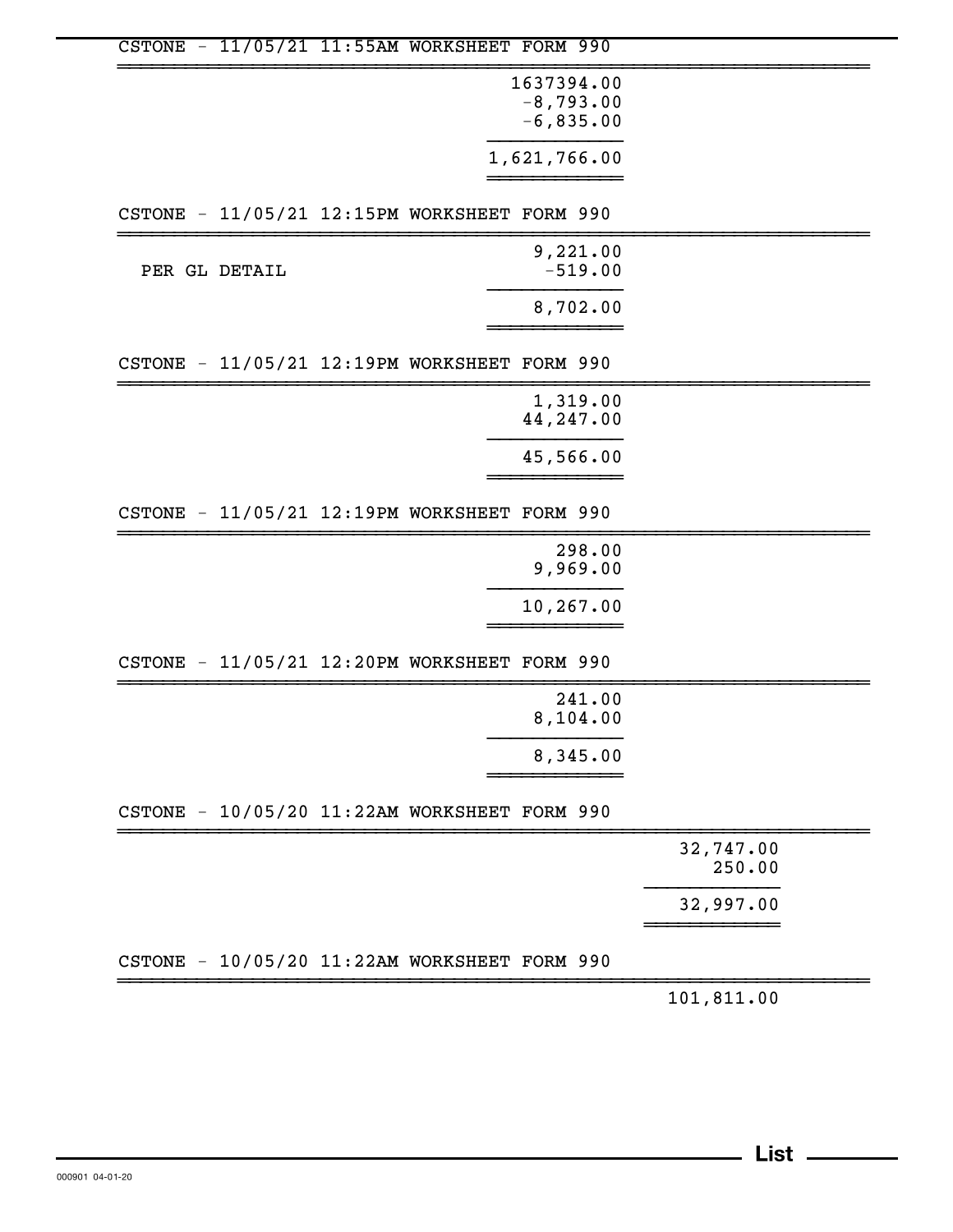CSTONE - 11/05/21 11:55AM WORKSHEET FORM 990

| | |
|---|---|
| | 1637394.00 |
| | -8,793.00 |
| | -6,835.00 |
| | 1,621,766.00 |

CSTONE - 11/05/21 12:15PM WORKSHEET FORM 990

| | |
|---|---|
| | 9,221.00 |
| PER GL DETAIL | -519.00 |
| | 8,702.00 |

CSTONE - 11/05/21 12:19PM WORKSHEET FORM 990

| | |
|---|---|
| | 1,319.00 |
| | 44,247.00 |
| | 45,566.00 |

CSTONE - 11/05/21 12:19PM WORKSHEET FORM 990

| | |
|---|---|
| | 298.00 |
| | 9,969.00 |
| | 10,267.00 |

CSTONE - 11/05/21 12:20PM WORKSHEET FORM 990

| | |
|---|---|
| | 241.00 |
| | 8,104.00 |
| | 8,345.00 |

CSTONE - 10/05/20 11:22AM WORKSHEET FORM 990

| | | |
|---|---|---|
| | | 32,747.00 |
| | | 250.00 |
| | | 32,997.00 |

CSTONE - 10/05/20 11:22AM WORKSHEET FORM 990

| | | |
|---|---|---|
| | | 101,811.00 |

List

000901 04-01-20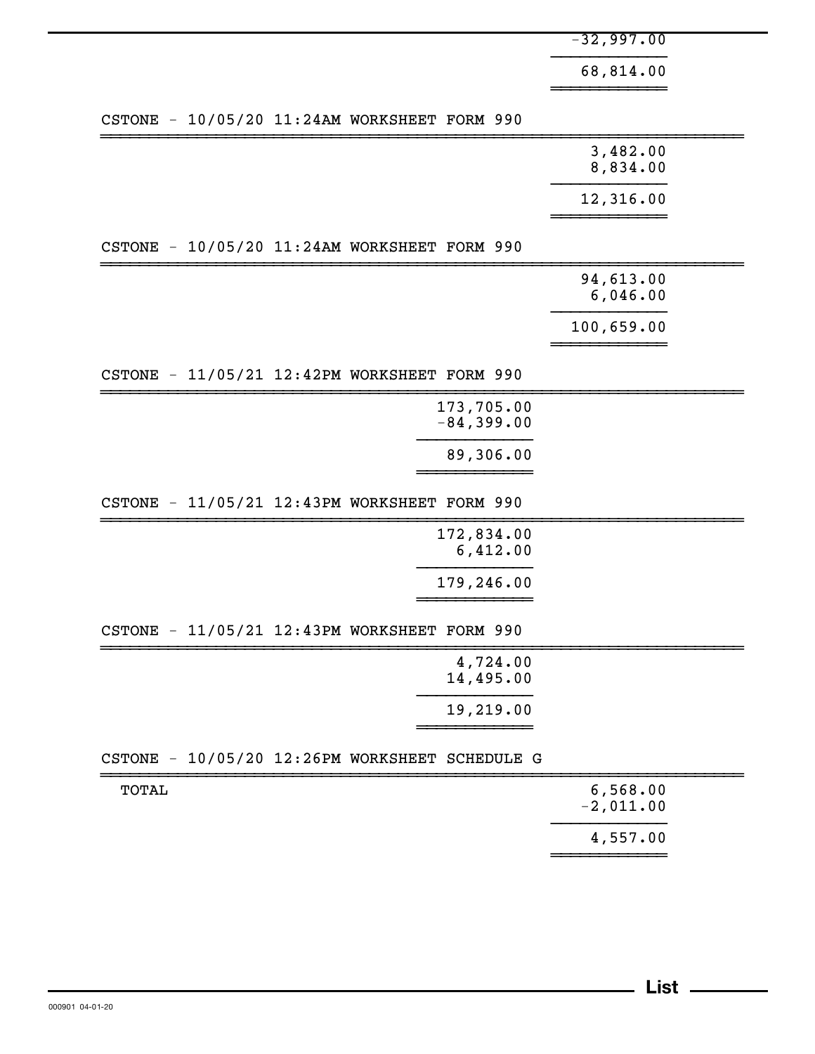| |
|---:|
| -32,997.00 |
| 68,814.00 |

CSTONE - 10/05/20 11:24AM WORKSHEET FORM 990

| |
|---:|
| 3,482.00 |
| 8,834.00 |
| 12,316.00 |

CSTONE - 10/05/20 11:24AM WORKSHEET FORM 990

| |
|---:|
| 94,613.00 |
| 6,046.00 |
| 100,659.00 |

CSTONE - 11/05/21 12:42PM WORKSHEET FORM 990

| |
|---:|
| 173,705.00 |
| -84,399.00 |
| 89,306.00 |

CSTONE - 11/05/21 12:43PM WORKSHEET FORM 990

| |
|---:|
| 172,834.00 |
| 6,412.00 |
| 179,246.00 |

CSTONE - 11/05/21 12:43PM WORKSHEET FORM 990

| |
|---:|
| 4,724.00 |
| 14,495.00 |
| 19,219.00 |

CSTONE - 10/05/20 12:26PM WORKSHEET SCHEDULE G

| | |
|---|---:|
| TOTAL | 6,568.00 |
| | -2,011.00 |
| | 4,557.00 |

List

000901 04-01-20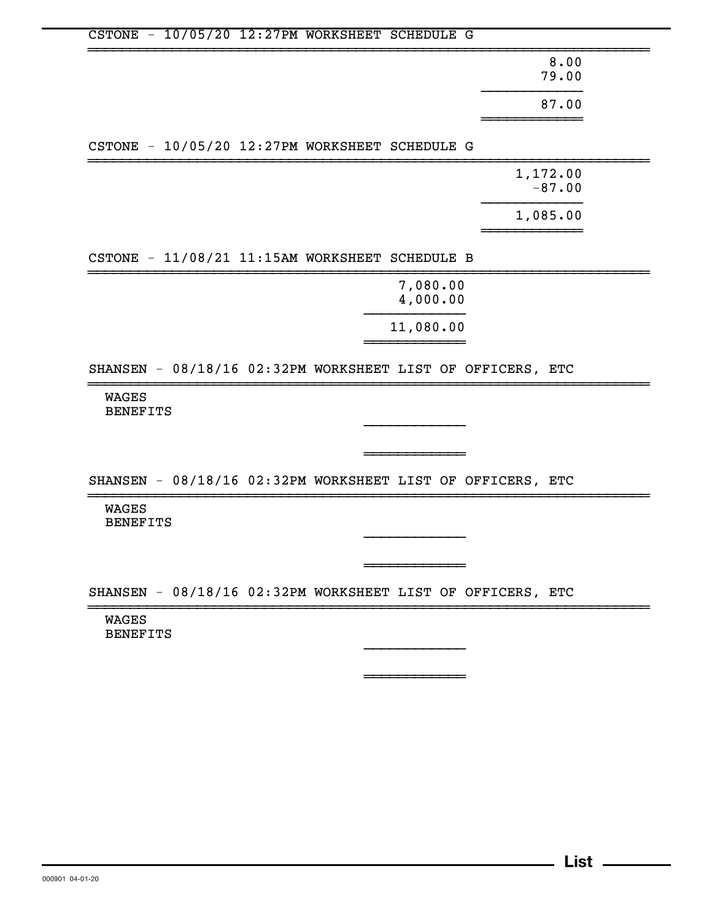CSTONE - 10/05/20 12:27PM WORKSHEET SCHEDULE G

| |
|---:|
| 8.00 |
| 79.00 |
| 87.00 |

CSTONE - 10/05/20 12:27PM WORKSHEET SCHEDULE G

| |
|---:|
| 1,172.00 |
| -87.00 |
| 1,085.00 |

CSTONE - 11/08/21 11:15AM WORKSHEET SCHEDULE B

| |
|---:|
| 7,080.00 |
| 4,000.00 |
| 11,080.00 |

SHANSEN - 08/18/16 02:32PM WORKSHEET LIST OF OFFICERS, ETC

WAGES
BENEFITS

SHANSEN - 08/18/16 02:32PM WORKSHEET LIST OF OFFICERS, ETC

WAGES
BENEFITS

SHANSEN - 08/18/16 02:32PM WORKSHEET LIST OF OFFICERS, ETC

WAGES
BENEFITS

000901 04-01-20

List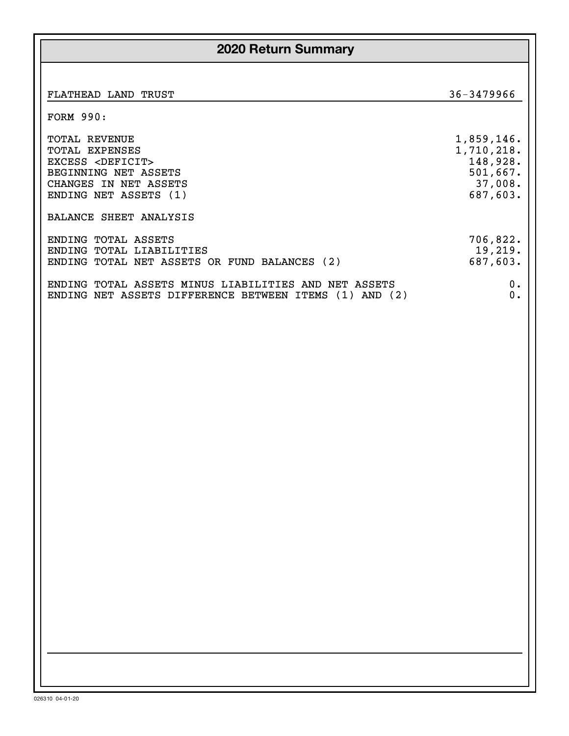# 2020 Return Summary

| FLATHEAD LAND TRUST | 36-3479966 |
|---|---|

FORM 990:

| | |
|---|---|
| TOTAL REVENUE | 1,859,146. |
| TOTAL EXPENSES | 1,710,218. |
| EXCESS <DEFICIT> | 148,928. |
| BEGINNING NET ASSETS | 501,667. |
| CHANGES IN NET ASSETS | 37,008. |
| ENDING NET ASSETS (1) | 687,603. |

BALANCE SHEET ANALYSIS

| | |
|---|---|
| ENDING TOTAL ASSETS | 706,822. |
| ENDING TOTAL LIABILITIES | 19,219. |
| ENDING TOTAL NET ASSETS OR FUND BALANCES (2) | 687,603. |
| ENDING TOTAL ASSETS MINUS LIABILITIES AND NET ASSETS | 0. |
| ENDING NET ASSETS DIFFERENCE BETWEEN ITEMS (1) AND (2) | 0. |

026310 04-01-20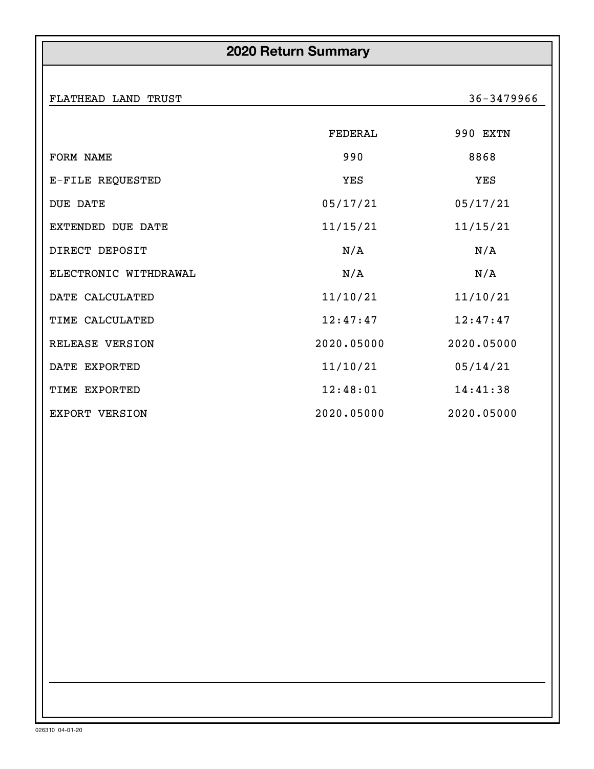# 2020 Return Summary

FLATHEAD LAND TRUST 36-3479966

| | FEDERAL | 990 EXTN |
|---|---|---|
| FORM NAME | 990 | 8868 |
| E-FILE REQUESTED | YES | YES |
| DUE DATE | 05/17/21 | 05/17/21 |
| EXTENDED DUE DATE | 11/15/21 | 11/15/21 |
| DIRECT DEPOSIT | N/A | N/A |
| ELECTRONIC WITHDRAWAL | N/A | N/A |
| DATE CALCULATED | 11/10/21 | 11/10/21 |
| TIME CALCULATED | 12:47:47 | 12:47:47 |
| RELEASE VERSION | 2020.05000 | 2020.05000 |
| DATE EXPORTED | 11/10/21 | 05/14/21 |
| TIME EXPORTED | 12:48:01 | 14:41:38 |
| EXPORT VERSION | 2020.05000 | 2020.05000 |

026310 04-01-20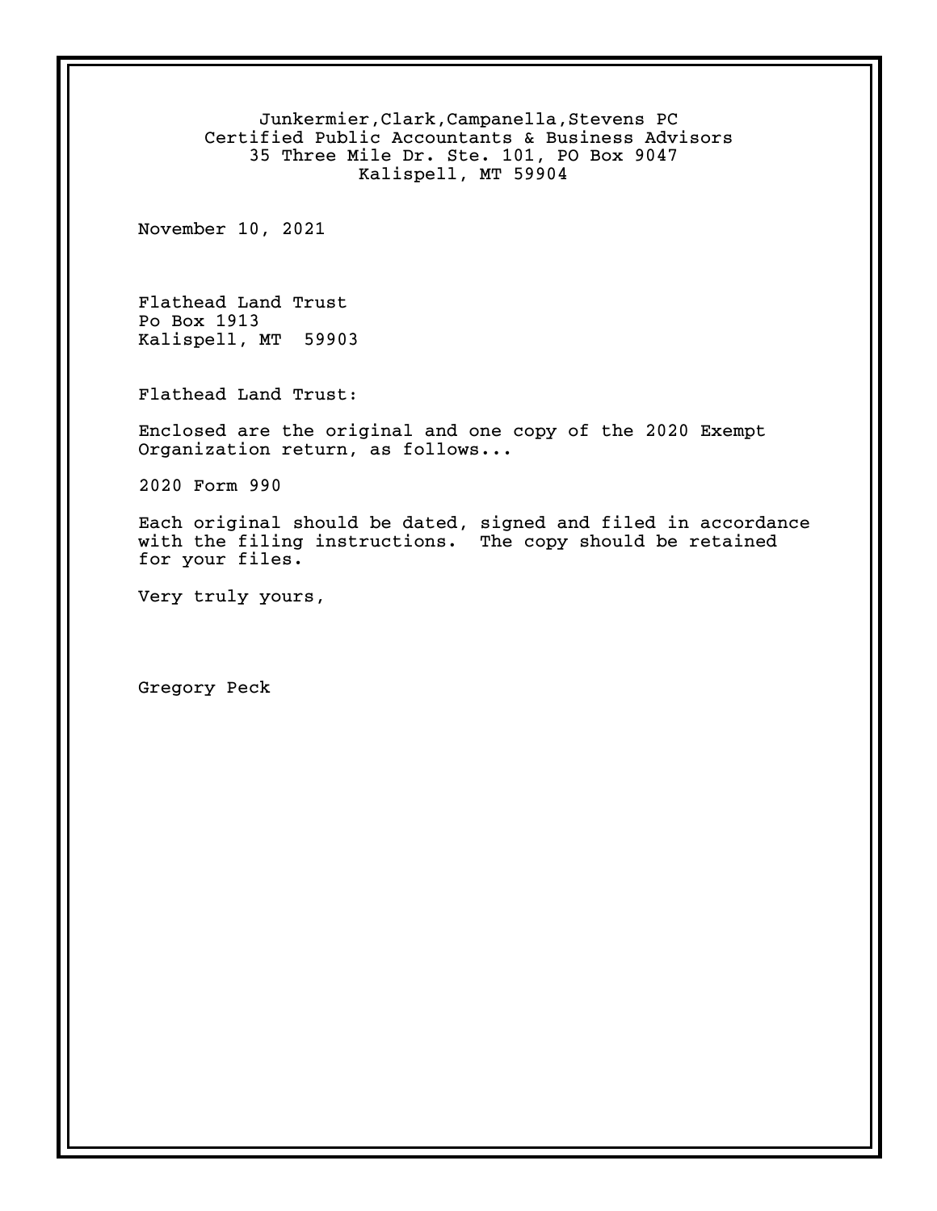Junkermier,Clark,Campanella,Stevens PC
Certified Public Accountants & Business Advisors
35 Three Mile Dr. Ste. 101, PO Box 9047
Kalispell, MT 59904

November 10, 2021

Flathead Land Trust
Po Box 1913
Kalispell, MT 59903

Flathead Land Trust:

Enclosed are the original and one copy of the 2020 Exempt Organization return, as follows...

2020 Form 990

Each original should be dated, signed and filed in accordance with the filing instructions. The copy should be retained for your files.

Very truly yours,

Gregory Peck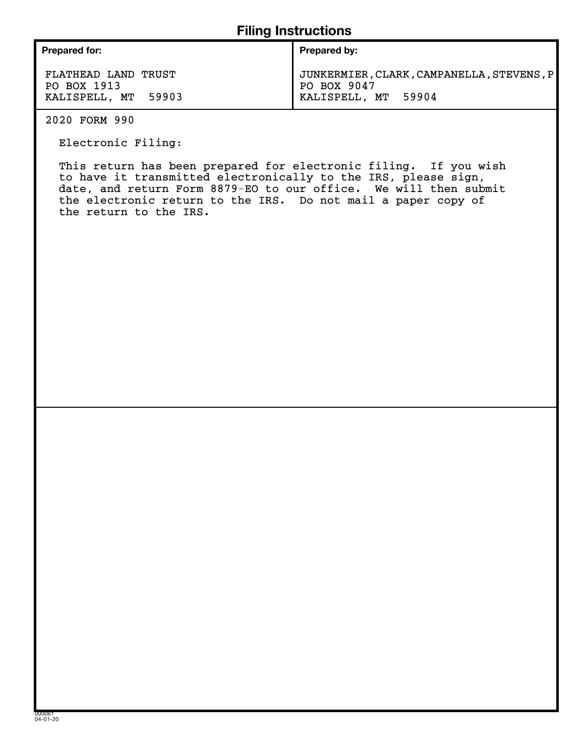# Filing Instructions

| Prepared for: | Prepared by: |
|---|---|
| FLATHEAD LAND TRUST<br>PO BOX 1913<br>KALISPELL, MT 59903 | JUNKERMIER,CLARK,CAMPANELLA,STEVENS,P<br>PO BOX 9047<br>KALISPELL, MT 59904 |

2020 FORM 990

Electronic Filing:

This return has been prepared for electronic filing. If you wish to have it transmitted electronically to the IRS, please sign, date, and return Form 8879-EO to our office. We will then submit the electronic return to the IRS. Do not mail a paper copy of the return to the IRS.

000061
04-01-20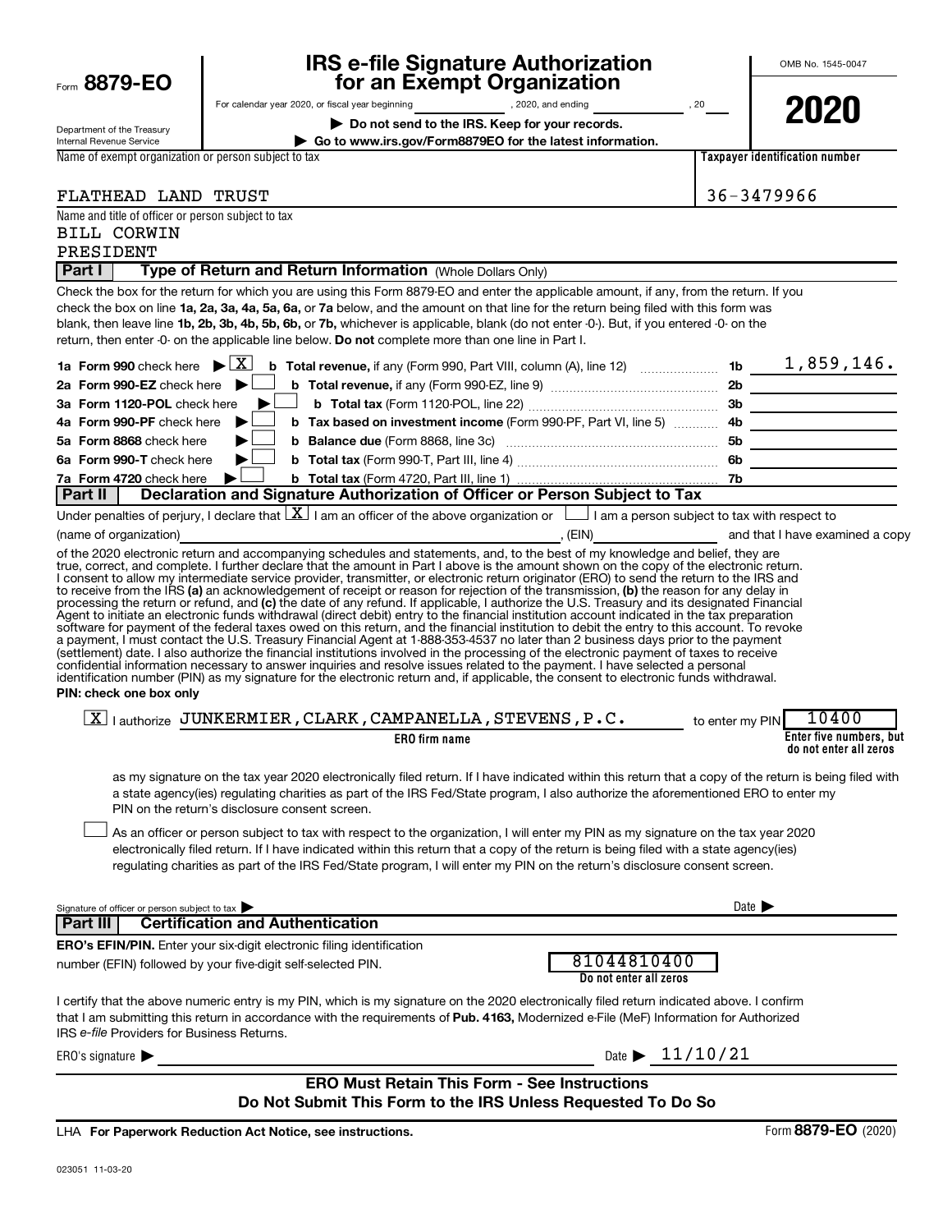Form **8879-EO**

Department of the Treasury
Internal Revenue Service

# IRS e-file Signature Authorization for an Exempt Organization

For calendar year 2020, or fiscal year beginning \_\_\_\_\_\_\_\_, 2020, and ending \_\_\_\_\_\_\_\_, 20\_\_

▶ **Do not send to the IRS. Keep for your records.**

▶ **Go to www.irs.gov/Form8879EO for the latest information.**

OMB No. 1545-0047

**2020**

| Name of exempt organization or person subject to tax | Taxpayer identification number |
|---|---|
| FLATHEAD LAND TRUST | 36-3479966 |

Name and title of officer or person subject to tax
BILL CORWIN
PRESIDENT

## Part I Type of Return and Return Information (Whole Dollars Only)

Check the box for the return for which you are using this Form 8879-EO and enter the applicable amount, if any, from the return. If you check the box on line **1a, 2a, 3a, 4a, 5a, 6a,** or **7a** below, and the amount on that line for the return being filed with this form was blank, then leave line **1b, 2b, 3b, 4b, 5b, 6b,** or **7b,** whichever is applicable, blank (do not enter -0-). But, if you entered -0- on the return, then enter -0- on the applicable line below. **Do not** complete more than one line in Part I.

| | | | |
|---|---|---|---|
| **1a Form 990** check here ▶ [X] | **b Total revenue,** if any (Form 990, Part VIII, column (A), line 12) | 1b | 1,859,146. |
| **2a Form 990-EZ** check here ▶ [ ] | **b Total revenue,** if any (Form 990-EZ, line 9) | 2b | |
| **3a Form 1120-POL** check here ▶ [ ] | **b Total tax** (Form 1120-POL, line 22) | 3b | |
| **4a Form 990-PF** check here ▶ [ ] | **b Tax based on investment income** (Form 990-PF, Part VI, line 5) | 4b | |
| **5a Form 8868** check here ▶ [ ] | **b Balance due** (Form 8868, line 3c) | 5b | |
| **6a Form 990-T** check here ▶ [ ] | **b Total tax** (Form 990-T, Part III, line 4) | 6b | |
| **7a Form 4720** check here ▶ [ ] | **b Total tax** (Form 4720, Part III, line 1) | 7b | |

## Part II Declaration and Signature Authorization of Officer or Person Subject to Tax

Under penalties of perjury, I declare that [X] I am an officer of the above organization or [ ] I am a person subject to tax with respect to (name of organization) \_\_\_\_\_\_\_\_, (EIN) \_\_\_\_\_\_\_\_ and that I have examined a copy of the 2020 electronic return and accompanying schedules and statements, and, to the best of my knowledge and belief, they are true, correct, and complete. I further declare that the amount in Part I above is the amount shown on the copy of the electronic return. I consent to allow my intermediate service provider, transmitter, or electronic return originator (ERO) to send the return to the IRS and to receive from the IRS **(a)** an acknowledgement of receipt or reason for rejection of the transmission, **(b)** the reason for any delay in processing the return or refund, and **(c)** the date of any refund. If applicable, I authorize the U.S. Treasury and its designated Financial Agent to initiate an electronic funds withdrawal (direct debit) entry to the financial institution account indicated in the tax preparation software for payment of the federal taxes owed on this return, and the financial institution to debit the entry to this account. To revoke a payment, I must contact the U.S. Treasury Financial Agent at 1-888-353-4537 no later than 2 business days prior to the payment (settlement) date. I also authorize the financial institutions involved in the processing of the electronic payment of taxes to receive confidential information necessary to answer inquiries and resolve issues related to the payment. I have selected a personal identification number (PIN) as my signature for the electronic return and, if applicable, the consent to electronic funds withdrawal.

**PIN: check one box only**

[X] I authorize JUNKERMIER,CLARK,CAMPANELLA,STEVENS,P.C. (ERO firm name) to enter my PIN 10400 (Enter five numbers, but do not enter all zeros)

as my signature on the tax year 2020 electronically filed return. If I have indicated within this return that a copy of the return is being filed with a state agency(ies) regulating charities as part of the IRS Fed/State program, I also authorize the aforementioned ERO to enter my PIN on the return's disclosure consent screen.

[ ] As an officer or person subject to tax with respect to the organization, I will enter my PIN as my signature on the tax year 2020 electronically filed return. If I have indicated within this return that a copy of the return is being filed with a state agency(ies) regulating charities as part of the IRS Fed/State program, I will enter my PIN on the return's disclosure consent screen.

Signature of officer or person subject to tax ▶ \_\_\_\_\_\_\_\_ Date ▶ \_\_\_\_\_\_\_\_

## Part III Certification and Authentication

**ERO's EFIN/PIN.** Enter your six-digit electronic filing identification number (EFIN) followed by your five-digit self-selected PIN. 81044810400 (Do not enter all zeros)

I certify that the above numeric entry is my PIN, which is my signature on the 2020 electronically filed return indicated above. I confirm that I am submitting this return in accordance with the requirements of **Pub. 4163,** Modernized e-File (MeF) Information for Authorized IRS *e-file* Providers for Business Returns.

ERO's signature ▶ \_\_\_\_\_\_\_\_ Date ▶ 11/10/21

**ERO Must Retain This Form - See Instructions**
**Do Not Submit This Form to the IRS Unless Requested To Do So**

LHA **For Paperwork Reduction Act Notice, see instructions.** Form **8879-EO** (2020)

023051 11-03-20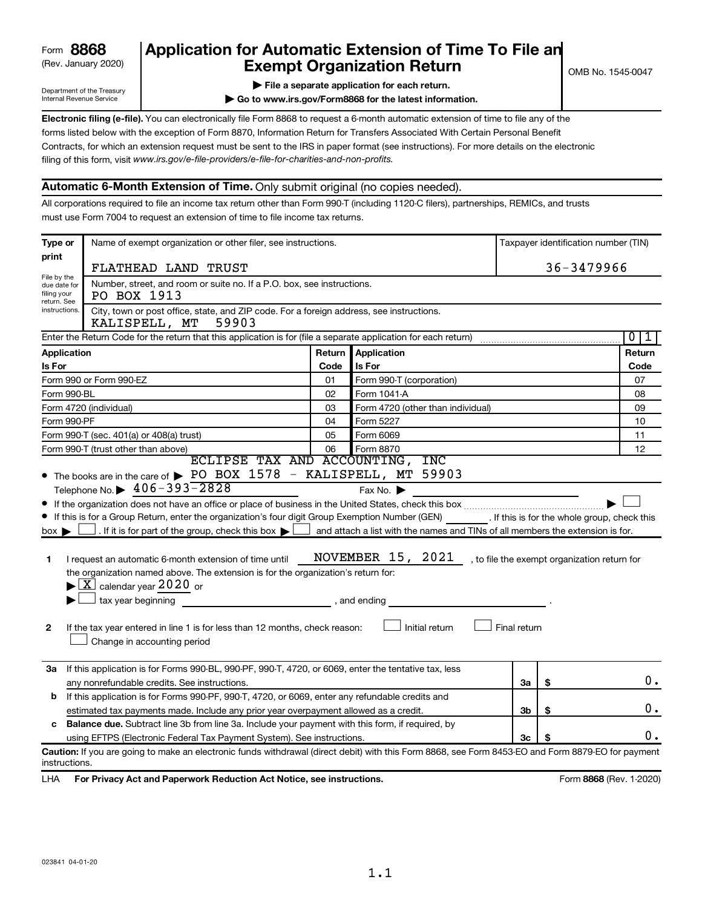Form **8868**
(Rev. January 2020)

Department of the Treasury
Internal Revenue Service

# Application for Automatic Extension of Time To File an Exempt Organization Return

OMB No. 1545-0047

▶ **File a separate application for each return.**

▶ **Go to www.irs.gov/Form8868 for the latest information.**

**Electronic filing (e-file).** You can electronically file Form 8868 to request a 6-month automatic extension of time to file any of the forms listed below with the exception of Form 8870, Information Return for Transfers Associated With Certain Personal Benefit Contracts, for which an extension request must be sent to the IRS in paper format (see instructions). For more details on the electronic filing of this form, visit *www.irs.gov/e-file-providers/e-file-for-charities-and-non-profits.*

## Automatic 6-Month Extension of Time. Only submit original (no copies needed).

All corporations required to file an income tax return other than Form 990-T (including 1120-C filers), partnerships, REMICs, and trusts must use Form 7004 to request an extension of time to file income tax returns.

**Type or print**

File by the due date for filing your return. See instructions.

Name of exempt organization or other filer, see instructions: FLATHEAD LAND TRUST

Taxpayer identification number (TIN): 36-3479966

Number, street, and room or suite no. If a P.O. box, see instructions: PO BOX 1913

City, town or post office, state, and ZIP code. For a foreign address, see instructions: KALISPELL, MT 59903

Enter the Return Code for the return that this application is for (file a separate application for each return): 0 1

| Application Is For | Return Code | Application Is For | Return Code |
|---|---|---|---|
| Form 990 or Form 990-EZ | 01 | Form 990-T (corporation) | 07 |
| Form 990-BL | 02 | Form 1041-A | 08 |
| Form 4720 (individual) | 03 | Form 4720 (other than individual) | 09 |
| Form 990-PF | 04 | Form 5227 | 10 |
| Form 990-T (sec. 401(a) or 408(a) trust) | 05 | Form 6069 | 11 |
| Form 990-T (trust other than above) | 06 | Form 8870 | 12 |

- The books are in the care of ▶ ECLIPSE TAX AND ACCOUNTING, INC PO BOX 1578 - KALISPELL, MT 59903
  Telephone No. ▶ 406-393-2828 Fax No. ▶
- If the organization does not have an office or place of business in the United States, check this box ▶ ☐
- If this is for a Group Return, enter the organization's four digit Group Exemption Number (GEN) ______. If this is for the whole group, check this box ▶ ☐. If it is for part of the group, check this box ▶ ☐ and attach a list with the names and TINs of all members the extension is for.

**1** I request an automatic 6-month extension of time until NOVEMBER 15, 2021, to file the exempt organization return for the organization named above. The extension is for the organization's return for:
▶ ☒ calendar year 2020 or
▶ ☐ tax year beginning ______, and ending ______.

**2** If the tax year entered in line 1 is for less than 12 months, check reason: ☐ Initial return ☐ Final return ☐ Change in accounting period

| | | | |
|---|---|---|---|
| **3a** | If this application is for Forms 990-BL, 990-PF, 990-T, 4720, or 6069, enter the tentative tax, less any nonrefundable credits. See instructions. | 3a | $ 0. |
| **b** | If this application is for Forms 990-PF, 990-T, 4720, or 6069, enter any refundable credits and estimated tax payments made. Include any prior year overpayment allowed as a credit. | 3b | $ 0. |
| **c** | **Balance due.** Subtract line 3b from line 3a. Include your payment with this form, if required, by using EFTPS (Electronic Federal Tax Payment System). See instructions. | 3c | $ 0. |

**Caution:** If you are going to make an electronic funds withdrawal (direct debit) with this Form 8868, see Form 8453-EO and Form 8879-EO for payment instructions.

LHA **For Privacy Act and Paperwork Reduction Act Notice, see instructions.** Form **8868** (Rev. 1-2020)

023841 04-01-20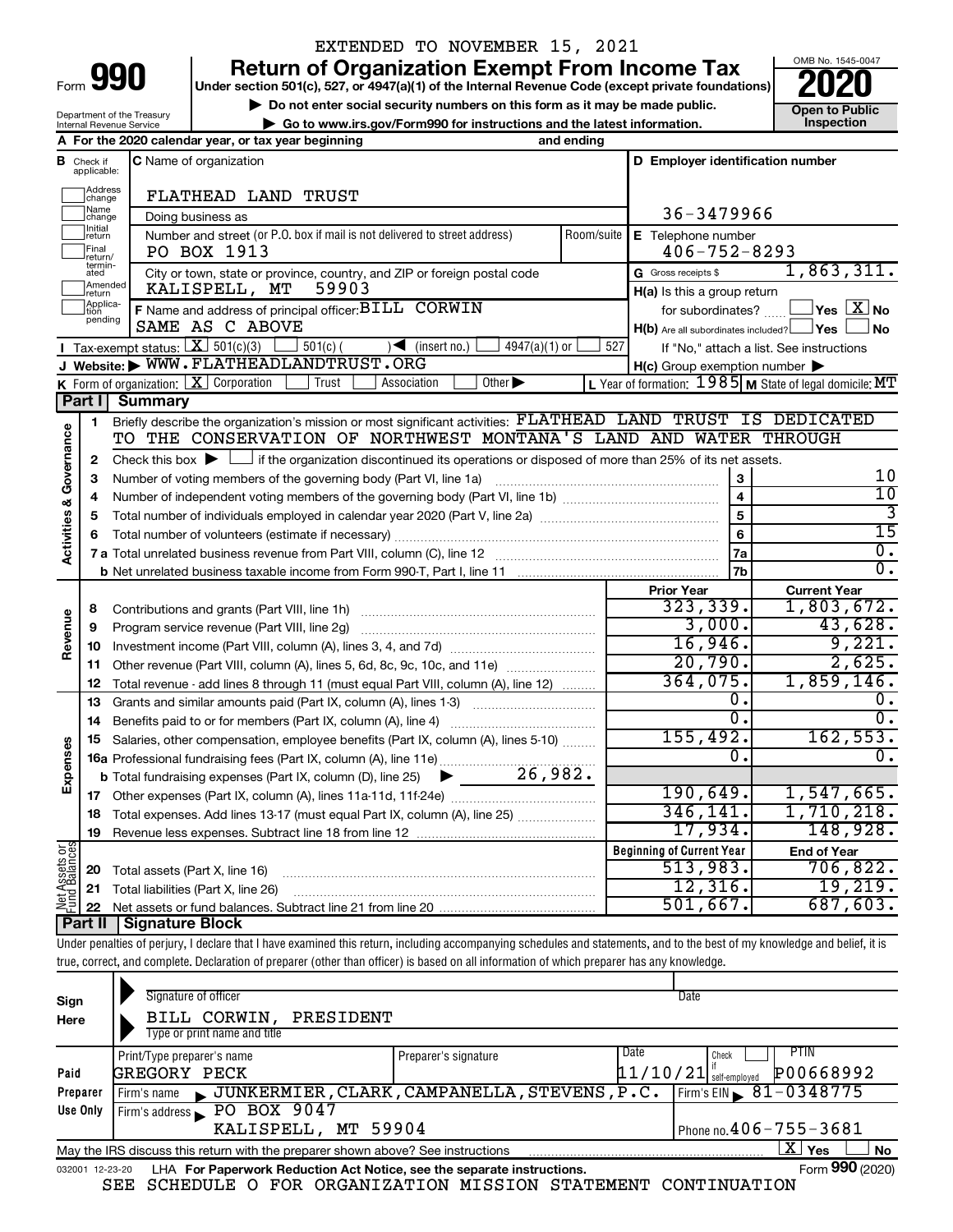EXTENDED TO NOVEMBER 15, 2021

# Form 990 — Return of Organization Exempt From Income Tax (2020)

Under section 501(c), 527, or 4947(a)(1) of the Internal Revenue Code (except private foundations)

▶ Do not enter social security numbers on this form as it may be made public.

▶ Go to www.irs.gov/Form990 for instructions and the latest information.

OMB No. 1545-0047 | **Open to Public Inspection**

Department of the Treasury, Internal Revenue Service

**A** For the 2020 calendar year, or tax year beginning _______ and ending _______

**B** Check if applicable: Address change ☐, Name change ☐, Initial return ☐, Final return/terminated ☐, Amended return ☐, Application pending ☐

**C** Name of organization: FLATHEAD LAND TRUST

Doing business as

Number and street (or P.O. box if mail is not delivered to street address): PO BOX 1913 | Room/suite

City or town, state or province, country, and ZIP or foreign postal code: KALISPELL, MT 59903

**D** Employer identification number: 36-3479966

**E** Telephone number: 406-752-8293

**G** Gross receipts $ 1,863,311.

**F** Name and address of principal officer: BILL CORWIN, SAME AS C ABOVE

**H(a)** Is this a group return for subordinates? ☐ Yes ☒ No

**H(b)** Are all subordinates included? ☐ Yes ☐ No — If "No," attach a list. See instructions

**H(c)** Group exemption number ▶

**I** Tax-exempt status: ☒ 501(c)(3) ☐ 501(c) ( ) ◀ (insert no.) ☐ 4947(a)(1) or ☐ 527

**J** Website: ▶ WWW.FLATHEADLANDTRUST.ORG

**K** Form of organization: ☒ Corporation ☐ Trust ☐ Association ☐ Other ▶

**L** Year of formation: 1985 **M** State of legal domicile: MT

## Part I Summary

**Activities & Governance**

1. Briefly describe the organization's mission or most significant activities: FLATHEAD LAND TRUST IS DEDICATED TO THE CONSERVATION OF NORTHWEST MONTANA'S LAND AND WATER THROUGH
2. Check this box ▶ ☐ if the organization discontinued its operations or disposed of more than 25% of its net assets.

| | | Line | |
|---|---|---|---|
| 3 | Number of voting members of the governing body (Part VI, line 1a) | 3 | 10 |
| 4 | Number of independent voting members of the governing body (Part VI, line 1b) | 4 | 10 |
| 5 | Total number of individuals employed in calendar year 2020 (Part V, line 2a) | 5 | 3 |
| 6 | Total number of volunteers (estimate if necessary) | 6 | 15 |
| 7a | Total unrelated business revenue from Part VIII, column (C), line 12 | 7a | 0. |
| b | Net unrelated business taxable income from Form 990-T, Part I, line 11 | 7b | 0. |

| | | Prior Year | Current Year |
|---|---|---|---|
| **Revenue** | | | |
| 8 | Contributions and grants (Part VIII, line 1h) | 323,339. | 1,803,672. |
| 9 | Program service revenue (Part VIII, line 2g) | 3,000. | 43,628. |
| 10 | Investment income (Part VIII, column (A), lines 3, 4, and 7d) | 16,946. | 9,221. |
| 11 | Other revenue (Part VIII, column (A), lines 5, 6d, 8c, 9c, 10c, and 11e) | 20,790. | 2,625. |
| 12 | Total revenue - add lines 8 through 11 (must equal Part VIII, column (A), line 12) | 364,075. | 1,859,146. |
| **Expenses** | | | |
| 13 | Grants and similar amounts paid (Part IX, column (A), lines 1-3) | 0. | 0. |
| 14 | Benefits paid to or for members (Part IX, column (A), line 4) | 0. | 0. |
| 15 | Salaries, other compensation, employee benefits (Part IX, column (A), lines 5-10) | 155,492. | 162,553. |
| 16a | Professional fundraising fees (Part IX, column (A), line 11e) | 0. | 0. |
| b | Total fundraising expenses (Part IX, column (D), line 25) ▶ 26,982. | | |
| 17 | Other expenses (Part IX, column (A), lines 11a-11d, 11f-24e) | 190,649. | 1,547,665. |
| 18 | Total expenses. Add lines 13-17 (must equal Part IX, column (A), line 25) | 346,141. | 1,710,218. |
| 19 | Revenue less expenses. Subtract line 18 from line 12 | 17,934. | 148,928. |

| **Net Assets or Fund Balances** | | Beginning of Current Year | End of Year |
|---|---|---|---|
| 20 | Total assets (Part X, line 16) | 513,983. | 706,822. |
| 21 | Total liabilities (Part X, line 26) | 12,316. | 19,219. |
| 22 | Net assets or fund balances. Subtract line 21 from line 20 | 501,667. | 687,603. |

## Part II Signature Block

Under penalties of perjury, I declare that I have examined this return, including accompanying schedules and statements, and to the best of my knowledge and belief, it is true, correct, and complete. Declaration of preparer (other than officer) is based on all information of which preparer has any knowledge.

**Sign Here**

Signature of officer _______ Date _______

BILL CORWIN, PRESIDENT
Type or print name and title

**Paid Preparer Use Only**

| Print/Type preparer's name | Preparer's signature | Date | Check ☐ if self-employed | PTIN |
|---|---|---|---|---|
| GREGORY PECK | | 11/10/21 | | P00668992 |

Firm's name ▶ JUNKERMIER, CLARK, CAMPANELLA, STEVENS, P.C. | Firm's EIN ▶ 81-0348775

Firm's address ▶ PO BOX 9047, KALISPELL, MT 59904 | Phone no. 406-755-3681

May the IRS discuss this return with the preparer shown above? See instructions ☒ Yes ☐ No

032001 12-23-20 LHA For Paperwork Reduction Act Notice, see the separate instructions. Form **990** (2020)

SEE SCHEDULE O FOR ORGANIZATION MISSION STATEMENT CONTINUATION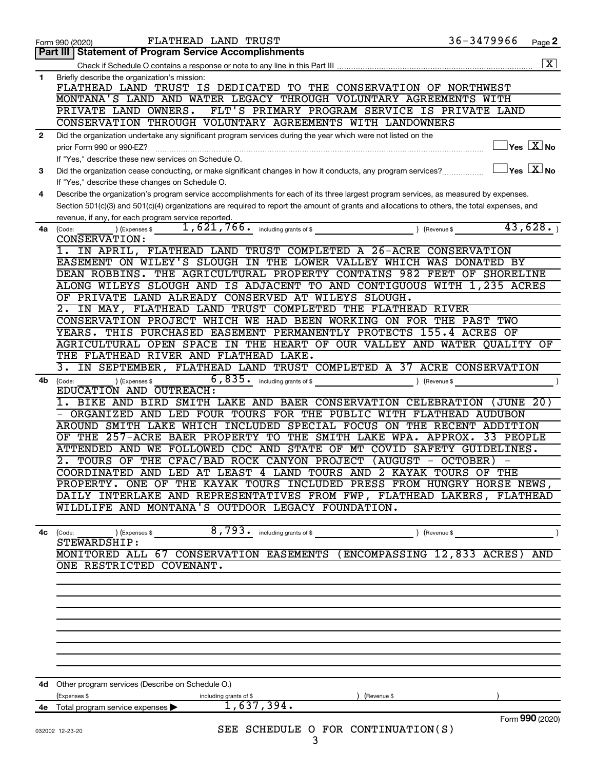Form 990 (2020) FLATHEAD LAND TRUST 36-3479966 Page **2**

## Part III | Statement of Program Service Accomplishments

Check if Schedule O contains a response or note to any line in this Part III ..... [X]

**1** Briefly describe the organization's mission:

FLATHEAD LAND TRUST IS DEDICATED TO THE CONSERVATION OF NORTHWEST MONTANA'S LAND AND WATER LEGACY THROUGH VOLUNTARY AGREEMENTS WITH PRIVATE LAND OWNERS. FLT'S PRIMARY PROGRAM SERVICE IS PRIVATE LAND CONSERVATION THROUGH VOLUNTARY AGREEMENTS WITH LANDOWNERS

**2** Did the organization undertake any significant program services during the year which were not listed on the prior Form 990 or 990-EZ? ..... [ ] Yes [X] No

If "Yes," describe these new services on Schedule O.

**3** Did the organization cease conducting, or make significant changes in how it conducts, any program services? ..... [ ] Yes [X] No

If "Yes," describe these changes on Schedule O.

**4** Describe the organization's program service accomplishments for each of its three largest program services, as measured by expenses. Section 501(c)(3) and 501(c)(4) organizations are required to report the amount of grants and allocations to others, the total expenses, and revenue, if any, for each program service reported.

**4a** (Code: ) (Expenses $ 1,621,766. including grants of $ ) (Revenue $ 43,628. )

CONSERVATION:

1. IN APRIL, FLATHEAD LAND TRUST COMPLETED A 26-ACRE CONSERVATION EASEMENT ON WILEY'S SLOUGH IN THE LOWER VALLEY WHICH WAS DONATED BY DEAN ROBBINS. THE AGRICULTURAL PROPERTY CONTAINS 982 FEET OF SHORELINE ALONG WILEYS SLOUGH AND IS ADJACENT TO AND CONTIGUOUS WITH 1,235 ACRES OF PRIVATE LAND ALREADY CONSERVED AT WILEYS SLOUGH.
2. IN MAY, FLATHEAD LAND TRUST COMPLETED THE FLATHEAD RIVER CONSERVATION PROJECT WHICH WE HAD BEEN WORKING ON FOR THE PAST TWO YEARS. THIS PURCHASED EASEMENT PERMANENTLY PROTECTS 155.4 ACRES OF AGRICULTURAL OPEN SPACE IN THE HEART OF OUR VALLEY AND WATER QUALITY OF THE FLATHEAD RIVER AND FLATHEAD LAKE.
3. IN SEPTEMBER, FLATHEAD LAND TRUST COMPLETED A 37 ACRE CONSERVATION

**4b** (Code: ) (Expenses $ 6,835. including grants of $ ) (Revenue $ )

EDUCATION AND OUTREACH:

1. BIKE AND BIRD SMITH LAKE AND BAER CONSERVATION CELEBRATION (JUNE 20) - ORGANIZED AND LED FOUR TOURS FOR THE PUBLIC WITH FLATHEAD AUDUBON AROUND SMITH LAKE WHICH INCLUDED SPECIAL FOCUS ON THE RECENT ADDITION OF THE 257-ACRE BAER PROPERTY TO THE SMITH LAKE WPA. APPROX. 33 PEOPLE ATTENDED AND WE FOLLOWED CDC AND STATE OF MT COVID SAFETY GUIDELINES.
2. TOURS OF THE CFAC/BAD ROCK CANYON PROJECT (AUGUST - OCTOBER) - COORDINATED AND LED AT LEAST 4 LAND TOURS AND 2 KAYAK TOURS OF THE PROPERTY. ONE OF THE KAYAK TOURS INCLUDED PRESS FROM HUNGRY HORSE NEWS, DAILY INTERLAKE AND REPRESENTATIVES FROM FWP, FLATHEAD LAKERS, FLATHEAD WILDLIFE AND MONTANA'S OUTDOOR LEGACY FOUNDATION.

**4c** (Code: ) (Expenses $ 8,793. including grants of $ ) (Revenue $ )

STEWARDSHIP:

MONITORED ALL 67 CONSERVATION EASEMENTS (ENCOMPASSING 12,833 ACRES) AND ONE RESTRICTED COVENANT.

**4d** Other program services (Describe on Schedule O.)

(Expenses $ including grants of $ ) (Revenue $ )

**4e** Total program service expenses ▶ 1,637,394.

Form **990** (2020)

032002 12-23-20

SEE SCHEDULE O FOR CONTINUATION(S)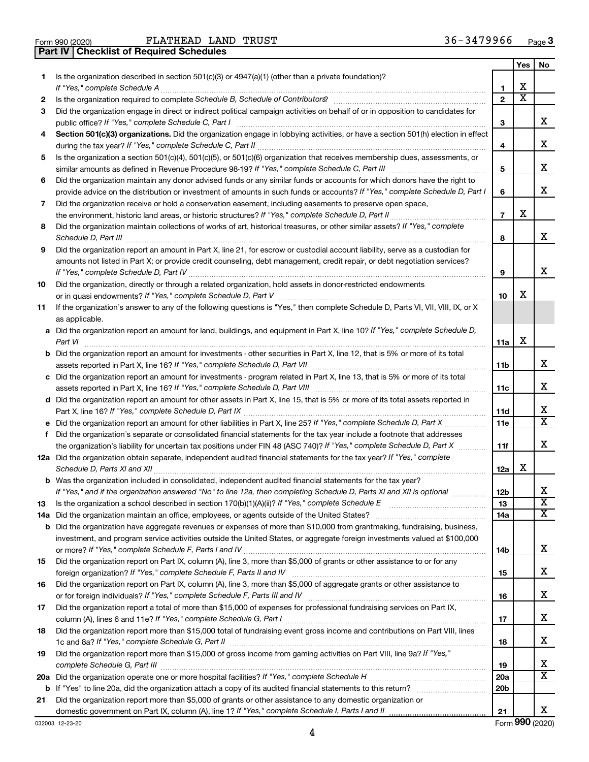Form 990 (2020) FLATHEAD LAND TRUST 36-3479966 Page 3

**Part IV | Checklist of Required Schedules**

| | | | Yes | No |
|---|---|---|---|---|
| 1 | Is the organization described in section 501(c)(3) or 4947(a)(1) (other than a private foundation)? *If "Yes," complete Schedule A* | 1 | X | |
| 2 | Is the organization required to complete *Schedule B, Schedule of Contributors*? | 2 | X | |
| 3 | Did the organization engage in direct or indirect political campaign activities on behalf of or in opposition to candidates for public office? *If "Yes," complete Schedule C, Part I* | 3 | | X |
| 4 | **Section 501(c)(3) organizations.** Did the organization engage in lobbying activities, or have a section 501(h) election in effect during the tax year? *If "Yes," complete Schedule C, Part II* | 4 | | X |
| 5 | Is the organization a section 501(c)(4), 501(c)(5), or 501(c)(6) organization that receives membership dues, assessments, or similar amounts as defined in Revenue Procedure 98-19? *If "Yes," complete Schedule C, Part III* | 5 | | X |
| 6 | Did the organization maintain any donor advised funds or any similar funds or accounts for which donors have the right to provide advice on the distribution or investment of amounts in such funds or accounts? *If "Yes," complete Schedule D, Part I* | 6 | | X |
| 7 | Did the organization receive or hold a conservation easement, including easements to preserve open space, the environment, historic land areas, or historic structures? *If "Yes," complete Schedule D, Part II* | 7 | X | |
| 8 | Did the organization maintain collections of works of art, historical treasures, or other similar assets? *If "Yes," complete Schedule D, Part III* | 8 | | X |
| 9 | Did the organization report an amount in Part X, line 21, for escrow or custodial account liability, serve as a custodian for amounts not listed in Part X; or provide credit counseling, debt management, credit repair, or debt negotiation services? *If "Yes," complete Schedule D, Part IV* | 9 | | X |
| 10 | Did the organization, directly or through a related organization, hold assets in donor-restricted endowments or in quasi endowments? *If "Yes," complete Schedule D, Part V* | 10 | X | |
| 11 | If the organization's answer to any of the following questions is "Yes," then complete Schedule D, Parts VI, VII, VIII, IX, or X as applicable. | | | |
| a | Did the organization report an amount for land, buildings, and equipment in Part X, line 10? *If "Yes," complete Schedule D, Part VI* | 11a | X | |
| b | Did the organization report an amount for investments - other securities in Part X, line 12, that is 5% or more of its total assets reported in Part X, line 16? *If "Yes," complete Schedule D, Part VII* | 11b | | X |
| c | Did the organization report an amount for investments - program related in Part X, line 13, that is 5% or more of its total assets reported in Part X, line 16? *If "Yes," complete Schedule D, Part VIII* | 11c | | X |
| d | Did the organization report an amount for other assets in Part X, line 15, that is 5% or more of its total assets reported in Part X, line 16? *If "Yes," complete Schedule D, Part IX* | 11d | | X |
| e | Did the organization report an amount for other liabilities in Part X, line 25? *If "Yes," complete Schedule D, Part X* | 11e | | X |
| f | Did the organization's separate or consolidated financial statements for the tax year include a footnote that addresses the organization's liability for uncertain tax positions under FIN 48 (ASC 740)? *If "Yes," complete Schedule D, Part X* | 11f | | X |
| 12a | Did the organization obtain separate, independent audited financial statements for the tax year? *If "Yes," complete Schedule D, Parts XI and XII* | 12a | X | |
| b | Was the organization included in consolidated, independent audited financial statements for the tax year? *If "Yes," and if the organization answered "No" to line 12a, then completing Schedule D, Parts XI and XII is optional* | 12b | | X |
| 13 | Is the organization a school described in section 170(b)(1)(A)(ii)? *If "Yes," complete Schedule E* | 13 | | X |
| 14a | Did the organization maintain an office, employees, or agents outside of the United States? | 14a | | X |
| b | Did the organization have aggregate revenues or expenses of more than $10,000 from grantmaking, fundraising, business, investment, and program service activities outside the United States, or aggregate foreign investments valued at $100,000 or more? *If "Yes," complete Schedule F, Parts I and IV* | 14b | | X |
| 15 | Did the organization report on Part IX, column (A), line 3, more than $5,000 of grants or other assistance to or for any foreign organization? *If "Yes," complete Schedule F, Parts II and IV* | 15 | | X |
| 16 | Did the organization report on Part IX, column (A), line 3, more than $5,000 of aggregate grants or other assistance to or for foreign individuals? *If "Yes," complete Schedule F, Parts III and IV* | 16 | | X |
| 17 | Did the organization report a total of more than $15,000 of expenses for professional fundraising services on Part IX, column (A), lines 6 and 11e? *If "Yes," complete Schedule G, Part I* | 17 | | X |
| 18 | Did the organization report more than $15,000 total of fundraising event gross income and contributions on Part VIII, lines 1c and 8a? *If "Yes," complete Schedule G, Part II* | 18 | | X |
| 19 | Did the organization report more than $15,000 of gross income from gaming activities on Part VIII, line 9a? *If "Yes," complete Schedule G, Part III* | 19 | | X |
| 20a | Did the organization operate one or more hospital facilities? *If "Yes," complete Schedule H* | 20a | | X |
| b | If "Yes" to line 20a, did the organization attach a copy of its audited financial statements to this return? | 20b | | |
| 21 | Did the organization report more than $5,000 of grants or other assistance to any domestic organization or domestic government on Part IX, column (A), line 1? *If "Yes," complete Schedule I, Parts I and II* | 21 | | X |

032003 12-23-20 Form **990** (2020)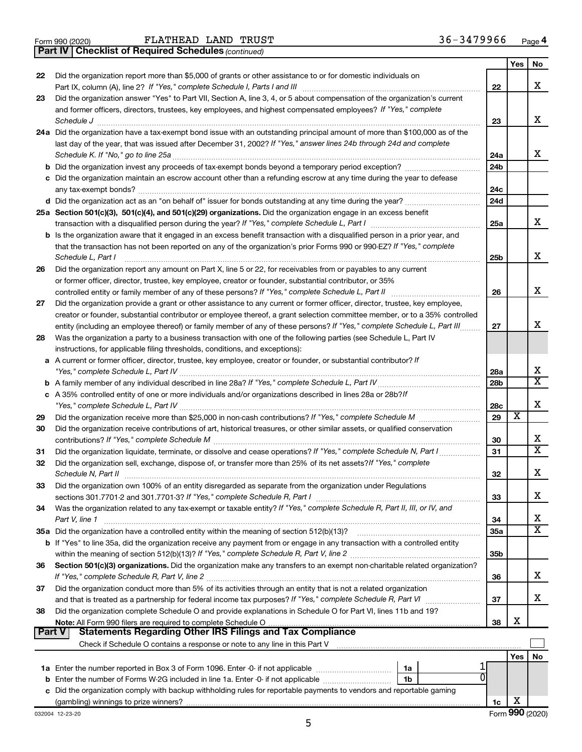Form 990 (2020) FLATHEAD LAND TRUST 36-3479966 Page 4

**Part IV | Checklist of Required Schedules** *(continued)*

| | | | Yes | No |
|---|---|---|---|---|
| 22 | Did the organization report more than $5,000 of grants or other assistance to or for domestic individuals on Part IX, column (A), line 2? *If "Yes," complete Schedule I, Parts I and III* | 22 | | X |
| 23 | Did the organization answer "Yes" to Part VII, Section A, line 3, 4, or 5 about compensation of the organization's current and former officers, directors, trustees, key employees, and highest compensated employees? *If "Yes," complete Schedule J* | 23 | | X |
| 24a | Did the organization have a tax-exempt bond issue with an outstanding principal amount of more than $100,000 as of the last day of the year, that was issued after December 31, 2002? *If "Yes," answer lines 24b through 24d and complete Schedule K. If "No," go to line 25a* | 24a | | X |
| b | Did the organization invest any proceeds of tax-exempt bonds beyond a temporary period exception? | 24b | | |
| c | Did the organization maintain an escrow account other than a refunding escrow at any time during the year to defease any tax-exempt bonds? | 24c | | |
| d | Did the organization act as an "on behalf of" issuer for bonds outstanding at any time during the year? | 24d | | |
| 25a | **Section 501(c)(3), 501(c)(4), and 501(c)(29) organizations.** Did the organization engage in an excess benefit transaction with a disqualified person during the year? *If "Yes," complete Schedule L, Part I* | 25a | | X |
| b | Is the organization aware that it engaged in an excess benefit transaction with a disqualified person in a prior year, and that the transaction has not been reported on any of the organization's prior Forms 990 or 990-EZ? *If "Yes," complete Schedule L, Part I* | 25b | | X |
| 26 | Did the organization report any amount on Part X, line 5 or 22, for receivables from or payables to any current or former officer, director, trustee, key employee, creator or founder, substantial contributor, or 35% controlled entity or family member of any of these persons? *If "Yes," complete Schedule L, Part II* | 26 | | X |
| 27 | Did the organization provide a grant or other assistance to any current or former officer, director, trustee, key employee, creator or founder, substantial contributor or employee thereof, a grant selection committee member, or to a 35% controlled entity (including an employee thereof) or family member of any of these persons? *If "Yes," complete Schedule L, Part III* | 27 | | X |
| 28 | Was the organization a party to a business transaction with one of the following parties (see Schedule L, Part IV instructions, for applicable filing thresholds, conditions, and exceptions): | | | |
| a | A current or former officer, director, trustee, key employee, creator or founder, or substantial contributor? *If "Yes," complete Schedule L, Part IV* | 28a | | X |
| b | A family member of any individual described in line 28a? *If "Yes," complete Schedule L, Part IV* | 28b | | X |
| c | A 35% controlled entity of one or more individuals and/or organizations described in lines 28a or 28b? *If "Yes," complete Schedule L, Part IV* | 28c | | X |
| 29 | Did the organization receive more than $25,000 in non-cash contributions? *If "Yes," complete Schedule M* | 29 | X | |
| 30 | Did the organization receive contributions of art, historical treasures, or other similar assets, or qualified conservation contributions? *If "Yes," complete Schedule M* | 30 | | X |
| 31 | Did the organization liquidate, terminate, or dissolve and cease operations? *If "Yes," complete Schedule N, Part I* | 31 | | X |
| 32 | Did the organization sell, exchange, dispose of, or transfer more than 25% of its net assets? *If "Yes," complete Schedule N, Part II* | 32 | | X |
| 33 | Did the organization own 100% of an entity disregarded as separate from the organization under Regulations sections 301.7701-2 and 301.7701-3? *If "Yes," complete Schedule R, Part I* | 33 | | X |
| 34 | Was the organization related to any tax-exempt or taxable entity? *If "Yes," complete Schedule R, Part II, III, or IV, and Part V, line 1* | 34 | | X |
| 35a | Did the organization have a controlled entity within the meaning of section 512(b)(13)? | 35a | | X |
| b | If "Yes" to line 35a, did the organization receive any payment from or engage in any transaction with a controlled entity within the meaning of section 512(b)(13)? *If "Yes," complete Schedule R, Part V, line 2* | 35b | | |
| 36 | **Section 501(c)(3) organizations.** Did the organization make any transfers to an exempt non-charitable related organization? *If "Yes," complete Schedule R, Part V, line 2* | 36 | | X |
| 37 | Did the organization conduct more than 5% of its activities through an entity that is not a related organization and that is treated as a partnership for federal income tax purposes? *If "Yes," complete Schedule R, Part VI* | 37 | | X |
| 38 | Did the organization complete Schedule O and provide explanations in Schedule O for Part VI, lines 11b and 19? **Note:** All Form 990 filers are required to complete Schedule O | 38 | X | |

**Part V | Statements Regarding Other IRS Filings and Tax Compliance**

Check if Schedule O contains a response or note to any line in this Part V ☐

| | | | | Yes | No |
|---|---|---|---|---|---|
| 1a | Enter the number reported in Box 3 of Form 1096. Enter -0- if not applicable | 1a | 1 | | |
| b | Enter the number of Forms W-2G included in line 1a. Enter -0- if not applicable | 1b | 0 | | |
| c | Did the organization comply with backup withholding rules for reportable payments to vendors and reportable gaming (gambling) winnings to prize winners? | 1c | | X | |

032004 12-23-20 Form **990** (2020)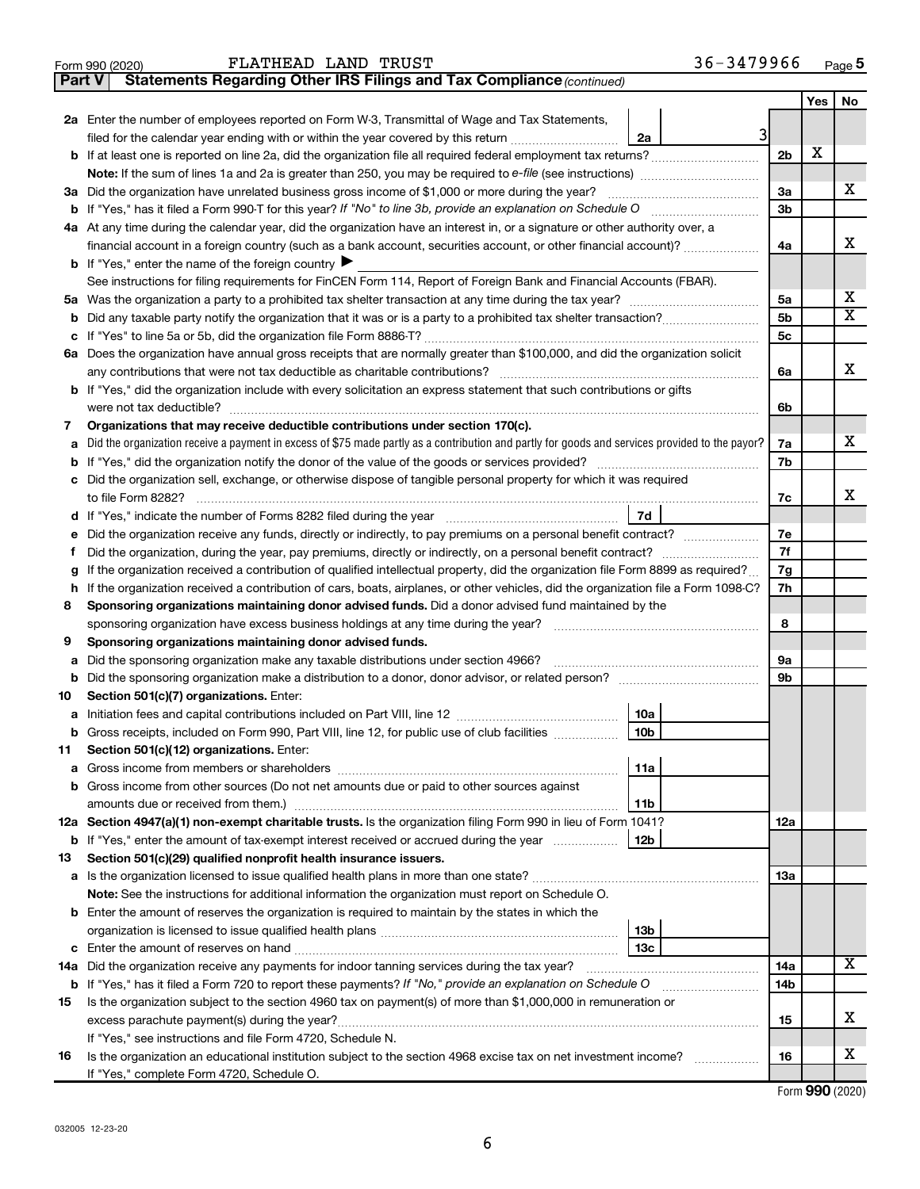Form 990 (2020) FLATHEAD LAND TRUST 36-3479966 Page **5**

**Part V** **Statements Regarding Other IRS Filings and Tax Compliance** *(continued)*

| | | | | Yes | No |
|---|---|---|---|---|---|
| **2a** | Enter the number of employees reported on Form W-3, Transmittal of Wage and Tax Statements, filed for the calendar year ending with or within the year covered by this return | 2a 3 | | | |
| **b** | If at least one is reported on line 2a, did the organization file all required federal employment tax returns? | | 2b | X | |
| | **Note:** If the sum of lines 1a and 2a is greater than 250, you may be required to *e-file* (see instructions) | | | | |
| **3a** | Did the organization have unrelated business gross income of $1,000 or more during the year? | | 3a | | X |
| **b** | If "Yes," has it filed a Form 990-T for this year? *If "No" to line 3b, provide an explanation on Schedule O* | | 3b | | |
| **4a** | At any time during the calendar year, did the organization have an interest in, or a signature or other authority over, a financial account in a foreign country (such as a bank account, securities account, or other financial account)? | | 4a | | X |
| **b** | If "Yes," enter the name of the foreign country ▶ | | | | |
| | See instructions for filing requirements for FinCEN Form 114, Report of Foreign Bank and Financial Accounts (FBAR). | | | | |
| **5a** | Was the organization a party to a prohibited tax shelter transaction at any time during the tax year? | | 5a | | X |
| **b** | Did any taxable party notify the organization that it was or is a party to a prohibited tax shelter transaction? | | 5b | | X |
| **c** | If "Yes" to line 5a or 5b, did the organization file Form 8886-T? | | 5c | | |
| **6a** | Does the organization have annual gross receipts that are normally greater than $100,000, and did the organization solicit any contributions that were not tax deductible as charitable contributions? | | 6a | | X |
| **b** | If "Yes," did the organization include with every solicitation an express statement that such contributions or gifts were not tax deductible? | | 6b | | |
| **7** | **Organizations that may receive deductible contributions under section 170(c).** | | | | |
| **a** | Did the organization receive a payment in excess of $75 made partly as a contribution and partly for goods and services provided to the payor? | | 7a | | X |
| **b** | If "Yes," did the organization notify the donor of the value of the goods or services provided? | | 7b | | |
| **c** | Did the organization sell, exchange, or otherwise dispose of tangible personal property for which it was required to file Form 8282? | | 7c | | X |
| **d** | If "Yes," indicate the number of Forms 8282 filed during the year | 7d | | | |
| **e** | Did the organization receive any funds, directly or indirectly, to pay premiums on a personal benefit contract? | | 7e | | |
| **f** | Did the organization, during the year, pay premiums, directly or indirectly, on a personal benefit contract? | | 7f | | |
| **g** | If the organization received a contribution of qualified intellectual property, did the organization file Form 8899 as required? | | 7g | | |
| **h** | If the organization received a contribution of cars, boats, airplanes, or other vehicles, did the organization file a Form 1098-C? | | 7h | | |
| **8** | **Sponsoring organizations maintaining donor advised funds.** Did a donor advised fund maintained by the sponsoring organization have excess business holdings at any time during the year? | | 8 | | |
| **9** | **Sponsoring organizations maintaining donor advised funds.** | | | | |
| **a** | Did the sponsoring organization make any taxable distributions under section 4966? | | 9a | | |
| **b** | Did the sponsoring organization make a distribution to a donor, donor advisor, or related person? | | 9b | | |
| **10** | **Section 501(c)(7) organizations.** Enter: | | | | |
| **a** | Initiation fees and capital contributions included on Part VIII, line 12 | 10a | | | |
| **b** | Gross receipts, included on Form 990, Part VIII, line 12, for public use of club facilities | 10b | | | |
| **11** | **Section 501(c)(12) organizations.** Enter: | | | | |
| **a** | Gross income from members or shareholders | 11a | | | |
| **b** | Gross income from other sources (Do not net amounts due or paid to other sources against amounts due or received from them.) | 11b | | | |
| **12a** | **Section 4947(a)(1) non-exempt charitable trusts.** Is the organization filing Form 990 in lieu of Form 1041? | | 12a | | |
| **b** | If "Yes," enter the amount of tax-exempt interest received or accrued during the year | 12b | | | |
| **13** | **Section 501(c)(29) qualified nonprofit health insurance issuers.** | | | | |
| **a** | Is the organization licensed to issue qualified health plans in more than one state? | | 13a | | |
| | **Note:** See the instructions for additional information the organization must report on Schedule O. | | | | |
| **b** | Enter the amount of reserves the organization is required to maintain by the states in which the organization is licensed to issue qualified health plans | 13b | | | |
| **c** | Enter the amount of reserves on hand | 13c | | | |
| **14a** | Did the organization receive any payments for indoor tanning services during the tax year? | | 14a | | X |
| **b** | If "Yes," has it filed a Form 720 to report these payments? *If "No," provide an explanation on Schedule O* | | 14b | | |
| **15** | Is the organization subject to the section 4960 tax on payment(s) of more than $1,000,000 in remuneration or excess parachute payment(s) during the year? | | 15 | | X |
| | If "Yes," see instructions and file Form 4720, Schedule N. | | | | |
| **16** | Is the organization an educational institution subject to the section 4968 excise tax on net investment income? | | 16 | | X |
| | If "Yes," complete Form 4720, Schedule O. | | | | |

Form **990** (2020)

032005 12-23-20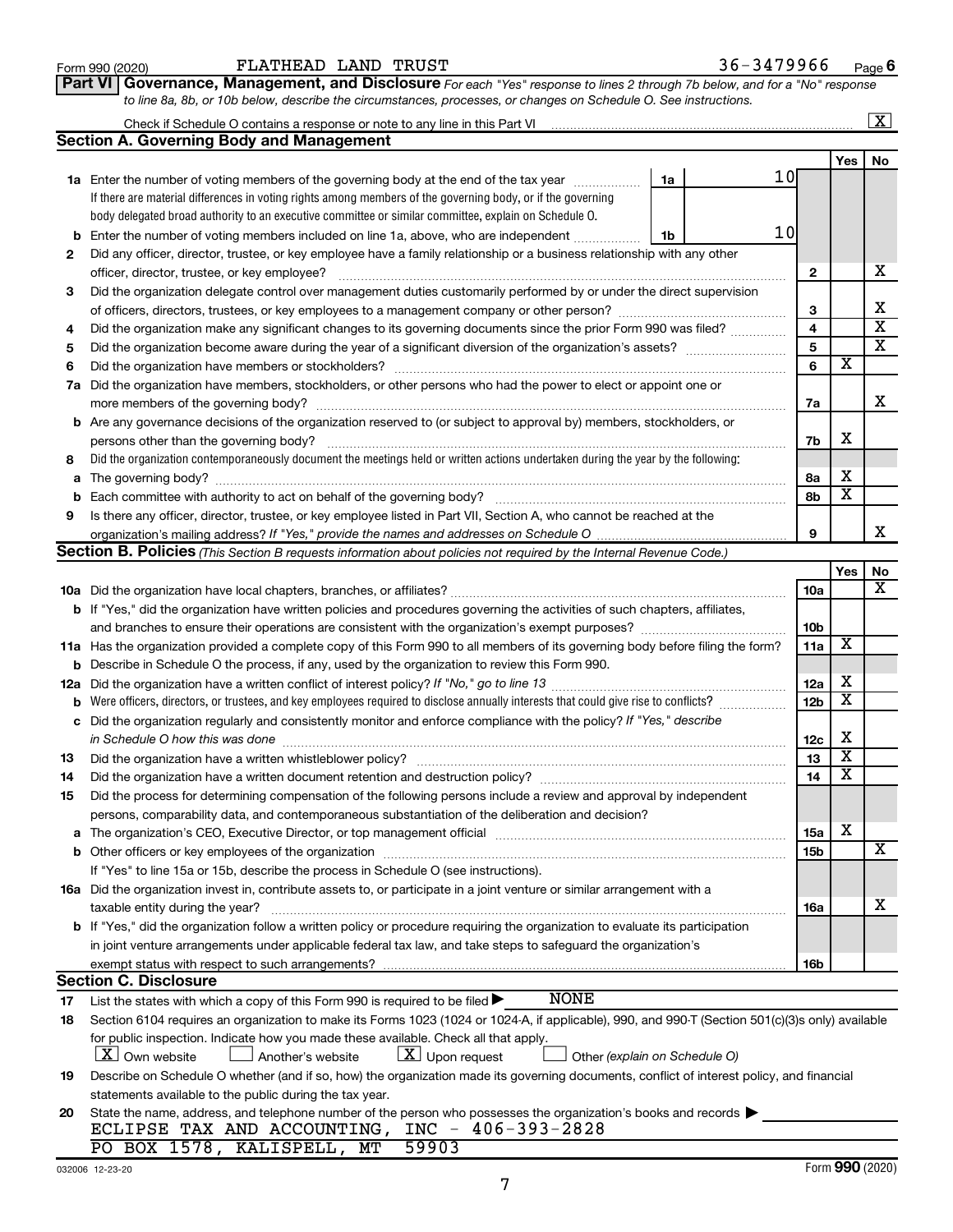Form 990 (2020) FLATHEAD LAND TRUST 36-3479966 Page 6

**Part VI Governance, Management, and Disclosure** *For each "Yes" response to lines 2 through 7b below, and for a "No" response to line 8a, 8b, or 10b below, describe the circumstances, processes, or changes on Schedule O. See instructions.*

Check if Schedule O contains a response or note to any line in this Part VI ☒

## Section A. Governing Body and Management

| | | | Yes | No |
|---|---|---|---|---|
| **1a** | Enter the number of voting members of the governing body at the end of the tax year — **1a** 10<br>If there are material differences in voting rights among members of the governing body, or if the governing body delegated broad authority to an executive committee or similar committee, explain on Schedule O. | | | |
| **b** | Enter the number of voting members included on line 1a, above, who are independent — **1b** 10 | | | |
| **2** | Did any officer, director, trustee, or key employee have a family relationship or a business relationship with any other officer, director, trustee, or key employee? | 2 | | X |
| **3** | Did the organization delegate control over management duties customarily performed by or under the direct supervision of officers, directors, trustees, or key employees to a management company or other person? | 3 | | X |
| **4** | Did the organization make any significant changes to its governing documents since the prior Form 990 was filed? | 4 | | X |
| **5** | Did the organization become aware during the year of a significant diversion of the organization's assets? | 5 | | X |
| **6** | Did the organization have members or stockholders? | 6 | X | |
| **7a** | Did the organization have members, stockholders, or other persons who had the power to elect or appoint one or more members of the governing body? | 7a | | X |
| **b** | Are any governance decisions of the organization reserved to (or subject to approval by) members, stockholders, or persons other than the governing body? | 7b | X | |
| **8** | Did the organization contemporaneously document the meetings held or written actions undertaken during the year by the following: | | | |
| **a** | The governing body? | 8a | X | |
| **b** | Each committee with authority to act on behalf of the governing body? | 8b | X | |
| **9** | Is there any officer, director, trustee, or key employee listed in Part VII, Section A, who cannot be reached at the organization's mailing address? *If "Yes," provide the names and addresses on Schedule O* | 9 | | X |

## Section B. Policies *(This Section B requests information about policies not required by the Internal Revenue Code.)*

| | | | Yes | No |
|---|---|---|---|---|
| **10a** | Did the organization have local chapters, branches, or affiliates? | 10a | | X |
| **b** | If "Yes," did the organization have written policies and procedures governing the activities of such chapters, affiliates, and branches to ensure their operations are consistent with the organization's exempt purposes? | 10b | | |
| **11a** | Has the organization provided a complete copy of this Form 990 to all members of its governing body before filing the form? | 11a | X | |
| **b** | Describe in Schedule O the process, if any, used by the organization to review this Form 990. | | | |
| **12a** | Did the organization have a written conflict of interest policy? *If "No," go to line 13* | 12a | X | |
| **b** | Were officers, directors, or trustees, and key employees required to disclose annually interests that could give rise to conflicts? | 12b | X | |
| **c** | Did the organization regularly and consistently monitor and enforce compliance with the policy? *If "Yes," describe in Schedule O how this was done* | 12c | X | |
| **13** | Did the organization have a written whistleblower policy? | 13 | X | |
| **14** | Did the organization have a written document retention and destruction policy? | 14 | X | |
| **15** | Did the process for determining compensation of the following persons include a review and approval by independent persons, comparability data, and contemporaneous substantiation of the deliberation and decision? | | | |
| **a** | The organization's CEO, Executive Director, or top management official | 15a | X | |
| **b** | Other officers or key employees of the organization | 15b | | X |
| | If "Yes" to line 15a or 15b, describe the process in Schedule O (see instructions). | | | |
| **16a** | Did the organization invest in, contribute assets to, or participate in a joint venture or similar arrangement with a taxable entity during the year? | 16a | | X |
| **b** | If "Yes," did the organization follow a written policy or procedure requiring the organization to evaluate its participation in joint venture arrangements under applicable federal tax law, and take steps to safeguard the organization's exempt status with respect to such arrangements? | 16b | | |

## Section C. Disclosure

**17** List the states with which a copy of this Form 990 is required to be filed ▶ NONE

**18** Section 6104 requires an organization to make its Forms 1023 (1024 or 1024-A, if applicable), 990, and 990-T (Section 501(c)(3)s only) available for public inspection. Indicate how you made these available. Check all that apply.
☒ Own website ☐ Another's website ☒ Upon request ☐ Other *(explain on Schedule O)*

**19** Describe on Schedule O whether (and if so, how) the organization made its governing documents, conflict of interest policy, and financial statements available to the public during the tax year.

**20** State the name, address, and telephone number of the person who possesses the organization's books and records ▶
ECLIPSE TAX AND ACCOUNTING, INC - 406-393-2828
PO BOX 1578, KALISPELL, MT 59903

032006 12-23-20 Form **990** (2020)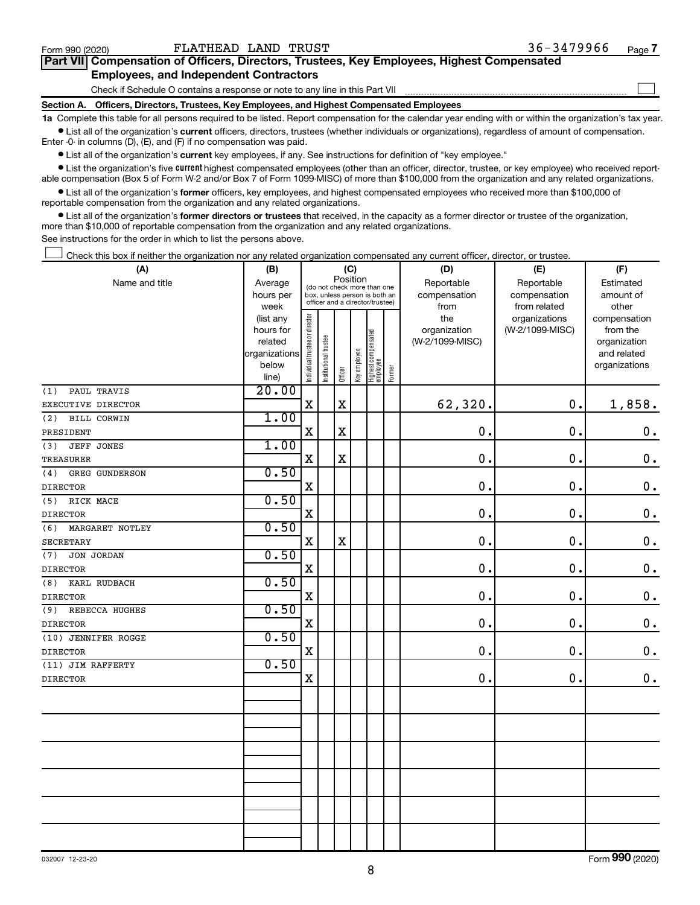Form 990 (2020) FLATHEAD LAND TRUST 36-3479966 Page 7

## Part VII Compensation of Officers, Directors, Trustees, Key Employees, Highest Compensated Employees, and Independent Contractors

Check if Schedule O contains a response or note to any line in this Part VII ☐

### Section A. Officers, Directors, Trustees, Key Employees, and Highest Compensated Employees

**1a** Complete this table for all persons required to be listed. Report compensation for the calendar year ending with or within the organization's tax year.

- List all of the organization's **current** officers, directors, trustees (whether individuals or organizations), regardless of amount of compensation. Enter -0- in columns (D), (E), and (F) if no compensation was paid.
- List all of the organization's **current** key employees, if any. See instructions for definition of "key employee."
- List the organization's five **current** highest compensated employees (other than an officer, director, trustee, or key employee) who received reportable compensation (Box 5 of Form W-2 and/or Box 7 of Form 1099-MISC) of more than $100,000 from the organization and any related organizations.
- List all of the organization's **former** officers, key employees, and highest compensated employees who received more than $100,000 of reportable compensation from the organization and any related organizations.
- List all of the organization's **former directors or trustees** that received, in the capacity as a former director or trustee of the organization, more than $10,000 of reportable compensation from the organization and any related organizations.

See instructions for the order in which to list the persons above.

☐ Check this box if neither the organization nor any related organization compensated any current officer, director, or trustee.

| (A) Name and title | (B) Average hours per week (list any hours for related organizations below line) | (C) Position: Individual trustee or director | Institutional trustee | Officer | Key employee | Highest compensated employee | Former | (D) Reportable compensation from the organization (W-2/1099-MISC) | (E) Reportable compensation from related organizations (W-2/1099-MISC) | (F) Estimated amount of other compensation from the organization and related organizations |
|---|---|---|---|---|---|---|---|---|---|---|
| (1) PAUL TRAVIS<br>EXECUTIVE DIRECTOR | 20.00 | X | | X | | | | 62,320. | 0. | 1,858. |
| (2) BILL CORWIN<br>PRESIDENT | 1.00 | X | | X | | | | 0. | 0. | 0. |
| (3) JEFF JONES<br>TREASURER | 1.00 | X | | X | | | | 0. | 0. | 0. |
| (4) GREG GUNDERSON<br>DIRECTOR | 0.50 | X | | | | | | 0. | 0. | 0. |
| (5) RICK MACE<br>DIRECTOR | 0.50 | X | | | | | | 0. | 0. | 0. |
| (6) MARGARET NOTLEY<br>SECRETARY | 0.50 | X | | X | | | | 0. | 0. | 0. |
| (7) JON JORDAN<br>DIRECTOR | 0.50 | X | | | | | | 0. | 0. | 0. |
| (8) KARL RUDBACH<br>DIRECTOR | 0.50 | X | | | | | | 0. | 0. | 0. |
| (9) REBECCA HUGHES<br>DIRECTOR | 0.50 | X | | | | | | 0. | 0. | 0. |
| (10) JENNIFER ROGGE<br>DIRECTOR | 0.50 | X | | | | | | 0. | 0. | 0. |
| (11) JIM RAFFERTY<br>DIRECTOR | 0.50 | X | | | | | | 0. | 0. | 0. |

032007 12-23-20 Form **990** (2020)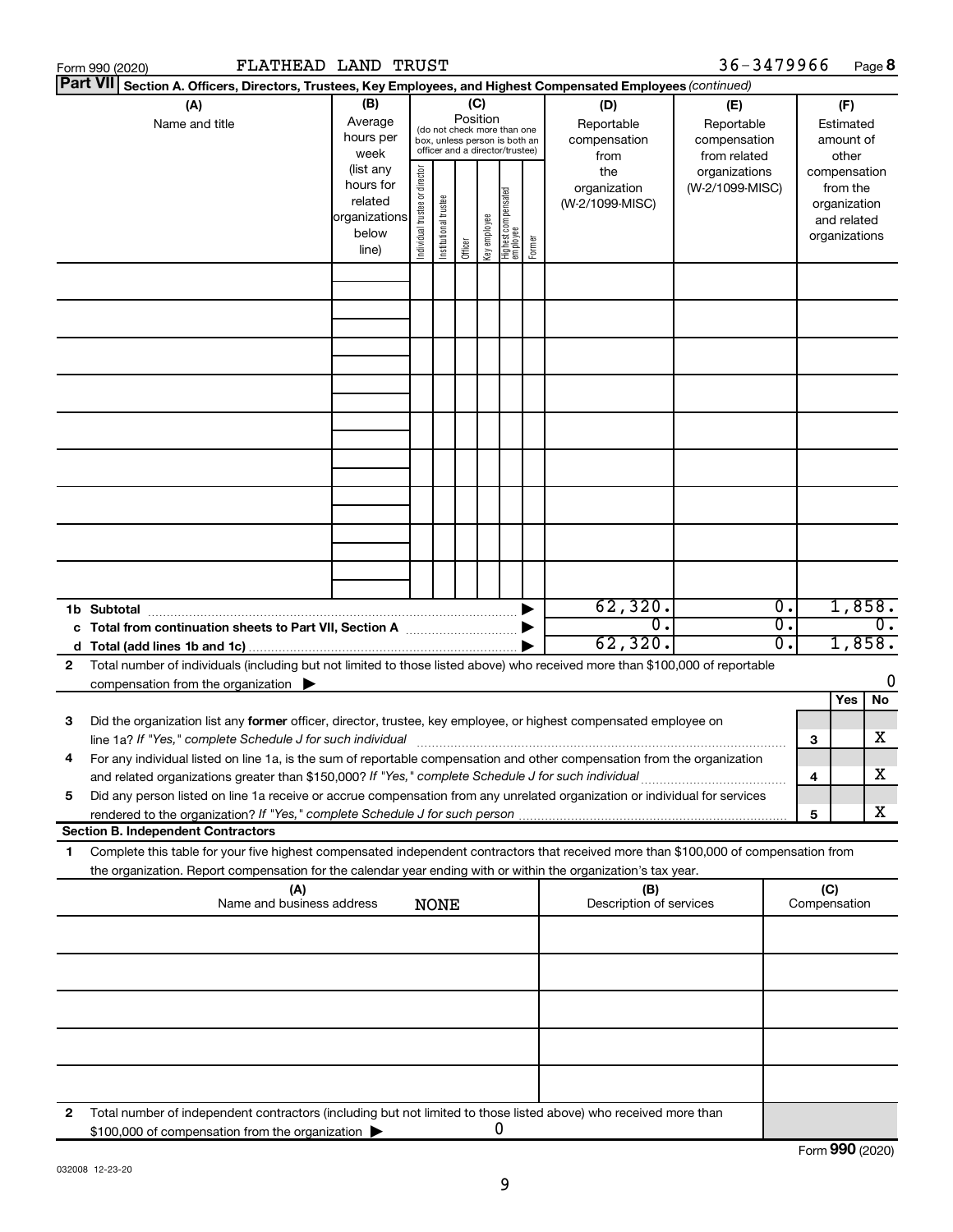Form 990 (2020) FLATHEAD LAND TRUST 36-3479966 Page **8**

**Part VII** **Section A. Officers, Directors, Trustees, Key Employees, and Highest Compensated Employees** *(continued)*

| (A) Name and title | (B) Average hours per week (list any hours for related organizations below line) | (C) Position (do not check more than one box, unless person is both an officer and a director/trustee) | | | | | | (D) Reportable compensation from the organization (W-2/1099-MISC) | (E) Reportable compensation from related organizations (W-2/1099-MISC) | (F) Estimated amount of other compensation from the organization and related organizations |
|---|---|---|---|---|---|---|---|---|---|---|
| | | Individual trustee or director | Institutional trustee | Officer | Key employee | Highest compensated employee | Former | | | |
| | | | | | | | | | | |
| | | | | | | | | | | |
| | | | | | | | | | | |
| | | | | | | | | | | |
| | | | | | | | | | | |
| | | | | | | | | | | |
| | | | | | | | | | | |
| | | | | | | | | | | |
| | | | | | | | | | | |
| **1b Subtotal** | | | | | | | | 62,320. | 0. | 1,858. |
| **c Total from continuation sheets to Part VII, Section A** | | | | | | | | 0. | 0. | 0. |
| **d Total (add lines 1b and 1c)** | | | | | | | | 62,320. | 0. | 1,858. |

**2** Total number of individuals (including but not limited to those listed above) who received more than $100,000 of reportable compensation from the organization ▶ 0

| | | | Yes | No |
|---|---|---|---|---|
| **3** | Did the organization list any **former** officer, director, trustee, key employee, or highest compensated employee on line 1a? *If "Yes," complete Schedule J for such individual* | 3 | | X |
| **4** | For any individual listed on line 1a, is the sum of reportable compensation and other compensation from the organization and related organizations greater than $150,000? *If "Yes," complete Schedule J for such individual* | 4 | | X |
| **5** | Did any person listed on line 1a receive or accrue compensation from any unrelated organization or individual for services rendered to the organization? *If "Yes," complete Schedule J for such person* | 5 | | X |

**Section B. Independent Contractors**

**1** Complete this table for your five highest compensated independent contractors that received more than $100,000 of compensation from the organization. Report compensation for the calendar year ending with or within the organization's tax year.

| (A) Name and business address NONE | (B) Description of services | (C) Compensation |
|---|---|---|
| | | |
| | | |
| | | |
| | | |
| | | |

**2** Total number of independent contractors (including but not limited to those listed above) who received more than $100,000 of compensation from the organization ▶ 0

Form **990** (2020)

032008 12-23-20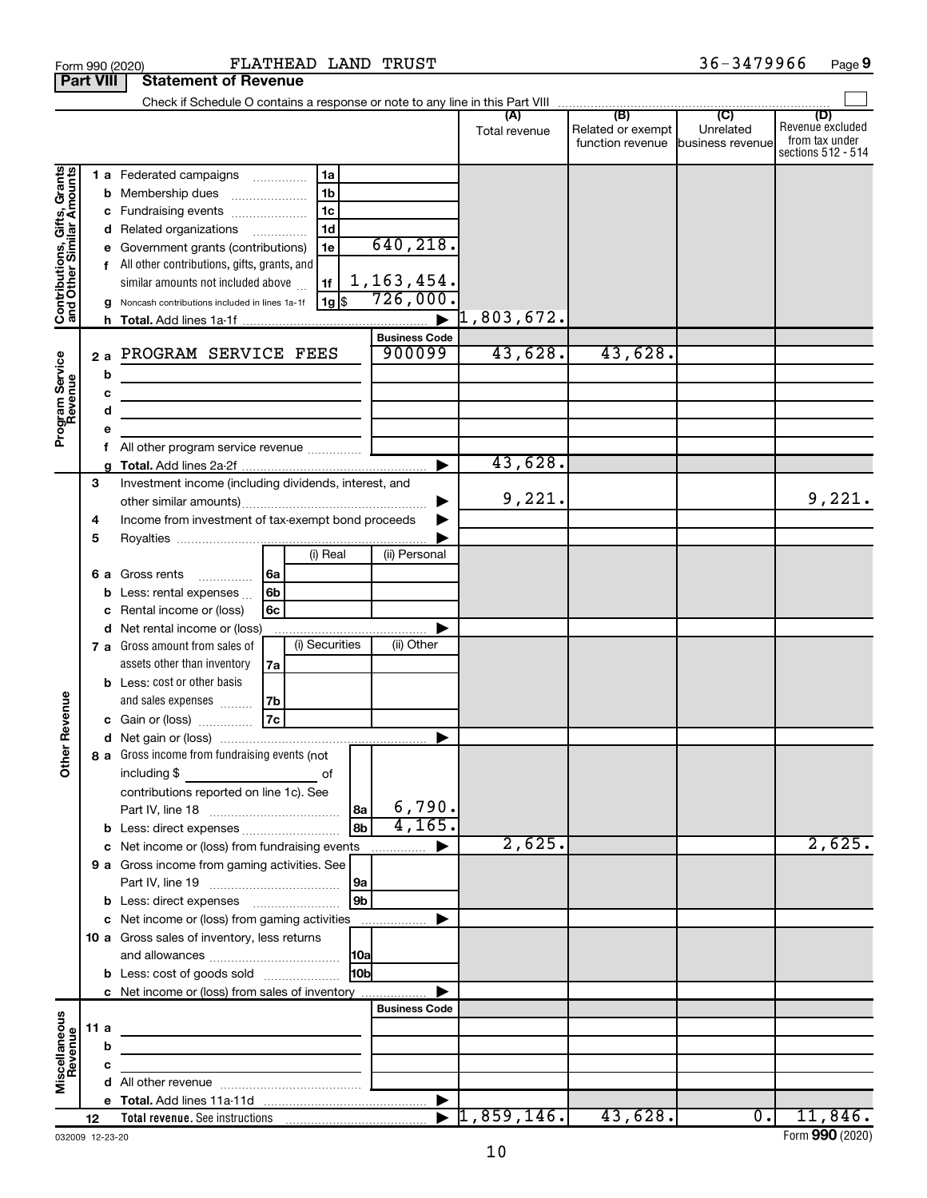Form 990 (2020) FLATHEAD LAND TRUST 36-3479966 Page 9

**Part VIII Statement of Revenue**

Check if Schedule O contains a response or note to any line in this Part VIII ☐

| | | | (A) Total revenue | (B) Related or exempt function revenue | (C) Unrelated business revenue | (D) Revenue excluded from tax under sections 512 - 514 |
|---|---|---|---|---|---|---|
| **Contributions, Gifts, Grants and Other Similar Amounts** | 1 a Federated campaigns | 1a | | | | |
| | b Membership dues | 1b | | | | |
| | c Fundraising events | 1c | | | | |
| | d Related organizations | 1d | | | | |
| | e Government grants (contributions) | 1e 640,218. | | | | |
| | f All other contributions, gifts, grants, and similar amounts not included above | 1f 1,163,454. | | | | |
| | g Noncash contributions included in lines 1a-1f | 1g $ 726,000. | | | | |
| | h **Total.** Add lines 1a-1f | ▶ | 1,803,672. | | | |
| **Program Service Revenue** | | **Business Code** | | | | |
| | 2 a PROGRAM SERVICE FEES | 900099 | 43,628. | 43,628. | | |
| | b | | | | | |
| | c | | | | | |
| | d | | | | | |
| | e | | | | | |
| | f All other program service revenue | | | | | |
| | g **Total.** Add lines 2a-2f | ▶ | 43,628. | | | |
| **Other Revenue** | 3 Investment income (including dividends, interest, and other similar amounts) | ▶ | 9,221. | | | 9,221. |
| | 4 Income from investment of tax-exempt bond proceeds | ▶ | | | | |
| | 5 Royalties | ▶ | | | | |
| | 6 a Gross rents — 6a (i) Real / (ii) Personal | | | | | |
| | b Less: rental expenses — 6b | | | | | |
| | c Rental income or (loss) — 6c | | | | | |
| | d Net rental income or (loss) | ▶ | | | | |
| | 7 a Gross amount from sales of assets other than inventory — 7a (i) Securities / (ii) Other | | | | | |
| | b Less: cost or other basis and sales expenses — 7b | | | | | |
| | c Gain or (loss) — 7c | | | | | |
| | d Net gain or (loss) | ▶ | | | | |
| | 8 a Gross income from fundraising events (not including $ ______ of contributions reported on line 1c). See Part IV, line 18 | 8a 6,790. | | | | |
| | b Less: direct expenses | 8b 4,165. | | | | |
| | c Net income or (loss) from fundraising events | ▶ | 2,625. | | | 2,625. |
| | 9 a Gross income from gaming activities. See Part IV, line 19 | 9a | | | | |
| | b Less: direct expenses | 9b | | | | |
| | c Net income or (loss) from gaming activities | ▶ | | | | |
| | 10 a Gross sales of inventory, less returns and allowances | 10a | | | | |
| | b Less: cost of goods sold | 10b | | | | |
| | c Net income or (loss) from sales of inventory | ▶ | | | | |
| **Miscellaneous Revenue** | | **Business Code** | | | | |
| | 11 a | | | | | |
| | b | | | | | |
| | c | | | | | |
| | d All other revenue | | | | | |
| | e **Total.** Add lines 11a-11d | ▶ | | | | |
| | 12 **Total revenue.** See instructions | ▶ | 1,859,146. | 43,628. | 0. | 11,846. |

032009 12-23-20 Form **990** (2020)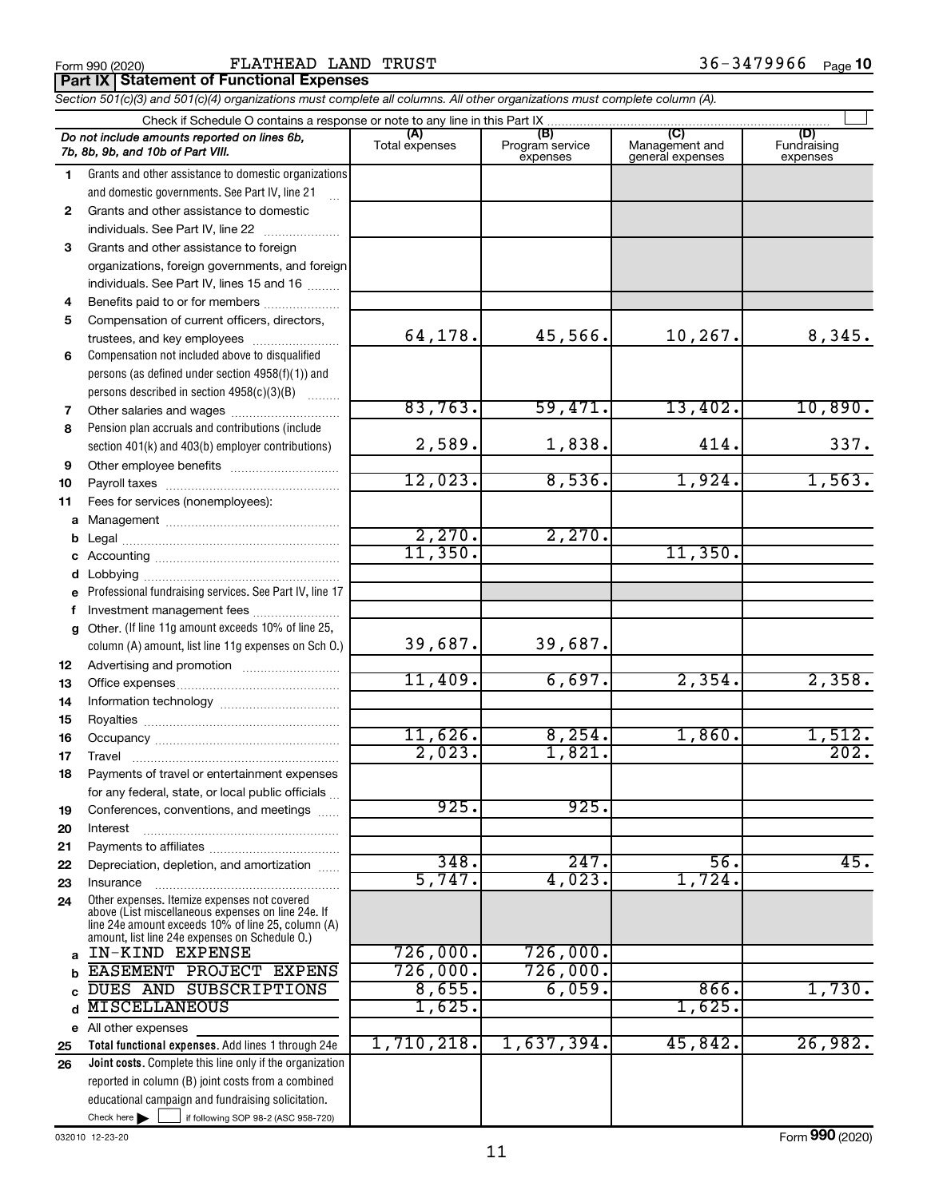Form 990 (2020) FLATHEAD LAND TRUST 36-3479966 Page 10

**Part IX Statement of Functional Expenses**

*Section 501(c)(3) and 501(c)(4) organizations must complete all columns. All other organizations must complete column (A).*

Check if Schedule O contains a response or note to any line in this Part IX ☐

| *Do not include amounts reported on lines 6b, 7b, 8b, 9b, and 10b of Part VIII.* | (A) Total expenses | (B) Program service expenses | (C) Management and general expenses | (D) Fundraising expenses |
|---|---|---|---|---|
| 1 Grants and other assistance to domestic organizations and domestic governments. See Part IV, line 21 | | | | |
| 2 Grants and other assistance to domestic individuals. See Part IV, line 22 | | | | |
| 3 Grants and other assistance to foreign organizations, foreign governments, and foreign individuals. See Part IV, lines 15 and 16 | | | | |
| 4 Benefits paid to or for members | | | | |
| 5 Compensation of current officers, directors, trustees, and key employees | 64,178. | 45,566. | 10,267. | 8,345. |
| 6 Compensation not included above to disqualified persons (as defined under section 4958(f)(1)) and persons described in section 4958(c)(3)(B) | | | | |
| 7 Other salaries and wages | 83,763. | 59,471. | 13,402. | 10,890. |
| 8 Pension plan accruals and contributions (include section 401(k) and 403(b) employer contributions) | 2,589. | 1,838. | 414. | 337. |
| 9 Other employee benefits | | | | |
| 10 Payroll taxes | 12,023. | 8,536. | 1,924. | 1,563. |
| 11 Fees for services (nonemployees): | | | | |
| a Management | | | | |
| b Legal | 2,270. | 2,270. | | |
| c Accounting | 11,350. | | 11,350. | |
| d Lobbying | | | | |
| e Professional fundraising services. See Part IV, line 17 | | | | |
| f Investment management fees | | | | |
| g Other. (If line 11g amount exceeds 10% of line 25, column (A) amount, list line 11g expenses on Sch O.) | 39,687. | 39,687. | | |
| 12 Advertising and promotion | | | | |
| 13 Office expenses | 11,409. | 6,697. | 2,354. | 2,358. |
| 14 Information technology | | | | |
| 15 Royalties | | | | |
| 16 Occupancy | 11,626. | 8,254. | 1,860. | 1,512. |
| 17 Travel | 2,023. | 1,821. | | 202. |
| 18 Payments of travel or entertainment expenses for any federal, state, or local public officials | | | | |
| 19 Conferences, conventions, and meetings | 925. | 925. | | |
| 20 Interest | | | | |
| 21 Payments to affiliates | | | | |
| 22 Depreciation, depletion, and amortization | 348. | 247. | 56. | 45. |
| 23 Insurance | 5,747. | 4,023. | 1,724. | |
| 24 Other expenses. Itemize expenses not covered above (List miscellaneous expenses on line 24e. If line 24e amount exceeds 10% of line 25, column (A) amount, list line 24e expenses on Schedule O.) | | | | |
| a IN-KIND EXPENSE | 726,000. | 726,000. | | |
| b EASEMENT PROJECT EXPENS | 726,000. | 726,000. | | |
| c DUES AND SUBSCRIPTIONS | 8,655. | 6,059. | 866. | 1,730. |
| d MISCELLANEOUS | 1,625. | | 1,625. | |
| e All other expenses | | | | |
| 25 **Total functional expenses.** Add lines 1 through 24e | 1,710,218. | 1,637,394. | 45,842. | 26,982. |
| 26 **Joint costs.** Complete this line only if the organization reported in column (B) joint costs from a combined educational campaign and fundraising solicitation. Check here ☐ if following SOP 98-2 (ASC 958-720) | | | | |

032010 12-23-20 Form **990** (2020)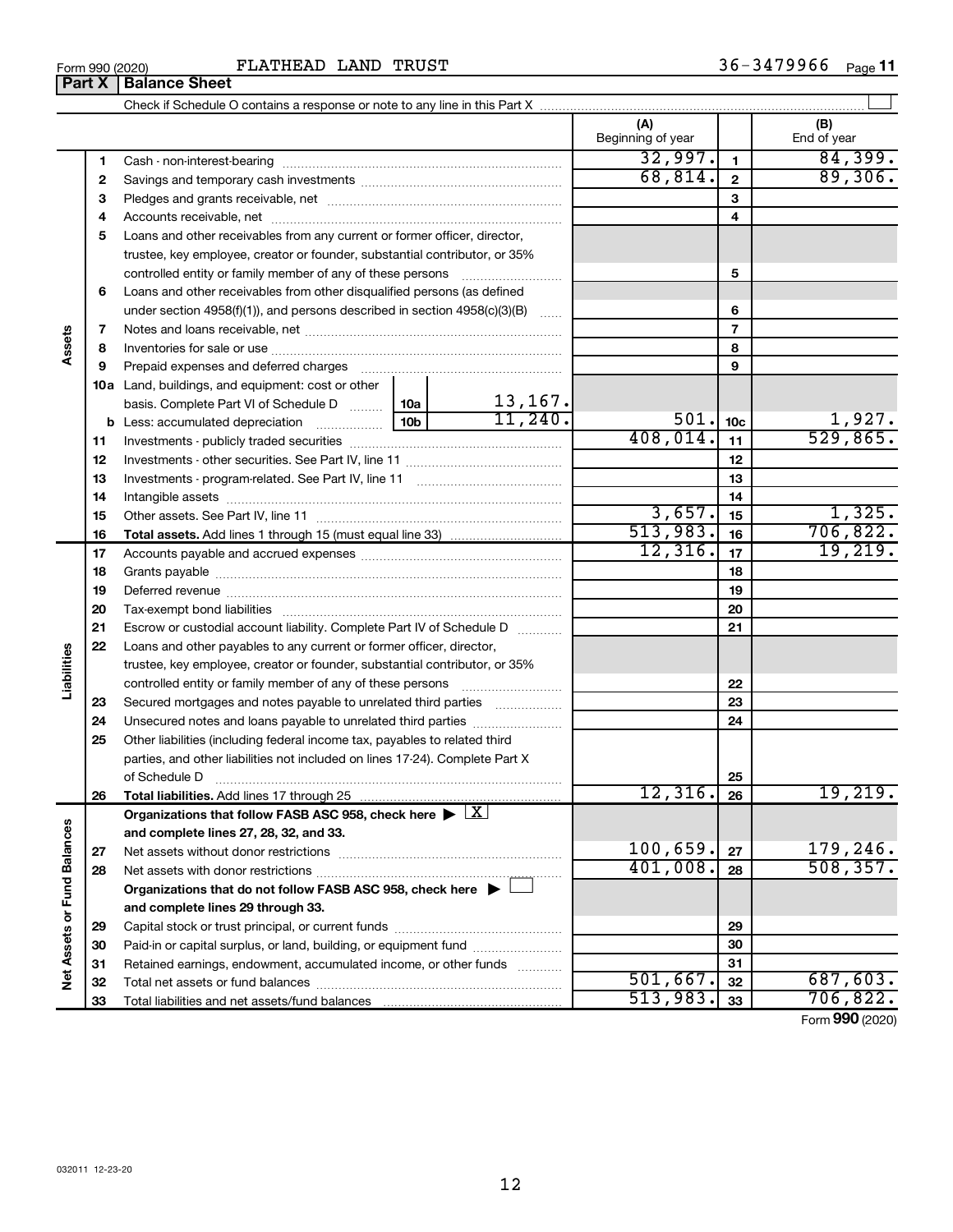Form 990 (2020) FLATHEAD LAND TRUST 36-3479966 Page 11

**Part X | Balance Sheet**

Check if Schedule O contains a response or note to any line in this Part X ☐

| | | | (A) Beginning of year | | (B) End of year |
|---|---|---|---|---|---|
| **Assets** | 1 | Cash - non-interest-bearing | 32,997. | 1 | 84,399. |
| | 2 | Savings and temporary cash investments | 68,814. | 2 | 89,306. |
| | 3 | Pledges and grants receivable, net | | 3 | |
| | 4 | Accounts receivable, net | | 4 | |
| | 5 | Loans and other receivables from any current or former officer, director, trustee, key employee, creator or founder, substantial contributor, or 35% controlled entity or family member of any of these persons | | 5 | |
| | 6 | Loans and other receivables from other disqualified persons (as defined under section 4958(f)(1)), and persons described in section 4958(c)(3)(B) | | 6 | |
| | 7 | Notes and loans receivable, net | | 7 | |
| | 8 | Inventories for sale or use | | 8 | |
| | 9 | Prepaid expenses and deferred charges | | 9 | |
| | 10a | Land, buildings, and equipment: cost or other basis. Complete Part VI of Schedule D — 10a: 13,167. | | | |
| | b | Less: accumulated depreciation — 10b: 11,240. | 501. | 10c | 1,927. |
| | 11 | Investments - publicly traded securities | 408,014. | 11 | 529,865. |
| | 12 | Investments - other securities. See Part IV, line 11 | | 12 | |
| | 13 | Investments - program-related. See Part IV, line 11 | | 13 | |
| | 14 | Intangible assets | | 14 | |
| | 15 | Other assets. See Part IV, line 11 | 3,657. | 15 | 1,325. |
| | 16 | **Total assets.** Add lines 1 through 15 (must equal line 33) | 513,983. | 16 | 706,822. |
| **Liabilities** | 17 | Accounts payable and accrued expenses | 12,316. | 17 | 19,219. |
| | 18 | Grants payable | | 18 | |
| | 19 | Deferred revenue | | 19 | |
| | 20 | Tax-exempt bond liabilities | | 20 | |
| | 21 | Escrow or custodial account liability. Complete Part IV of Schedule D | | 21 | |
| | 22 | Loans and other payables to any current or former officer, director, trustee, key employee, creator or founder, substantial contributor, or 35% controlled entity or family member of any of these persons | | 22 | |
| | 23 | Secured mortgages and notes payable to unrelated third parties | | 23 | |
| | 24 | Unsecured notes and loans payable to unrelated third parties | | 24 | |
| | 25 | Other liabilities (including federal income tax, payables to related third parties, and other liabilities not included on lines 17-24). Complete Part X of Schedule D | | 25 | |
| | 26 | **Total liabilities.** Add lines 17 through 25 | 12,316. | 26 | 19,219. |
| **Net Assets or Fund Balances** | | **Organizations that follow FASB ASC 958, check here ▶ ☒ and complete lines 27, 28, 32, and 33.** | | | |
| | 27 | Net assets without donor restrictions | 100,659. | 27 | 179,246. |
| | 28 | Net assets with donor restrictions | 401,008. | 28 | 508,357. |
| | | **Organizations that do not follow FASB ASC 958, check here ▶ ☐ and complete lines 29 through 33.** | | | |
| | 29 | Capital stock or trust principal, or current funds | | 29 | |
| | 30 | Paid-in or capital surplus, or land, building, or equipment fund | | 30 | |
| | 31 | Retained earnings, endowment, accumulated income, or other funds | | 31 | |
| | 32 | Total net assets or fund balances | 501,667. | 32 | 687,603. |
| | 33 | Total liabilities and net assets/fund balances | 513,983. | 33 | 706,822. |

Form **990** (2020)

032011 12-23-20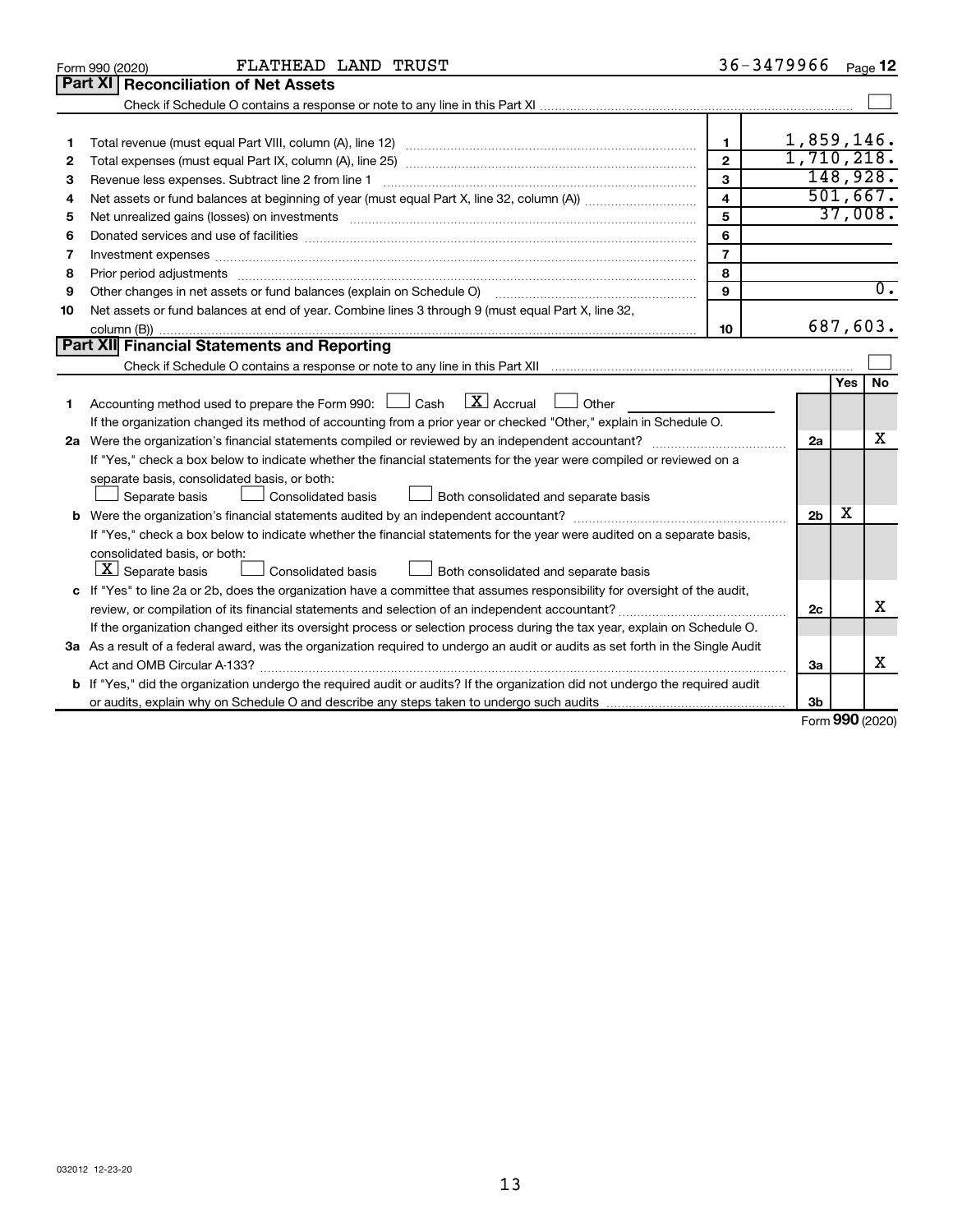Form 990 (2020) FLATHEAD LAND TRUST 36-3479966 Page 12

## Part XI Reconciliation of Net Assets

Check if Schedule O contains a response or note to any line in this Part XI ☐

| | | | |
|---|---|---|---|
| 1 | Total revenue (must equal Part VIII, column (A), line 12) | 1 | 1,859,146. |
| 2 | Total expenses (must equal Part IX, column (A), line 25) | 2 | 1,710,218. |
| 3 | Revenue less expenses. Subtract line 2 from line 1 | 3 | 148,928. |
| 4 | Net assets or fund balances at beginning of year (must equal Part X, line 32, column (A)) | 4 | 501,667. |
| 5 | Net unrealized gains (losses) on investments | 5 | 37,008. |
| 6 | Donated services and use of facilities | 6 | |
| 7 | Investment expenses | 7 | |
| 8 | Prior period adjustments | 8 | |
| 9 | Other changes in net assets or fund balances (explain on Schedule O) | 9 | 0. |
| 10 | Net assets or fund balances at end of year. Combine lines 3 through 9 (must equal Part X, line 32, column (B)) | 10 | 687,603. |

## Part XII Financial Statements and Reporting

Check if Schedule O contains a response or note to any line in this Part XII ☐

| | | | Yes | No |
|---|---|---|---|---|
| 1 | Accounting method used to prepare the Form 990: ☐ Cash ☒ Accrual ☐ Other<br>If the organization changed its method of accounting from a prior year or checked "Other," explain in Schedule O. | | | |
| 2a | Were the organization's financial statements compiled or reviewed by an independent accountant?<br>If "Yes," check a box below to indicate whether the financial statements for the year were compiled or reviewed on a separate basis, consolidated basis, or both:<br>☐ Separate basis ☐ Consolidated basis ☐ Both consolidated and separate basis | 2a | | X |
| b | Were the organization's financial statements audited by an independent accountant?<br>If "Yes," check a box below to indicate whether the financial statements for the year were audited on a separate basis, consolidated basis, or both:<br>☒ Separate basis ☐ Consolidated basis ☐ Both consolidated and separate basis | 2b | X | |
| c | If "Yes" to line 2a or 2b, does the organization have a committee that assumes responsibility for oversight of the audit, review, or compilation of its financial statements and selection of an independent accountant?<br>If the organization changed either its oversight process or selection process during the tax year, explain on Schedule O. | 2c | | X |
| 3a | As a result of a federal award, was the organization required to undergo an audit or audits as set forth in the Single Audit Act and OMB Circular A-133? | 3a | | X |
| b | If "Yes," did the organization undergo the required audit or audits? If the organization did not undergo the required audit or audits, explain why on Schedule O and describe any steps taken to undergo such audits | 3b | | |

Form 990 (2020)

032012 12-23-20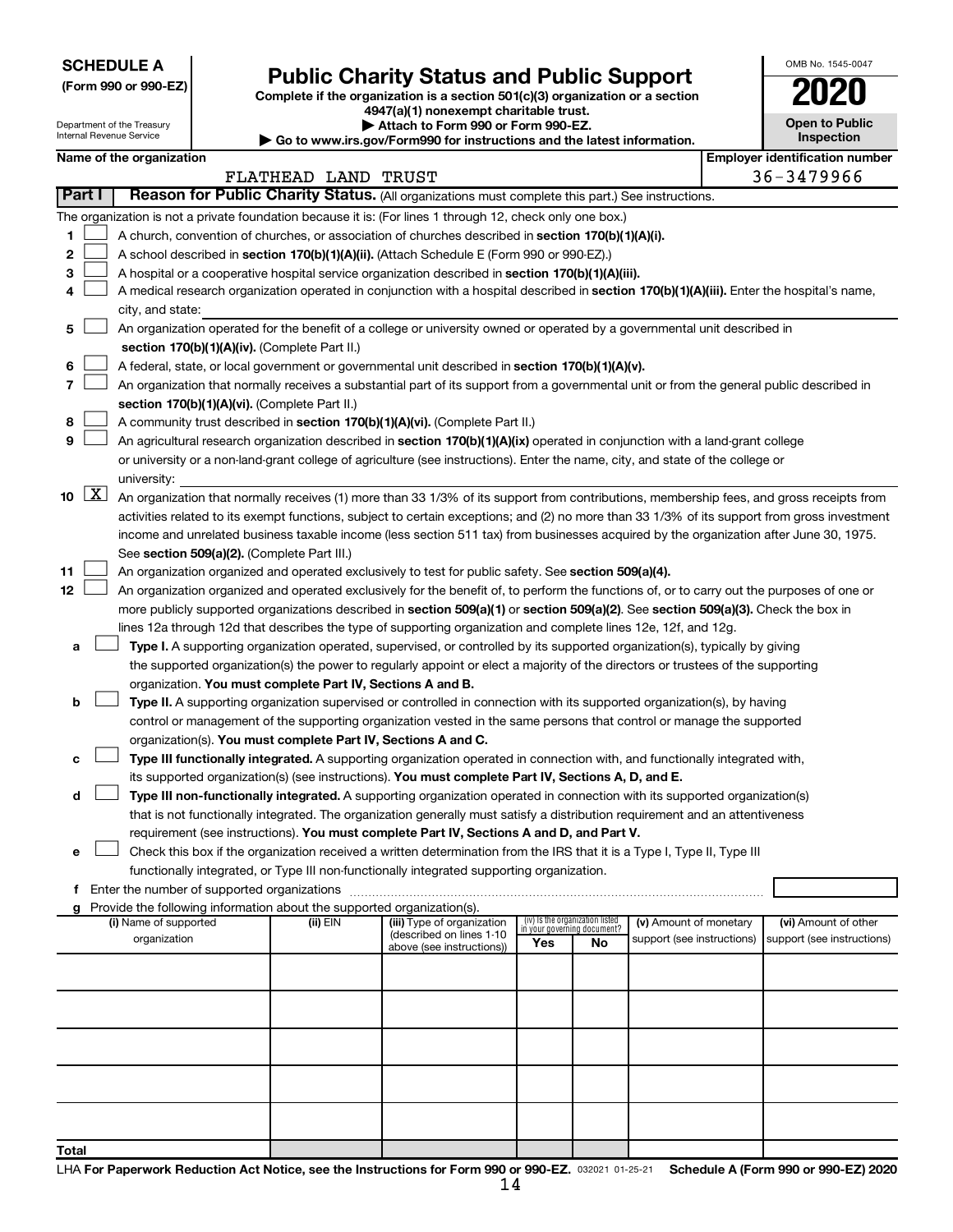**SCHEDULE A**
**(Form 990 or 990-EZ)**

Department of the Treasury
Internal Revenue Service

# Public Charity Status and Public Support

**Complete if the organization is a section 501(c)(3) organization or a section 4947(a)(1) nonexempt charitable trust.**
**▶ Attach to Form 990 or Form 990-EZ.**
**▶ Go to www.irs.gov/Form990 for instructions and the latest information.**

OMB No. 1545-0047
**2020**
**Open to Public Inspection**

**Name of the organization:** FLATHEAD LAND TRUST
**Employer identification number:** 36-3479966

**Part I** **Reason for Public Charity Status.** (All organizations must complete this part.) See instructions.

The organization is not a private foundation because it is: (For lines 1 through 12, check only one box.)

1 ☐ A church, convention of churches, or association of churches described in **section 170(b)(1)(A)(i).**

2 ☐ A school described in **section 170(b)(1)(A)(ii).** (Attach Schedule E (Form 990 or 990-EZ).)

3 ☐ A hospital or a cooperative hospital service organization described in **section 170(b)(1)(A)(iii).**

4 ☐ A medical research organization operated in conjunction with a hospital described in **section 170(b)(1)(A)(iii).** Enter the hospital's name, city, and state:

5 ☐ An organization operated for the benefit of a college or university owned or operated by a governmental unit described in **section 170(b)(1)(A)(iv).** (Complete Part II.)

6 ☐ A federal, state, or local government or governmental unit described in **section 170(b)(1)(A)(v).**

7 ☐ An organization that normally receives a substantial part of its support from a governmental unit or from the general public described in **section 170(b)(1)(A)(vi).** (Complete Part II.)

8 ☐ A community trust described in **section 170(b)(1)(A)(vi).** (Complete Part II.)

9 ☐ An agricultural research organization described in **section 170(b)(1)(A)(ix)** operated in conjunction with a land-grant college or university or a non-land-grant college of agriculture (see instructions). Enter the name, city, and state of the college or university:

10 ☒ An organization that normally receives (1) more than 33 1/3% of its support from contributions, membership fees, and gross receipts from activities related to its exempt functions, subject to certain exceptions; and (2) no more than 33 1/3% of its support from gross investment income and unrelated business taxable income (less section 511 tax) from businesses acquired by the organization after June 30, 1975. See **section 509(a)(2).** (Complete Part III.)

11 ☐ An organization organized and operated exclusively to test for public safety. See **section 509(a)(4).**

12 ☐ An organization organized and operated exclusively for the benefit of, to perform the functions of, or to carry out the purposes of one or more publicly supported organizations described in **section 509(a)(1)** or **section 509(a)(2)**. See **section 509(a)(3).** Check the box in lines 12a through 12d that describes the type of supporting organization and complete lines 12e, 12f, and 12g.

a ☐ **Type I.** A supporting organization operated, supervised, or controlled by its supported organization(s), typically by giving the supported organization(s) the power to regularly appoint or elect a majority of the directors or trustees of the supporting organization. **You must complete Part IV, Sections A and B.**

b ☐ **Type II.** A supporting organization supervised or controlled in connection with its supported organization(s), by having control or management of the supporting organization vested in the same persons that control or manage the supported organization(s). **You must complete Part IV, Sections A and C.**

c ☐ **Type III functionally integrated.** A supporting organization operated in connection with, and functionally integrated with, its supported organization(s) (see instructions). **You must complete Part IV, Sections A, D, and E.**

d ☐ **Type III non-functionally integrated.** A supporting organization operated in connection with its supported organization(s) that is not functionally integrated. The organization generally must satisfy a distribution requirement and an attentiveness requirement (see instructions). **You must complete Part IV, Sections A and D, and Part V.**

e ☐ Check this box if the organization received a written determination from the IRS that it is a Type I, Type II, Type III functionally integrated, or Type III non-functionally integrated supporting organization.

f Enter the number of supported organizations

g Provide the following information about the supported organization(s).

| (i) Name of supported organization | (ii) EIN | (iii) Type of organization (described on lines 1-10 above (see instructions)) | (iv) Is the organization listed in your governing document? Yes | No | (v) Amount of monetary support (see instructions) | (vi) Amount of other support (see instructions) |
|---|---|---|---|---|---|---|
| | | | | | | |
| | | | | | | |
| | | | | | | |
| | | | | | | |
| | | | | | | |
| **Total** | | | | | | |

LHA **For Paperwork Reduction Act Notice, see the Instructions for Form 990 or 990-EZ.** 032021 01-25-21 **Schedule A (Form 990 or 990-EZ) 2020**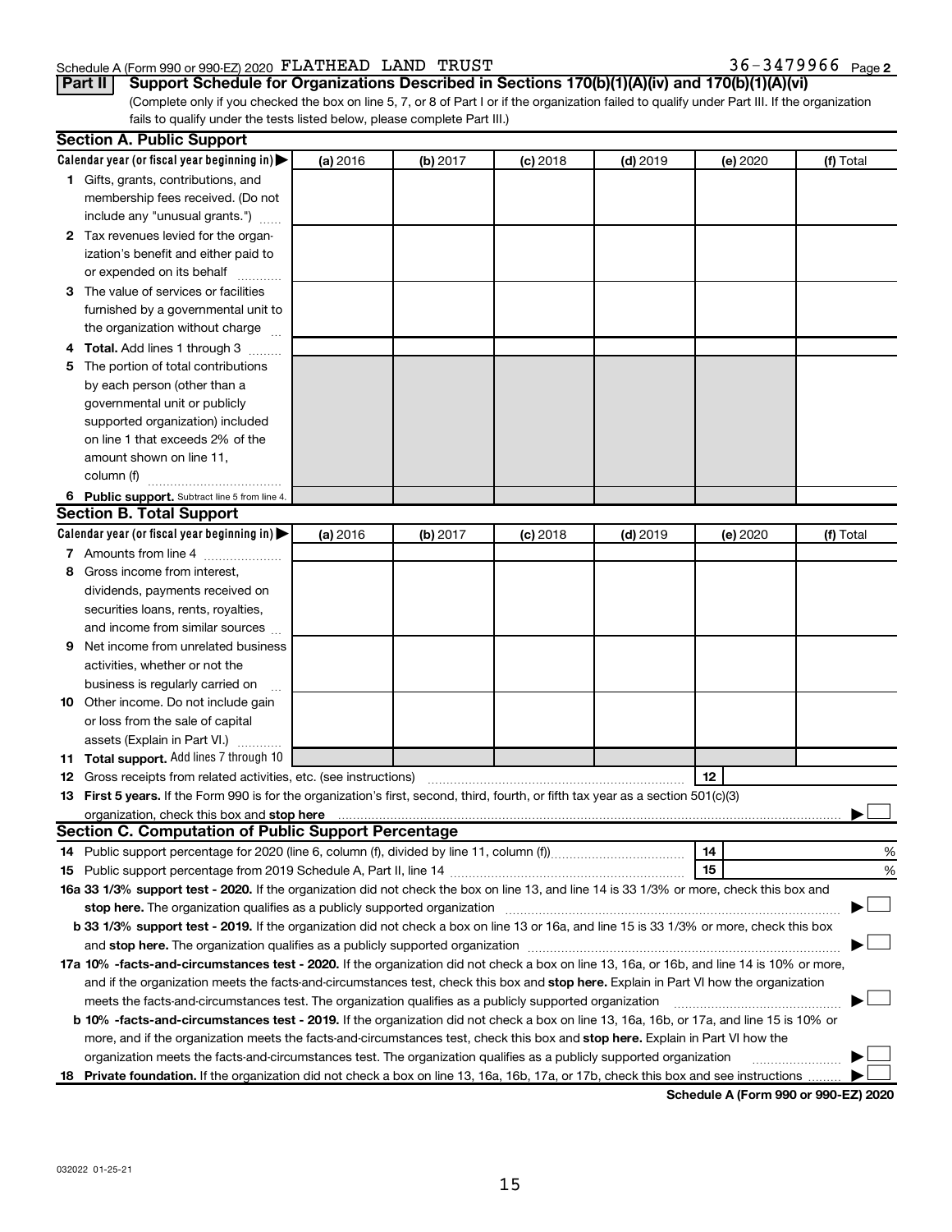Schedule A (Form 990 or 990-EZ) 2020 FLATHEAD LAND TRUST 36-3479966 Page 2

**Part II** **Support Schedule for Organizations Described in Sections 170(b)(1)(A)(iv) and 170(b)(1)(A)(vi)**

(Complete only if you checked the box on line 5, 7, or 8 of Part I or if the organization failed to qualify under Part III. If the organization fails to qualify under the tests listed below, please complete Part III.)

**Section A. Public Support**

| Calendar year (or fiscal year beginning in) ▶ | (a) 2016 | (b) 2017 | (c) 2018 | (d) 2019 | (e) 2020 | (f) Total |
|---|---|---|---|---|---|---|
| **1** Gifts, grants, contributions, and membership fees received. (Do not include any "unusual grants.") | | | | | | |
| **2** Tax revenues levied for the organization's benefit and either paid to or expended on its behalf | | | | | | |
| **3** The value of services or facilities furnished by a governmental unit to the organization without charge | | | | | | |
| **4 Total.** Add lines 1 through 3 | | | | | | |
| **5** The portion of total contributions by each person (other than a governmental unit or publicly supported organization) included on line 1 that exceeds 2% of the amount shown on line 11, column (f) | | | | | | |
| **6 Public support.** Subtract line 5 from line 4. | | | | | | |

**Section B. Total Support**

| Calendar year (or fiscal year beginning in) ▶ | (a) 2016 | (b) 2017 | (c) 2018 | (d) 2019 | (e) 2020 | (f) Total |
|---|---|---|---|---|---|---|
| **7** Amounts from line 4 | | | | | | |
| **8** Gross income from interest, dividends, payments received on securities loans, rents, royalties, and income from similar sources | | | | | | |
| **9** Net income from unrelated business activities, whether or not the business is regularly carried on | | | | | | |
| **10** Other income. Do not include gain or loss from the sale of capital assets (Explain in Part VI.) | | | | | | |
| **11 Total support.** Add lines 7 through 10 | | | | | | |

**12** Gross receipts from related activities, etc. (see instructions) | **12** |

**13 First 5 years.** If the Form 990 is for the organization's first, second, third, fourth, or fifth tax year as a 501(c)(3) organization, check this box and **stop here** ▶ ☐

**Section C. Computation of Public Support Percentage**

**14** Public support percentage for 2020 (line 6, column (f), divided by line 11, column (f)) | **14** | %

**15** Public support percentage from 2019 Schedule A, Part II, line 14 | **15** | %

**16a 33 1/3% support test - 2020.** If the organization did not check the box on line 13, and line 14 is 33 1/3% or more, check this box and **stop here.** The organization qualifies as a publicly supported organization ▶ ☐

**b 33 1/3% support test - 2019.** If the organization did not check a box on line 13 or 16a, and line 15 is 33 1/3% or more, check this box and **stop here.** The organization qualifies as a publicly supported organization ▶ ☐

**17a 10% -facts-and-circumstances test - 2020.** If the organization did not check a box on line 13, 16a, or 16b, and line 14 is 10% or more, and if the organization meets the facts-and-circumstances test, check this box and **stop here.** Explain in Part VI how the organization meets the facts-and-circumstances test. The organization qualifies as a publicly supported organization ▶ ☐

**b 10% -facts-and-circumstances test - 2019.** If the organization did not check a box on line 13, 16a, 16b, or 17a, and line 15 is 10% or more, and if the organization meets the facts-and-circumstances test, check this box and **stop here.** Explain in Part VI how the organization meets the facts-and-circumstances test. The organization qualifies as a publicly supported organization ▶ ☐

**18 Private foundation.** If the organization did not check a box on line 13, 16a, 16b, 17a, or 17b, check this box and see instructions ▶ ☐

**Schedule A (Form 990 or 990-EZ) 2020**

032022 01-25-21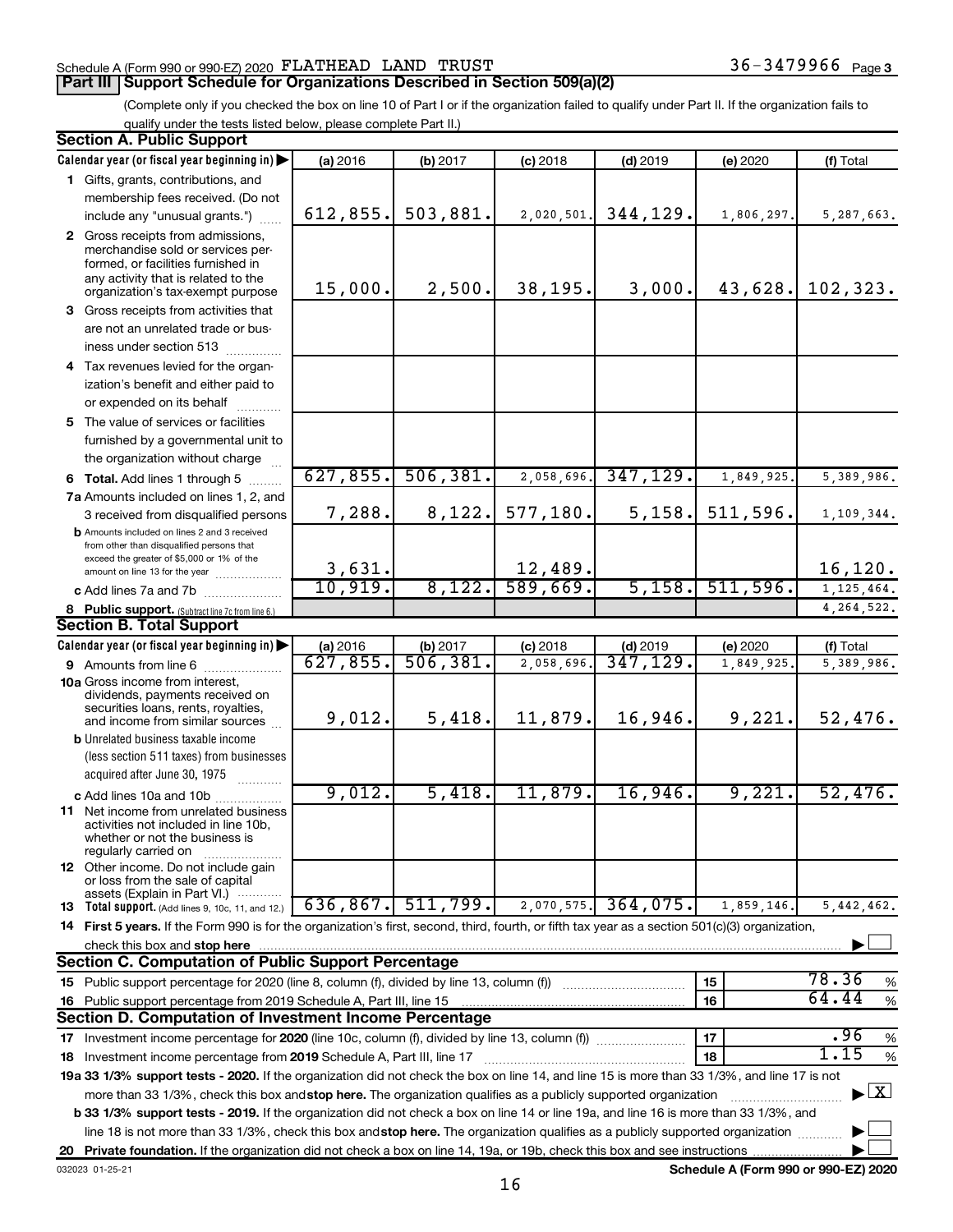Schedule A (Form 990 or 990-EZ) 2020 FLATHEAD LAND TRUST 36-3479966 Page 3

## Part III Support Schedule for Organizations Described in Section 509(a)(2)

(Complete only if you checked the box on line 10 of Part I or if the organization failed to qualify under Part II. If the organization fails to qualify under the tests listed below, please complete Part II.)

### Section A. Public Support

| Calendar year (or fiscal year beginning in) | (a) 2016 | (b) 2017 | (c) 2018 | (d) 2019 | (e) 2020 | (f) Total |
|---|---|---|---|---|---|---|
| 1 Gifts, grants, contributions, and membership fees received. (Do not include any "unusual grants.") | 612,855. | 503,881. | 2,020,501. | 344,129. | 1,806,297. | 5,287,663. |
| 2 Gross receipts from admissions, merchandise sold or services performed, or facilities furnished in any activity that is related to the organization's tax-exempt purpose | 15,000. | 2,500. | 38,195. | 3,000. | 43,628. | 102,323. |
| 3 Gross receipts from activities that are not an unrelated trade or business under section 513 | | | | | | |
| 4 Tax revenues levied for the organization's benefit and either paid to or expended on its behalf | | | | | | |
| 5 The value of services or facilities furnished by a governmental unit to the organization without charge | | | | | | |
| 6 Total. Add lines 1 through 5 | 627,855. | 506,381. | 2,058,696. | 347,129. | 1,849,925. | 5,389,986. |
| 7a Amounts included on lines 1, 2, and 3 received from disqualified persons | 7,288. | 8,122. | 577,180. | 5,158. | 511,596. | 1,109,344. |
| b Amounts included on lines 2 and 3 received from other than disqualified persons that exceed the greater of $5,000 or 1% of the amount on line 13 for the year | 3,631. | | 12,489. | | | 16,120. |
| c Add lines 7a and 7b | 10,919. | 8,122. | 589,669. | 5,158. | 511,596. | 1,125,464. |
| 8 Public support. (Subtract line 7c from line 6.) | | | | | | 4,264,522. |

### Section B. Total Support

| Calendar year (or fiscal year beginning in) | (a) 2016 | (b) 2017 | (c) 2018 | (d) 2019 | (e) 2020 | (f) Total |
|---|---|---|---|---|---|---|
| 9 Amounts from line 6 | 627,855. | 506,381. | 2,058,696. | 347,129. | 1,849,925. | 5,389,986. |
| 10a Gross income from interest, dividends, payments received on securities loans, rents, royalties, and income from similar sources | 9,012. | 5,418. | 11,879. | 16,946. | 9,221. | 52,476. |
| b Unrelated business taxable income (less section 511 taxes) from businesses acquired after June 30, 1975 | | | | | | |
| c Add lines 10a and 10b | 9,012. | 5,418. | 11,879. | 16,946. | 9,221. | 52,476. |
| 11 Net income from unrelated business activities not included in line 10b, whether or not the business is regularly carried on | | | | | | |
| 12 Other income. Do not include gain or loss from the sale of capital assets (Explain in Part VI.) | | | | | | |
| 13 Total support. (Add lines 9, 10c, 11, and 12.) | 636,867. | 511,799. | 2,070,575. | 364,075. | 1,859,146. | 5,442,462. |

14 **First 5 years.** If the Form 990 is for the organization's first, second, third, fourth, or fifth tax year as a section 501(c)(3) organization, check this box and **stop here** ☐

### Section C. Computation of Public Support Percentage

| | | |
|---|---|---|
| 15 Public support percentage for 2020 (line 8, column (f), divided by line 13, column (f)) | 15 | 78.36 % |
| 16 Public support percentage from 2019 Schedule A, Part III, line 15 | 16 | 64.44 % |

### Section D. Computation of Investment Income Percentage

| | | |
|---|---|---|
| 17 Investment income percentage for **2020** (line 10c, column (f), divided by line 13, column (f)) | 17 | .96 % |
| 18 Investment income percentage from **2019** Schedule A, Part III, line 17 | 18 | 1.15 % |

**19a 33 1/3% support tests - 2020.** If the organization did not check the box on line 14, and line 15 is more than 33 1/3%, and line 17 is not more than 33 1/3%, check this box and **stop here.** The organization qualifies as a publicly supported organization ☒

**b 33 1/3% support tests - 2019.** If the organization did not check a box on line 14 or line 19a, and line 16 is more than 33 1/3%, and line 18 is not more than 33 1/3%, check this box and **stop here.** The organization qualifies as a publicly supported organization ☐

**20 Private foundation.** If the organization did not check a box on line 14, 19a, or 19b, check this box and see instructions ☐

032023 01-25-21 **Schedule A (Form 990 or 990-EZ) 2020**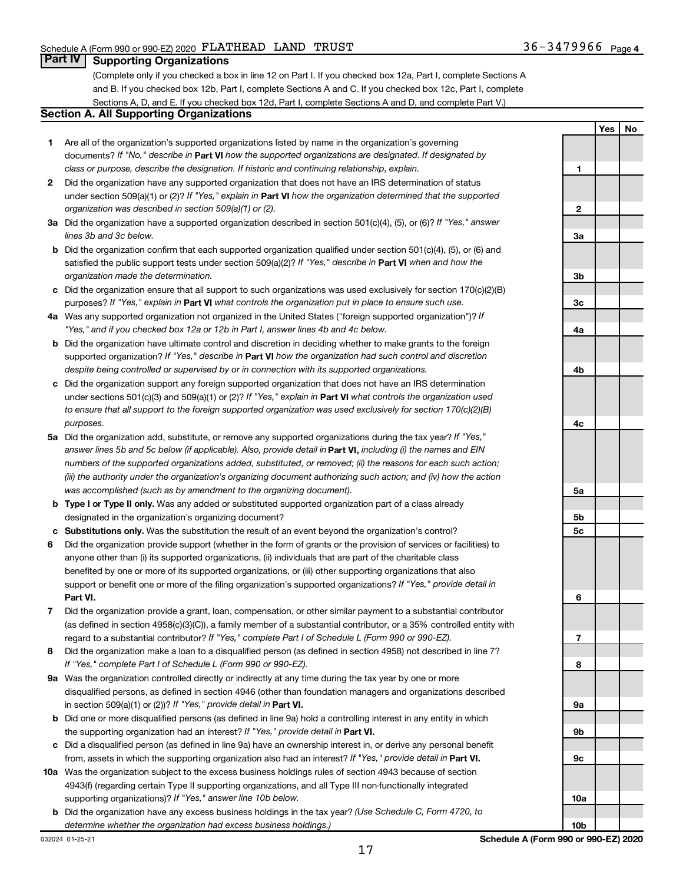Schedule A (Form 990 or 990-EZ) 2020 FLATHEAD LAND TRUST 36-3479966 Page 4

## Part IV Supporting Organizations

(Complete only if you checked a box in line 12 on Part I. If you checked box 12a, Part I, complete Sections A and B. If you checked box 12b, Part I, complete Sections A and C. If you checked box 12c, Part I, complete Sections A, D, and E. If you checked box 12d, Part I, complete Sections A and D, and complete Part V.)

### Section A. All Supporting Organizations

| | | | Yes | No |
|---|---|---|---|---|
| **1** | Are all of the organization's supported organizations listed by name in the organization's governing documents? *If "No," describe in* **Part VI** *how the supported organizations are designated. If designated by class or purpose, describe the designation. If historic and continuing relationship, explain.* | 1 | | |
| **2** | Did the organization have any supported organization that does not have an IRS determination of status under section 509(a)(1) or (2)? *If "Yes," explain in* **Part VI** *how the organization determined that the supported organization was described in section 509(a)(1) or (2).* | 2 | | |
| **3a** | Did the organization have a supported organization described in section 501(c)(4), (5), or (6)? *If "Yes," answer lines 3b and 3c below.* | 3a | | |
| **b** | Did the organization confirm that each supported organization qualified under section 501(c)(4), (5), or (6) and satisfied the public support tests under section 509(a)(2)? *If "Yes," describe in* **Part VI** *when and how the organization made the determination.* | 3b | | |
| **c** | Did the organization ensure that all support to such organizations was used exclusively for section 170(c)(2)(B) purposes? *If "Yes," explain in* **Part VI** *what controls the organization put in place to ensure such use.* | 3c | | |
| **4a** | Was any supported organization not organized in the United States ("foreign supported organization")? *If "Yes," and if you checked box 12a or 12b in Part I, answer lines 4b and 4c below.* | 4a | | |
| **b** | Did the organization have ultimate control and discretion in deciding whether to make grants to the foreign supported organization? *If "Yes," describe in* **Part VI** *how the organization had such control and discretion despite being controlled or supervised by or in connection with its supported organizations.* | 4b | | |
| **c** | Did the organization support any foreign supported organization that does not have an IRS determination under sections 501(c)(3) and 509(a)(1) or (2)? *If "Yes," explain in* **Part VI** *what controls the organization used to ensure that all support to the foreign supported organization was used exclusively for section 170(c)(2)(B) purposes.* | 4c | | |
| **5a** | Did the organization add, substitute, or remove any supported organizations during the tax year? *If "Yes," answer lines 5b and 5c below (if applicable). Also, provide detail in* **Part VI,** *including (i) the names and EIN numbers of the supported organizations added, substituted, or removed; (ii) the reasons for each such action; (iii) the authority under the organization's organizing document authorizing such action; and (iv) how the action was accomplished (such as by amendment to the organizing document).* | 5a | | |
| **b** | **Type I or Type II only.** Was any added or substituted supported organization part of a class already designated in the organization's organizing document? | 5b | | |
| **c** | **Substitutions only.** Was the substitution the result of an event beyond the organization's control? | 5c | | |
| **6** | Did the organization provide support (whether in the form of grants or the provision of services or facilities) to anyone other than (i) its supported organizations, (ii) individuals that are part of the charitable class benefited by one or more of its supported organizations, or (iii) other supporting organizations that also support or benefit one or more of the filing organization's supported organizations? *If "Yes," provide detail in* **Part VI.** | 6 | | |
| **7** | Did the organization provide a grant, loan, compensation, or other similar payment to a substantial contributor (as defined in section 4958(c)(3)(C)), a family member of a substantial contributor, or a 35% controlled entity with regard to a substantial contributor? *If "Yes," complete Part I of Schedule L (Form 990 or 990-EZ).* | 7 | | |
| **8** | Did the organization make a loan to a disqualified person (as defined in section 4958) not described in line 7? *If "Yes," complete Part I of Schedule L (Form 990 or 990-EZ).* | 8 | | |
| **9a** | Was the organization controlled directly or indirectly at any time during the tax year by one or more disqualified persons, as defined in section 4946 (other than foundation managers and organizations described in section 509(a)(1) or (2))? *If "Yes," provide detail in* **Part VI.** | 9a | | |
| **b** | Did one or more disqualified persons (as defined in line 9a) hold a controlling interest in any entity in which the supporting organization had an interest? *If "Yes," provide detail in* **Part VI.** | 9b | | |
| **c** | Did a disqualified person (as defined in line 9a) have an ownership interest in, or derive any personal benefit from, assets in which the supporting organization also had an interest? *If "Yes," provide detail in* **Part VI.** | 9c | | |
| **10a** | Was the organization subject to the excess business holdings rules of section 4943 because of section 4943(f) (regarding certain Type II supporting organizations, and all Type III non-functionally integrated supporting organizations)? *If "Yes," answer line 10b below.* | 10a | | |
| **b** | Did the organization have any excess business holdings in the tax year? *(Use Schedule C, Form 4720, to determine whether the organization had excess business holdings.)* | 10b | | |

032024 01-25-21 **Schedule A (Form 990 or 990-EZ) 2020**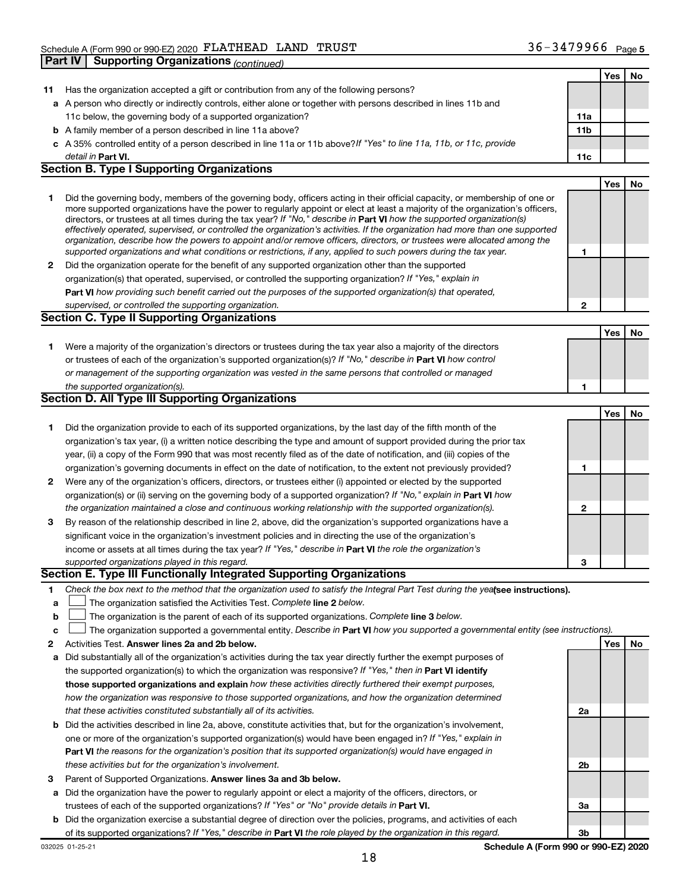Schedule A (Form 990 or 990-EZ) 2020 FLATHEAD LAND TRUST 36-3479966 Page 5

**Part IV | Supporting Organizations** *(continued)*

| | | | Yes | No |
|---|---|---|---|---|
| **11** | Has the organization accepted a gift or contribution from any of the following persons? | | | |
| **a** | A person who directly or indirectly controls, either alone or together with persons described in lines 11b and 11c below, the governing body of a supported organization? | **11a** | | |
| **b** | A family member of a person described in line 11a above? | **11b** | | |
| **c** | A 35% controlled entity of a person described in line 11a or 11b above? *If "Yes" to line 11a, 11b, or 11c, provide detail in* **Part VI.** | **11c** | | |

**Section B. Type I Supporting Organizations**

| | | | Yes | No |
|---|---|---|---|---|
| **1** | Did the governing body, members of the governing body, officers acting in their official capacity, or membership of one or more supported organizations have the power to regularly appoint or elect at least a majority of the organization's officers, directors, or trustees at all times during the tax year? *If "No," describe in* **Part VI** *how the supported organization(s) effectively operated, supervised, or controlled the organization's activities. If the organization had more than one supported organization, describe how the powers to appoint and/or remove officers, directors, or trustees were allocated among the supported organizations and what conditions or restrictions, if any, applied to such powers during the tax year.* | **1** | | |
| **2** | Did the organization operate for the benefit of any supported organization other than the supported organization(s) that operated, supervised, or controlled the supporting organization? *If "Yes," explain in* **Part VI** *how providing such benefit carried out the purposes of the supported organization(s) that operated, supervised, or controlled the supporting organization.* | **2** | | |

**Section C. Type II Supporting Organizations**

| | | | Yes | No |
|---|---|---|---|---|
| **1** | Were a majority of the organization's directors or trustees during the tax year also a majority of the directors or trustees of each of the organization's supported organization(s)? *If "No," describe in* **Part VI** *how control or management of the supporting organization was vested in the same persons that controlled or managed the supported organization(s).* | **1** | | |

**Section D. All Type III Supporting Organizations**

| | | | Yes | No |
|---|---|---|---|---|
| **1** | Did the organization provide to each of its supported organizations, by the last day of the fifth month of the organization's tax year, (i) a written notice describing the type and amount of support provided during the prior tax year, (ii) a copy of the Form 990 that was most recently filed as of the date of notification, and (iii) copies of the organization's governing documents in effect on the date of notification, to the extent not previously provided? | **1** | | |
| **2** | Were any of the organization's officers, directors, or trustees either (i) appointed or elected by the supported organization(s) or (ii) serving on the governing body of a supported organization? *If "No," explain in* **Part VI** *how the organization maintained a close and continuous working relationship with the supported organization(s).* | **2** | | |
| **3** | By reason of the relationship described in line 2, above, did the organization's supported organizations have a significant voice in the organization's investment policies and in directing the use of the organization's income or assets at all times during the tax year? *If "Yes," describe in* **Part VI** *the role the organization's supported organizations played in this regard.* | **3** | | |

**Section E. Type III Functionally Integrated Supporting Organizations**

**1** *Check the box next to the method that the organization used to satisfy the Integral Part Test during the year* **(see instructions).**

- **a** ☐ The organization satisfied the Activities Test. *Complete* **line 2** *below.*
- **b** ☐ The organization is the parent of each of its supported organizations. *Complete* **line 3** *below.*
- **c** ☐ The organization supported a governmental entity. *Describe in* **Part VI** *how you supported a governmental entity (see instructions).*

| | | | Yes | No |
|---|---|---|---|---|
| **2** | Activities Test. **Answer lines 2a and 2b below.** | | | |
| **a** | Did substantially all of the organization's activities during the tax year directly further the exempt purposes of the supported organization(s) to which the organization was responsive? *If "Yes," then in* **Part VI identify those supported organizations and explain** *how these activities directly furthered their exempt purposes, how the organization was responsive to those supported organizations, and how the organization determined that these activities constituted substantially all of its activities.* | **2a** | | |
| **b** | Did the activities described in line 2a, above, constitute activities that, but for the organization's involvement, one or more of the organization's supported organization(s) would have been engaged in? *If "Yes," explain in* **Part VI** *the reasons for the organization's position that its supported organization(s) would have engaged in these activities but for the organization's involvement.* | **2b** | | |
| **3** | Parent of Supported Organizations. **Answer lines 3a and 3b below.** | | | |
| **a** | Did the organization have the power to regularly appoint or elect a majority of the officers, directors, or trustees of each of the supported organizations? *If "Yes" or "No" provide details in* **Part VI.** | **3a** | | |
| **b** | Did the organization exercise a substantial degree of direction over the policies, programs, and activities of each of its supported organizations? *If "Yes," describe in* **Part VI** *the role played by the organization in this regard.* | **3b** | | |

032025 01-25-21 **Schedule A (Form 990 or 990-EZ) 2020**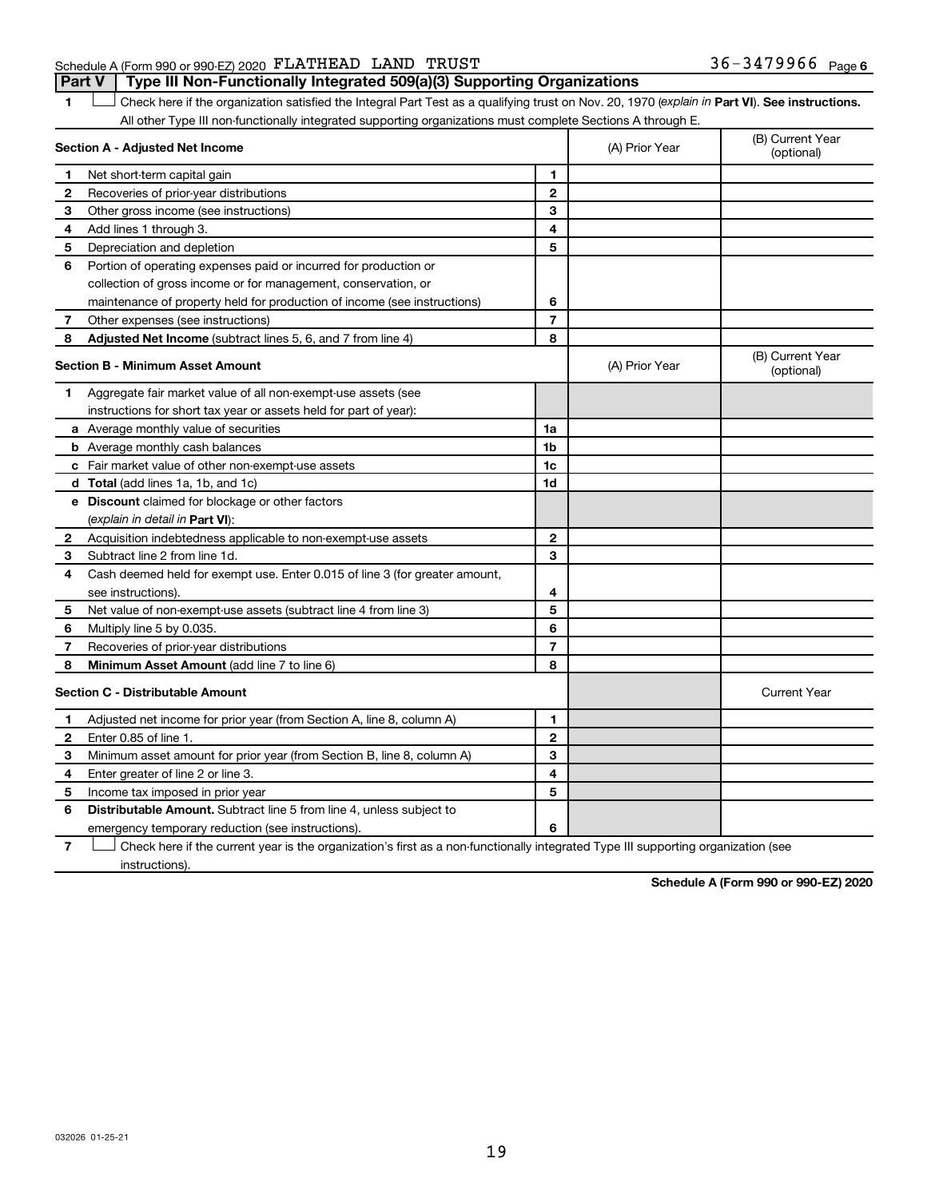Schedule A (Form 990 or 990-EZ) 2020 FLATHEAD LAND TRUST 36-3479966 Page 6

## Part V | Type III Non-Functionally Integrated 509(a)(3) Supporting Organizations

1 ☐ Check here if the organization satisfied the Integral Part Test as a qualifying trust on Nov. 20, 1970 (*explain in* **Part VI**). **See instructions.** All other Type III non-functionally integrated supporting organizations must complete Sections A through E.

| **Section A - Adjusted Net Income** | | | (A) Prior Year | (B) Current Year (optional) |
|---|---|---|---|---|
| 1 | Net short-term capital gain | 1 | | |
| 2 | Recoveries of prior-year distributions | 2 | | |
| 3 | Other gross income (see instructions) | 3 | | |
| 4 | Add lines 1 through 3. | 4 | | |
| 5 | Depreciation and depletion | 5 | | |
| 6 | Portion of operating expenses paid or incurred for production or collection of gross income or for management, conservation, or maintenance of property held for production of income (see instructions) | 6 | | |
| 7 | Other expenses (see instructions) | 7 | | |
| 8 | **Adjusted Net Income** (subtract lines 5, 6, and 7 from line 4) | 8 | | |

| **Section B - Minimum Asset Amount** | | | (A) Prior Year | (B) Current Year (optional) |
|---|---|---|---|---|
| 1 | Aggregate fair market value of all non-exempt-use assets (see instructions for short tax year or assets held for part of year): | | | |
| a | Average monthly value of securities | 1a | | |
| b | Average monthly cash balances | 1b | | |
| c | Fair market value of other non-exempt-use assets | 1c | | |
| d | **Total** (add lines 1a, 1b, and 1c) | 1d | | |
| e | **Discount** claimed for blockage or other factors (*explain in detail in* **Part VI**): | | | |
| 2 | Acquisition indebtedness applicable to non-exempt-use assets | 2 | | |
| 3 | Subtract line 2 from line 1d. | 3 | | |
| 4 | Cash deemed held for exempt use. Enter 0.015 of line 3 (for greater amount, see instructions). | 4 | | |
| 5 | Net value of non-exempt-use assets (subtract line 4 from line 3) | 5 | | |
| 6 | Multiply line 5 by 0.035. | 6 | | |
| 7 | Recoveries of prior-year distributions | 7 | | |
| 8 | **Minimum Asset Amount** (add line 7 to line 6) | 8 | | |

| **Section C - Distributable Amount** | | | | Current Year |
|---|---|---|---|---|
| 1 | Adjusted net income for prior year (from Section A, line 8, column A) | 1 | | |
| 2 | Enter 0.85 of line 1. | 2 | | |
| 3 | Minimum asset amount for prior year (from Section B, line 8, column A) | 3 | | |
| 4 | Enter greater of line 2 or line 3. | 4 | | |
| 5 | Income tax imposed in prior year | 5 | | |
| 6 | **Distributable Amount.** Subtract line 5 from line 4, unless subject to emergency temporary reduction (see instructions). | 6 | | |

7 ☐ Check here if the current year is the organization's first as a non-functionally integrated Type III supporting organization (see instructions).

**Schedule A (Form 990 or 990-EZ) 2020**

032026 01-25-21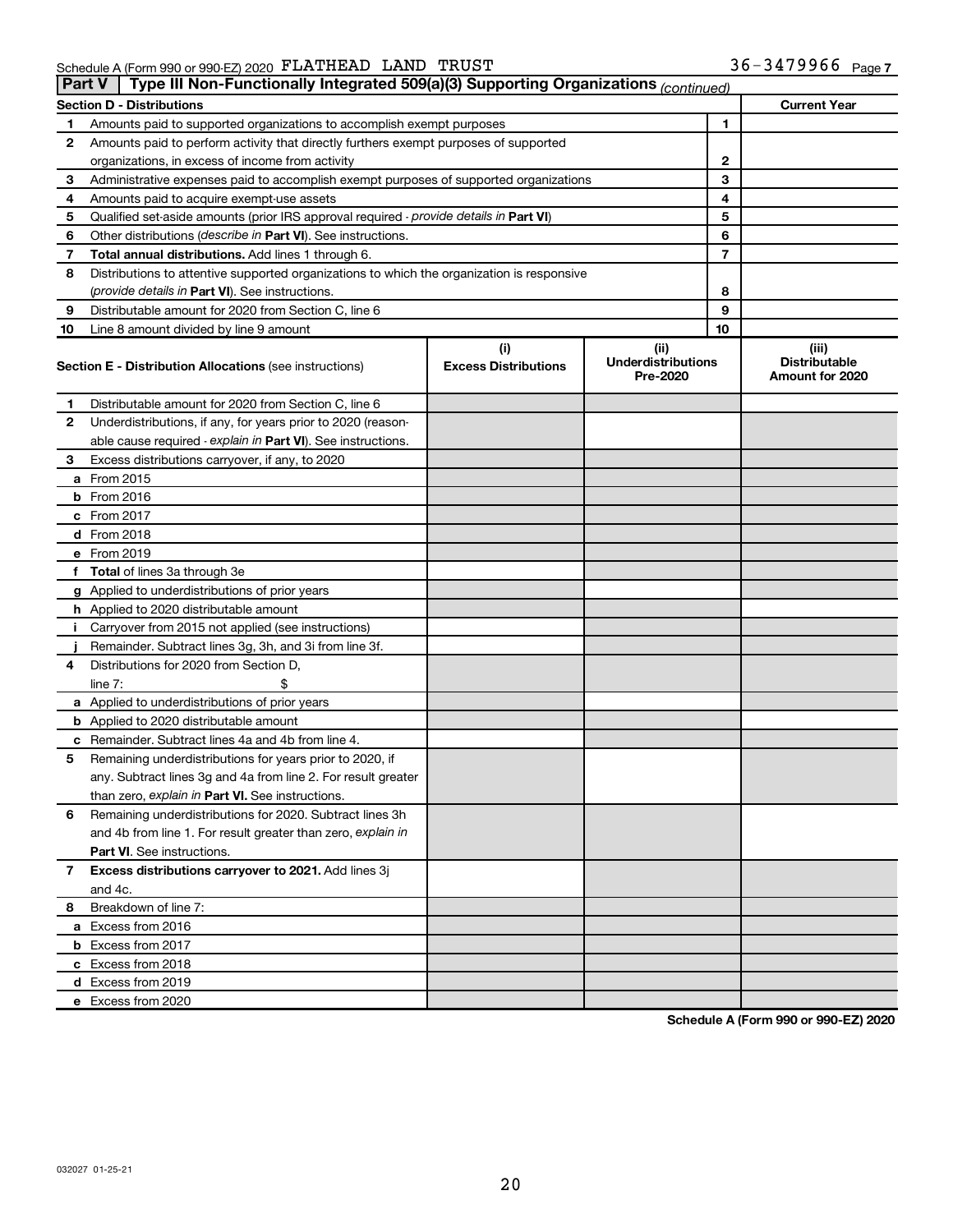Schedule A (Form 990 or 990-EZ) 2020 FLATHEAD LAND TRUST 36-3479966 Page 7

## Part V Type III Non-Functionally Integrated 509(a)(3) Supporting Organizations *(continued)*

| Section D - Distributions | | | Current Year |
|---|---|---|---|
| 1 | Amounts paid to supported organizations to accomplish exempt purposes | 1 | |
| 2 | Amounts paid to perform activity that directly furthers exempt purposes of supported organizations, in excess of income from activity | 2 | |
| 3 | Administrative expenses paid to accomplish exempt purposes of supported organizations | 3 | |
| 4 | Amounts paid to acquire exempt-use assets | 4 | |
| 5 | Qualified set-aside amounts (prior IRS approval required - *provide details in* **Part VI**) | 5 | |
| 6 | Other distributions (*describe in* **Part VI**). See instructions. | 6 | |
| 7 | **Total annual distributions.** Add lines 1 through 6. | 7 | |
| 8 | Distributions to attentive supported organizations to which the organization is responsive (*provide details in* **Part VI**). See instructions. | 8 | |
| 9 | Distributable amount for 2020 from Section C, line 6 | 9 | |
| 10 | Line 8 amount divided by line 9 amount | 10 | |

| | **Section E - Distribution Allocations** (see instructions) | (i) Excess Distributions | (ii) Underdistributions Pre-2020 | (iii) Distributable Amount for 2020 |
|---|---|---|---|---|
| 1 | Distributable amount for 2020 from Section C, line 6 | | | |
| 2 | Underdistributions, if any, for years prior to 2020 (reasonable cause required - *explain in* **Part VI**). See instructions. | | | |
| 3 | Excess distributions carryover, if any, to 2020 | | | |
| a | From 2015 | | | |
| b | From 2016 | | | |
| c | From 2017 | | | |
| d | From 2018 | | | |
| e | From 2019 | | | |
| f | **Total** of lines 3a through 3e | | | |
| g | Applied to underdistributions of prior years | | | |
| h | Applied to 2020 distributable amount | | | |
| i | Carryover from 2015 not applied (see instructions) | | | |
| j | Remainder. Subtract lines 3g, 3h, and 3i from line 3f. | | | |
| 4 | Distributions for 2020 from Section D, line 7: $ | | | |
| a | Applied to underdistributions of prior years | | | |
| b | Applied to 2020 distributable amount | | | |
| c | Remainder. Subtract lines 4a and 4b from line 4. | | | |
| 5 | Remaining underdistributions for years prior to 2020, if any. Subtract lines 3g and 4a from line 2. For result greater than zero, *explain in* **Part VI.** See instructions. | | | |
| 6 | Remaining underdistributions for 2020. Subtract lines 3h and 4b from line 1. For result greater than zero, *explain in* **Part VI**. See instructions. | | | |
| 7 | **Excess distributions carryover to 2021.** Add lines 3j and 4c. | | | |
| 8 | Breakdown of line 7: | | | |
| a | Excess from 2016 | | | |
| b | Excess from 2017 | | | |
| c | Excess from 2018 | | | |
| d | Excess from 2019 | | | |
| e | Excess from 2020 | | | |

**Schedule A (Form 990 or 990-EZ) 2020**

032027 01-25-21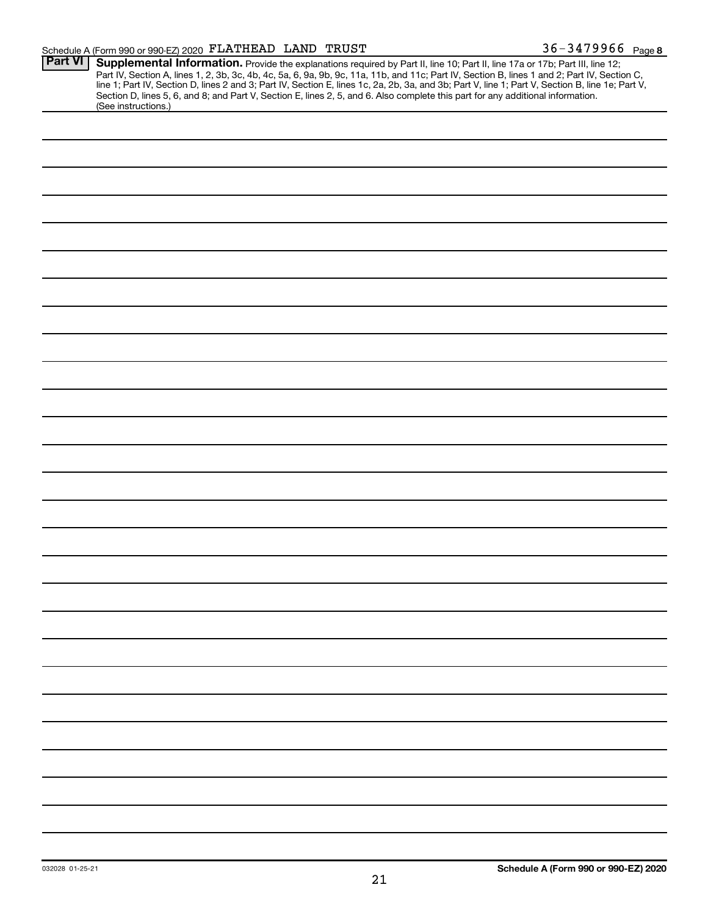Schedule A (Form 990 or 990-EZ) 2020 FLATHEAD LAND TRUST 36-3479966 Page 8

**Part VI** **Supplemental Information.** Provide the explanations required by Part II, line 10; Part II, line 17a or 17b; Part III, line 12; Part IV, Section A, lines 1, 2, 3b, 3c, 4b, 4c, 5a, 6, 9a, 9b, 9c, 11a, 11b, and 11c; Part IV, Section B, lines 1 and 2; Part IV, Section C, line 1; Part IV, Section D, lines 2 and 3; Part IV, Section E, lines 1c, 2a, 2b, 3a, and 3b; Part V, line 1; Part V, Section B, line 1e; Part V, Section D, lines 5, 6, and 8; and Part V, Section E, lines 2, 5, and 6. Also complete this part for any additional information. (See instructions.)

032028 01-25-21 **Schedule A (Form 990 or 990-EZ) 2020**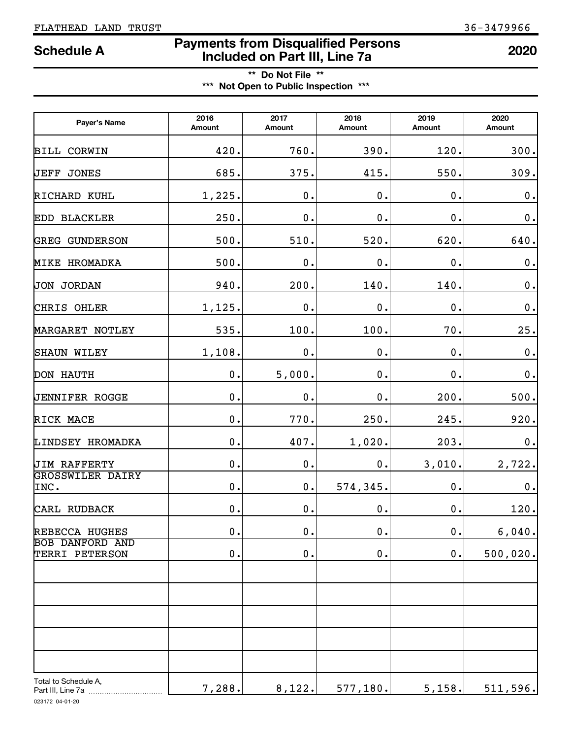FLATHEAD LAND TRUST 36-3479966

# Schedule A — Payments from Disqualified Persons Included on Part III, Line 7a — 2020

**\*\* Do Not File \*\***

**\*\*\* Not Open to Public Inspection \*\*\***

| Payer's Name | 2016 Amount | 2017 Amount | 2018 Amount | 2019 Amount | 2020 Amount |
|---|---|---|---|---|---|
| BILL CORWIN | 420. | 760. | 390. | 120. | 300. |
| JEFF JONES | 685. | 375. | 415. | 550. | 309. |
| RICHARD KUHL | 1,225. | 0. | 0. | 0. | 0. |
| EDD BLACKLER | 250. | 0. | 0. | 0. | 0. |
| GREG GUNDERSON | 500. | 510. | 520. | 620. | 640. |
| MIKE HROMADKA | 500. | 0. | 0. | 0. | 0. |
| JON JORDAN | 940. | 200. | 140. | 140. | 0. |
| CHRIS OHLER | 1,125. | 0. | 0. | 0. | 0. |
| MARGARET NOTLEY | 535. | 100. | 100. | 70. | 25. |
| SHAUN WILEY | 1,108. | 0. | 0. | 0. | 0. |
| DON HAUTH | 0. | 5,000. | 0. | 0. | 0. |
| JENNIFER ROGGE | 0. | 0. | 0. | 200. | 500. |
| RICK MACE | 0. | 770. | 250. | 245. | 920. |
| LINDSEY HROMADKA | 0. | 407. | 1,020. | 203. | 0. |
| JIM RAFFERTY | 0. | 0. | 0. | 3,010. | 2,722. |
| GROSSWILER DAIRY INC. | 0. | 0. | 574,345. | 0. | 0. |
| CARL RUDBACK | 0. | 0. | 0. | 0. | 120. |
| REBECCA HUGHES | 0. | 0. | 0. | 0. | 6,040. |
| BOB DANFORD AND TERRI PETERSON | 0. | 0. | 0. | 0. | 500,020. |
| | | | | | |
| | | | | | |
| | | | | | |
| | | | | | |
| | | | | | |
| Total to Schedule A, Part III, Line 7a | 7,288. | 8,122. | 577,180. | 5,158. | 511,596. |

023172 04-01-20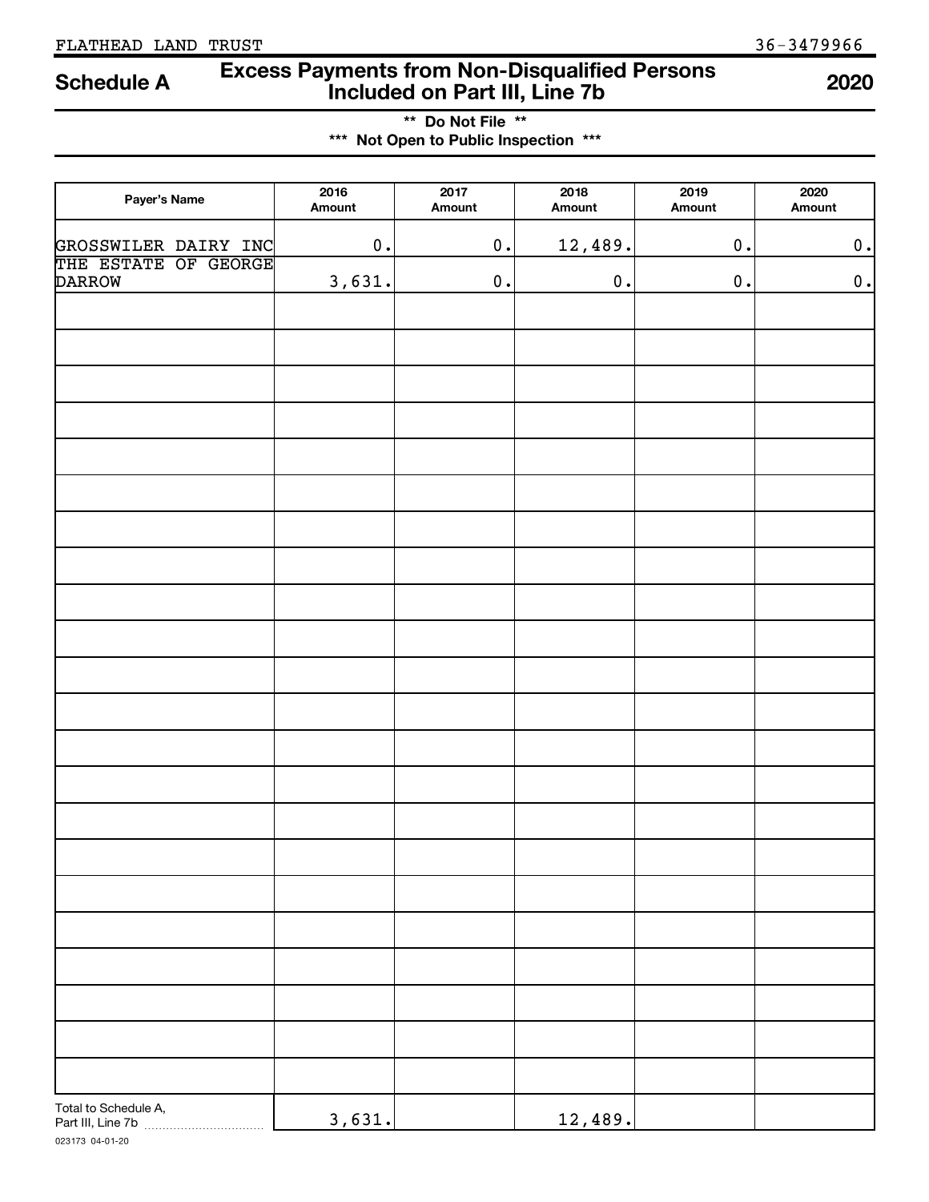FLATHEAD LAND TRUST 36-3479966

# Schedule A — Excess Payments from Non-Disqualified Persons Included on Part III, Line 7b — 2020

**\*\* Do Not File \*\***

**\*\*\* Not Open to Public Inspection \*\*\***

| Payer's Name | 2016 Amount | 2017 Amount | 2018 Amount | 2019 Amount | 2020 Amount |
|---|---|---|---|---|---|
| GROSSWILER DAIRY INC | 0. | 0. | 12,489. | 0. | 0. |
| THE ESTATE OF GEORGE DARROW | 3,631. | 0. | 0. | 0. | 0. |
| Total to Schedule A, Part III, Line 7b | 3,631. | | 12,489. | | |

023173 04-01-20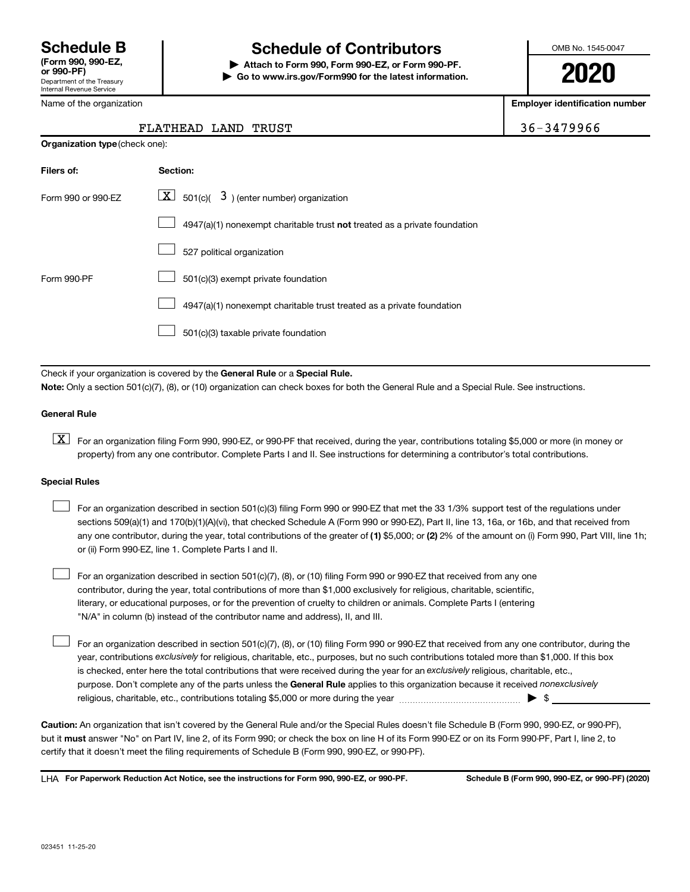**Schedule B**
**(Form 990, 990-EZ, or 990-PF)**
Department of the Treasury
Internal Revenue Service

# Schedule of Contributors

▶ **Attach to Form 990, Form 990-EZ, or Form 990-PF.**
▶ **Go to www.irs.gov/Form990 for the latest information.**

OMB No. 1545-0047

**2020**

| Name of the organization | Employer identification number |
|---|---|
| FLATHEAD LAND TRUST | 36-3479966 |

**Organization type** (check one):

| Filers of: | Section: |
|---|---|
| Form 990 or 990-EZ | [X] 501(c)( 3 ) (enter number) organization |
| | [ ] 4947(a)(1) nonexempt charitable trust **not** treated as a private foundation |
| | [ ] 527 political organization |
| Form 990-PF | [ ] 501(c)(3) exempt private foundation |
| | [ ] 4947(a)(1) nonexempt charitable trust treated as a private foundation |
| | [ ] 501(c)(3) taxable private foundation |

Check if your organization is covered by the **General Rule** or a **Special Rule.**

**Note:** Only a section 501(c)(7), (8), or (10) organization can check boxes for both the General Rule and a Special Rule. See instructions.

**General Rule**

[X] For an organization filing Form 990, 990-EZ, or 990-PF that received, during the year, contributions totaling $5,000 or more (in money or property) from any one contributor. Complete Parts I and II. See instructions for determining a contributor's total contributions.

**Special Rules**

[ ] For an organization described in section 501(c)(3) filing Form 990 or 990-EZ that met the 33 1/3% support test of the regulations under sections 509(a)(1) and 170(b)(1)(A)(vi), that checked Schedule A (Form 990 or 990-EZ), Part II, line 13, 16a, or 16b, and that received from any one contributor, during the year, total contributions of the greater of **(1)** $5,000; or **(2)** 2% of the amount on (i) Form 990, Part VIII, line 1h; or (ii) Form 990-EZ, line 1. Complete Parts I and II.

[ ] For an organization described in section 501(c)(7), (8), or (10) filing Form 990 or 990-EZ that received from any one contributor, during the year, total contributions of more than $1,000 exclusively for religious, charitable, scientific, literary, or educational purposes, or for the prevention of cruelty to children or animals. Complete Parts I (entering "N/A" in column (b) instead of the contributor name and address), II, and III.

[ ] For an organization described in section 501(c)(7), (8), or (10) filing Form 990 or 990-EZ that received from any one contributor, during the year, contributions *exclusively* for religious, charitable, etc., purposes, but no such contributions totaled more than $1,000. If this box is checked, enter here the total contributions that were received during the year for an *exclusively* religious, charitable, etc., purpose. Don't complete any of the parts unless the **General Rule** applies to this organization because it received *nonexclusively* religious, charitable, etc., contributions totaling $5,000 or more during the year ▶ $ \_\_\_\_\_\_\_\_\_\_

**Caution:** An organization that isn't covered by the General Rule and/or the Special Rules doesn't file Schedule B (Form 990, 990-EZ, or 990-PF), but it **must** answer "No" on Part IV, line 2, of its Form 990; or check the box on line H of its Form 990-EZ or on its Form 990-PF, Part I, line 2, to certify that it doesn't meet the filing requirements of Schedule B (Form 990, 990-EZ, or 990-PF).

LHA **For Paperwork Reduction Act Notice, see the instructions for Form 990, 990-EZ, or 990-PF.** **Schedule B (Form 990, 990-EZ, or 990-PF) (2020)**

023451 11-25-20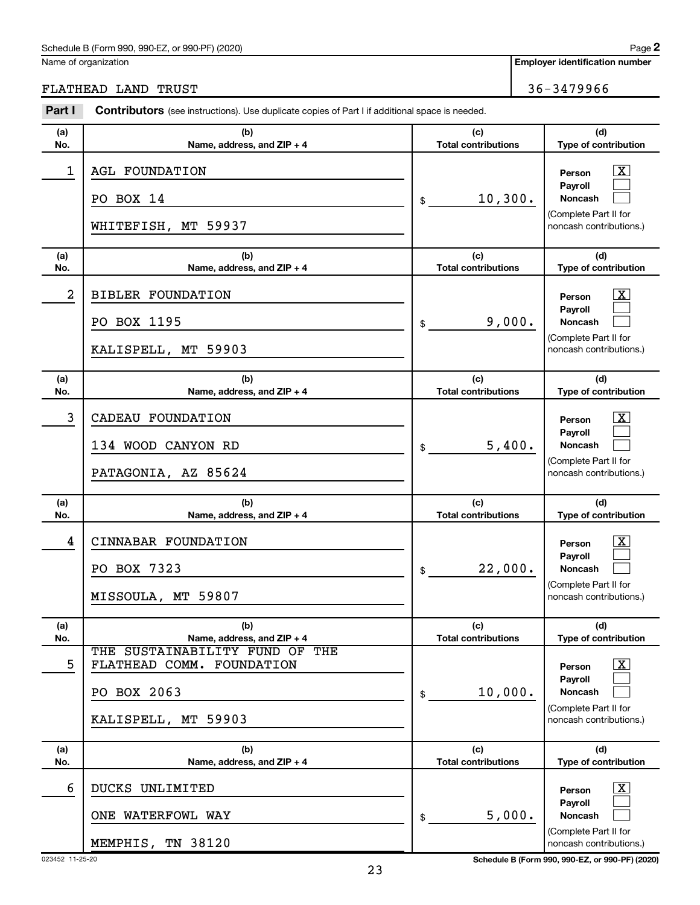Schedule B (Form 990, 990-EZ, or 990-PF) (2020)

Name of organization: FLATHEAD LAND TRUST

Employer identification number: 36-3479966

**Part I** **Contributors** (see instructions). Use duplicate copies of Part I if additional space is needed.

| (a) No. | (b) Name, address, and ZIP + 4 | (c) Total contributions | (d) Type of contribution |
|---|---|---|---|
| 1 | AGL FOUNDATION<br>PO BOX 14<br>WHITEFISH, MT 59937 | $ 10,300. | Person [X]<br>Payroll [ ]<br>Noncash [ ]<br>(Complete Part II for noncash contributions.) |
| 2 | BIBLER FOUNDATION<br>PO BOX 1195<br>KALISPELL, MT 59903 | $ 9,000. | Person [X]<br>Payroll [ ]<br>Noncash [ ]<br>(Complete Part II for noncash contributions.) |
| 3 | CADEAU FOUNDATION<br>134 WOOD CANYON RD<br>PATAGONIA, AZ 85624 | $ 5,400. | Person [X]<br>Payroll [ ]<br>Noncash [ ]<br>(Complete Part II for noncash contributions.) |
| 4 | CINNABAR FOUNDATION<br>PO BOX 7323<br>MISSOULA, MT 59807 | $ 22,000. | Person [X]<br>Payroll [ ]<br>Noncash [ ]<br>(Complete Part II for noncash contributions.) |
| 5 | THE SUSTAINABILITY FUND OF THE FLATHEAD COMM. FOUNDATION<br>PO BOX 2063<br>KALISPELL, MT 59903 | $ 10,000. | Person [X]<br>Payroll [ ]<br>Noncash [ ]<br>(Complete Part II for noncash contributions.) |
| 6 | DUCKS UNLIMITED<br>ONE WATERFOWL WAY<br>MEMPHIS, TN 38120 | $ 5,000. | Person [X]<br>Payroll [ ]<br>Noncash [ ]<br>(Complete Part II for noncash contributions.) |

023452 11-25-20

Schedule B (Form 990, 990-EZ, or 990-PF) (2020)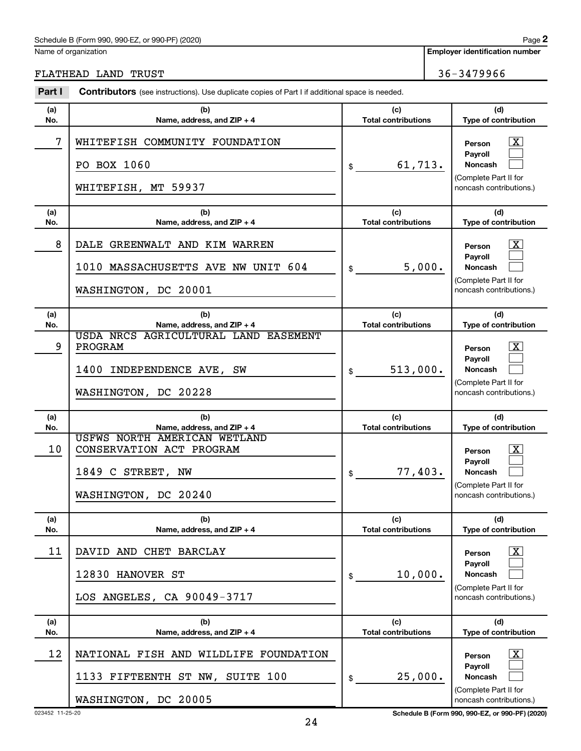Schedule B (Form 990, 990-EZ, or 990-PF) (2020)

Name of organization: FLATHEAD LAND TRUST

Employer identification number: 36-3479966

**Part I** **Contributors** (see instructions). Use duplicate copies of Part I if additional space is needed.

| (a) No. | (b) Name, address, and ZIP + 4 | (c) Total contributions | (d) Type of contribution |
|---|---|---|---|
| 7 | WHITEFISH COMMUNITY FOUNDATION<br>PO BOX 1060<br>WHITEFISH, MT 59937 | $ 61,713. | Person [X]<br>Payroll [ ]<br>Noncash [ ]<br>(Complete Part II for noncash contributions.) |
| 8 | DALE GREENWALT AND KIM WARREN<br>1010 MASSACHUSETTS AVE NW UNIT 604<br>WASHINGTON, DC 20001 | $ 5,000. | Person [X]<br>Payroll [ ]<br>Noncash [ ]<br>(Complete Part II for noncash contributions.) |
| 9 | USDA NRCS AGRICULTURAL LAND EASEMENT PROGRAM<br>1400 INDEPENDENCE AVE, SW<br>WASHINGTON, DC 20228 | $ 513,000. | Person [X]<br>Payroll [ ]<br>Noncash [ ]<br>(Complete Part II for noncash contributions.) |
| 10 | USFWS NORTH AMERICAN WETLAND CONSERVATION ACT PROGRAM<br>1849 C STREET, NW<br>WASHINGTON, DC 20240 | $ 77,403. | Person [X]<br>Payroll [ ]<br>Noncash [ ]<br>(Complete Part II for noncash contributions.) |
| 11 | DAVID AND CHET BARCLAY<br>12830 HANOVER ST<br>LOS ANGELES, CA 90049-3717 | $ 10,000. | Person [X]<br>Payroll [ ]<br>Noncash [ ]<br>(Complete Part II for noncash contributions.) |
| 12 | NATIONAL FISH AND WILDLIFE FOUNDATION<br>1133 FIFTEENTH ST NW, SUITE 100<br>WASHINGTON, DC 20005 | $ 25,000. | Person [X]<br>Payroll [ ]<br>Noncash [ ]<br>(Complete Part II for noncash contributions.) |

023452 11-25-20

Schedule B (Form 990, 990-EZ, or 990-PF) (2020)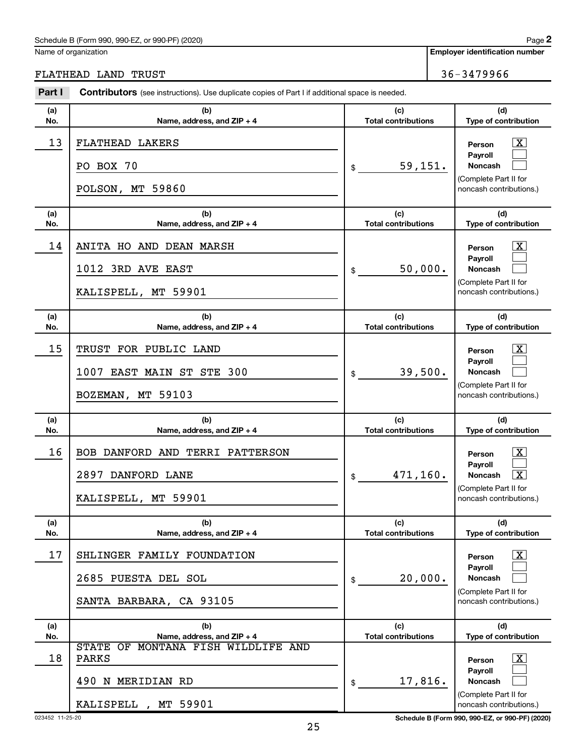Schedule B (Form 990, 990-EZ, or 990-PF) (2020) Page **2**

Name of organization: FLATHEAD LAND TRUST

**Employer identification number:** 36-3479966

**Part I** **Contributors** (see instructions). Use duplicate copies of Part I if additional space is needed.

| (a) No. | (b) Name, address, and ZIP + 4 | (c) Total contributions | (d) Type of contribution |
|---|---|---|---|
| 13 | FLATHEAD LAKERS<br>PO BOX 70<br>POLSON, MT 59860 | $ 59,151. | Person [X]<br>Payroll [ ]<br>Noncash [ ]<br>(Complete Part II for noncash contributions.) |
| 14 | ANITA HO AND DEAN MARSH<br>1012 3RD AVE EAST<br>KALISPELL, MT 59901 | $ 50,000. | Person [X]<br>Payroll [ ]<br>Noncash [ ]<br>(Complete Part II for noncash contributions.) |
| 15 | TRUST FOR PUBLIC LAND<br>1007 EAST MAIN ST STE 300<br>BOZEMAN, MT 59103 | $ 39,500. | Person [X]<br>Payroll [ ]<br>Noncash [ ]<br>(Complete Part II for noncash contributions.) |
| 16 | BOB DANFORD AND TERRI PATTERSON<br>2897 DANFORD LANE<br>KALISPELL, MT 59901 | $ 471,160. | Person [X]<br>Payroll [ ]<br>Noncash [X]<br>(Complete Part II for noncash contributions.) |
| 17 | SHLINGER FAMILY FOUNDATION<br>2685 PUESTA DEL SOL<br>SANTA BARBARA, CA 93105 | $ 20,000. | Person [X]<br>Payroll [ ]<br>Noncash [ ]<br>(Complete Part II for noncash contributions.) |
| 18 | STATE OF MONTANA FISH WILDLIFE AND PARKS<br>490 N MERIDIAN RD<br>KALISPELL , MT 59901 | $ 17,816. | Person [X]<br>Payroll [ ]<br>Noncash [ ]<br>(Complete Part II for noncash contributions.) |

023452 11-25-20 **Schedule B (Form 990, 990-EZ, or 990-PF) (2020)**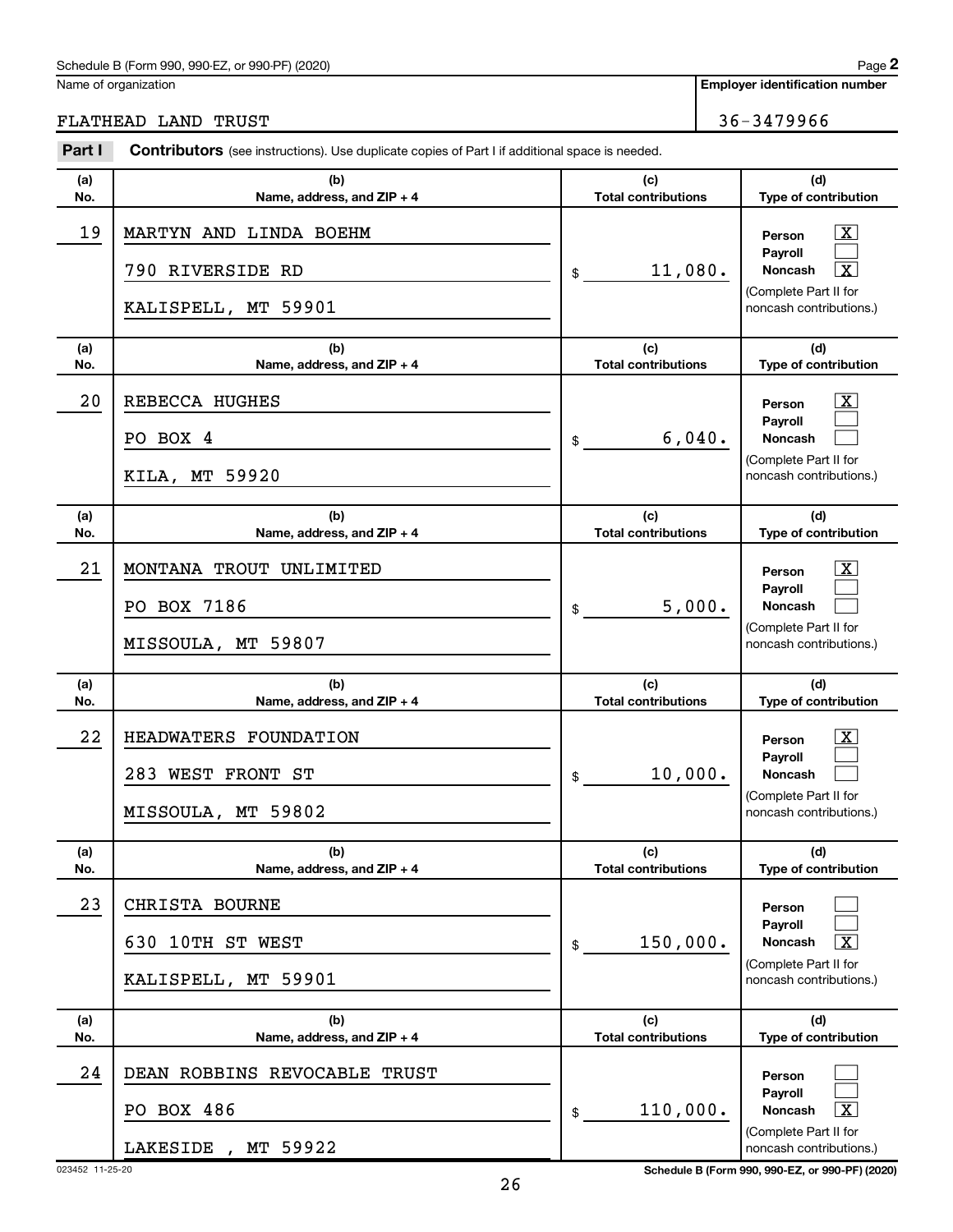Schedule B (Form 990, 990-EZ, or 990-PF) (2020) Page **2**

Name of organization: FLATHEAD LAND TRUST

Employer identification number: 36-3479966

**Part I** **Contributors** (see instructions). Use duplicate copies of Part I if additional space is needed.

| (a) No. | (b) Name, address, and ZIP + 4 | (c) Total contributions | (d) Type of contribution |
|---|---|---|---|
| 19 | MARTYN AND LINDA BOEHM<br>790 RIVERSIDE RD<br>KALISPELL, MT 59901 | $ 11,080. | Person [X]<br>Payroll [ ]<br>Noncash [X]<br>(Complete Part II for noncash contributions.) |
| 20 | REBECCA HUGHES<br>PO BOX 4<br>KILA, MT 59920 | $ 6,040. | Person [X]<br>Payroll [ ]<br>Noncash [ ]<br>(Complete Part II for noncash contributions.) |
| 21 | MONTANA TROUT UNLIMITED<br>PO BOX 7186<br>MISSOULA, MT 59807 | $ 5,000. | Person [X]<br>Payroll [ ]<br>Noncash [ ]<br>(Complete Part II for noncash contributions.) |
| 22 | HEADWATERS FOUNDATION<br>283 WEST FRONT ST<br>MISSOULA, MT 59802 | $ 10,000. | Person [X]<br>Payroll [ ]<br>Noncash [ ]<br>(Complete Part II for noncash contributions.) |
| 23 | CHRISTA BOURNE<br>630 10TH ST WEST<br>KALISPELL, MT 59901 | $ 150,000. | Person [ ]<br>Payroll [ ]<br>Noncash [X]<br>(Complete Part II for noncash contributions.) |
| 24 | DEAN ROBBINS REVOCABLE TRUST<br>PO BOX 486<br>LAKESIDE , MT 59922 | $ 110,000. | Person [ ]<br>Payroll [ ]<br>Noncash [X]<br>(Complete Part II for noncash contributions.) |

023452 11-25-20

Schedule B (Form 990, 990-EZ, or 990-PF) (2020)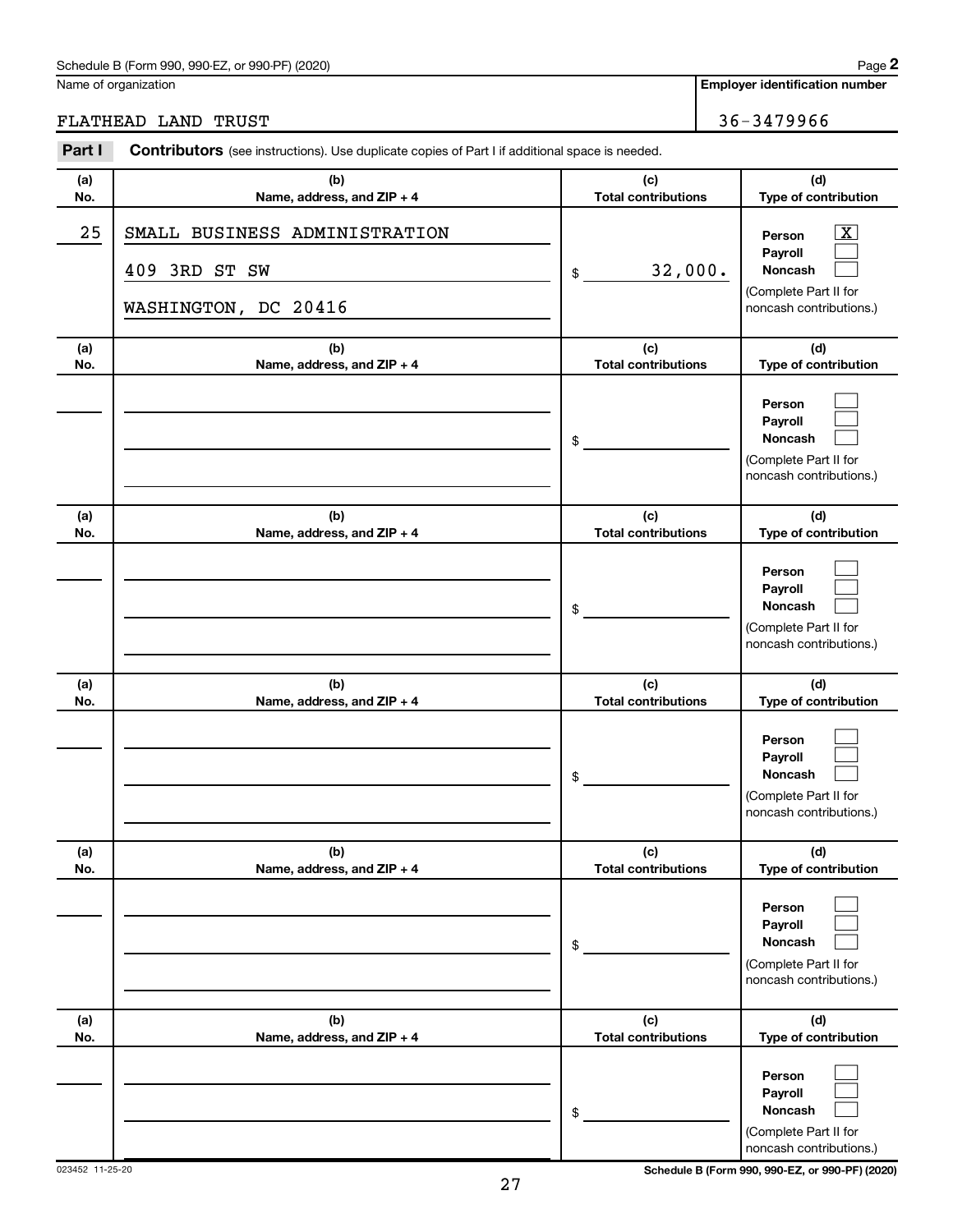Schedule B (Form 990, 990-EZ, or 990-PF) (2020) Page **2**

Name of organization: FLATHEAD LAND TRUST

**Employer identification number:** 36-3479966

**Part I** **Contributors** (see instructions). Use duplicate copies of Part I if additional space is needed.

| (a) No. | (b) Name, address, and ZIP + 4 | (c) Total contributions | (d) Type of contribution |
|---|---|---|---|
| 25 | SMALL BUSINESS ADMINISTRATION<br>409 3RD ST SW<br>WASHINGTON, DC 20416 | $ 32,000. | Person [X]<br>Payroll [ ]<br>Noncash [ ]<br>(Complete Part II for noncash contributions.) |
| | | $ | Person [ ]<br>Payroll [ ]<br>Noncash [ ]<br>(Complete Part II for noncash contributions.) |
| | | $ | Person [ ]<br>Payroll [ ]<br>Noncash [ ]<br>(Complete Part II for noncash contributions.) |
| | | $ | Person [ ]<br>Payroll [ ]<br>Noncash [ ]<br>(Complete Part II for noncash contributions.) |
| | | $ | Person [ ]<br>Payroll [ ]<br>Noncash [ ]<br>(Complete Part II for noncash contributions.) |
| | | $ | Person [ ]<br>Payroll [ ]<br>Noncash [ ]<br>(Complete Part II for noncash contributions.) |

023452 11-25-20

**Schedule B (Form 990, 990-EZ, or 990-PF) (2020)**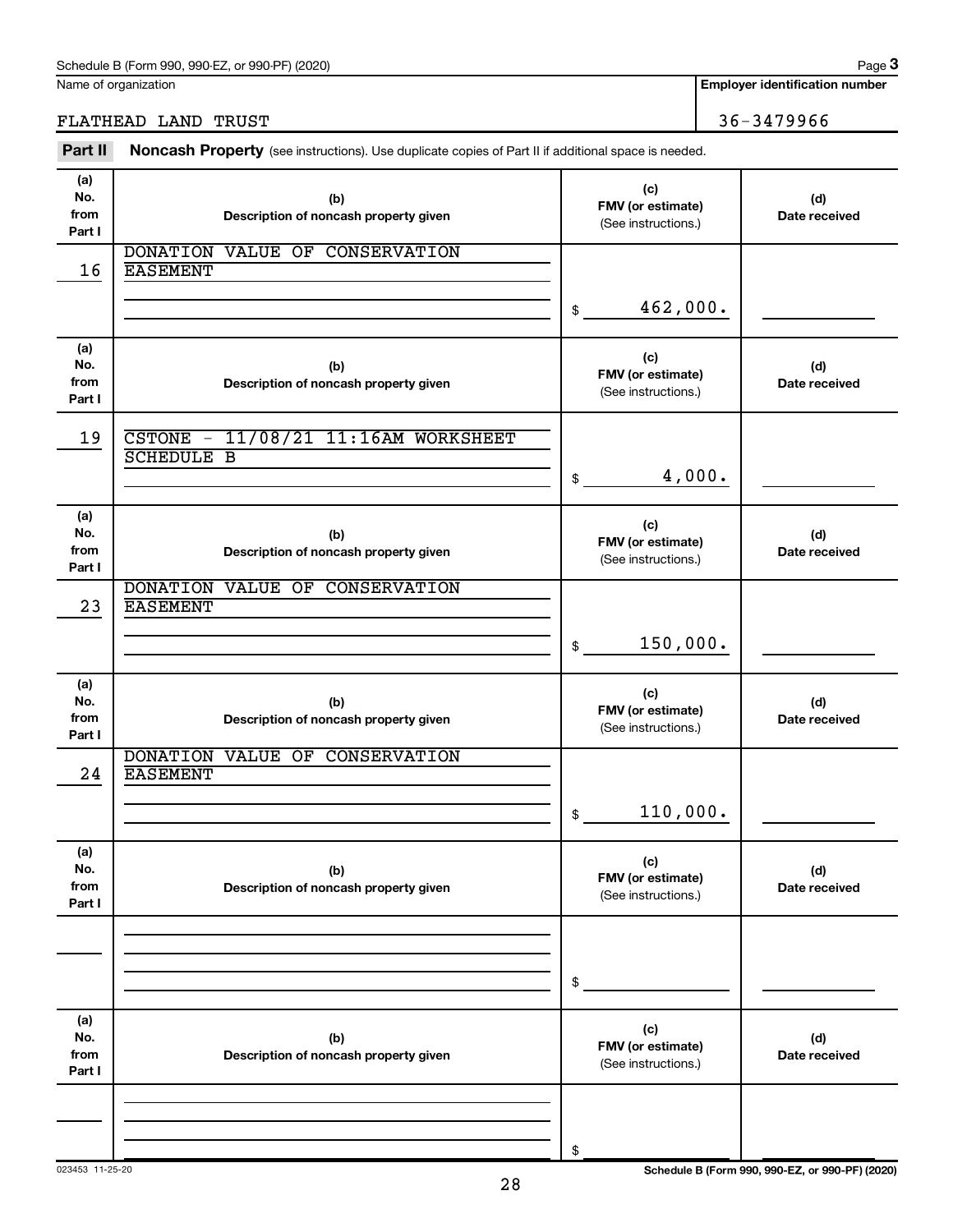Schedule B (Form 990, 990-EZ, or 990-PF) (2020) Page **3**

Name of organization: FLATHEAD LAND TRUST

**Employer identification number**: 36-3479966

**Part II** **Noncash Property** (see instructions). Use duplicate copies of Part II if additional space is needed.

| (a) No. from Part I | (b) Description of noncash property given | (c) FMV (or estimate) (See instructions.) | (d) Date received |
|---|---|---|---|
| 16 | DONATION VALUE OF CONSERVATION EASEMENT | $ 462,000. | |
| 19 | CSTONE - 11/08/21 11:16AM WORKSHEET SCHEDULE B | $ 4,000. | |
| 23 | DONATION VALUE OF CONSERVATION EASEMENT | $ 150,000. | |
| 24 | DONATION VALUE OF CONSERVATION EASEMENT | $ 110,000. | |
| | | $ | |
| | | $ | |

023453 11-25-20

Schedule B (Form 990, 990-EZ, or 990-PF) (2020)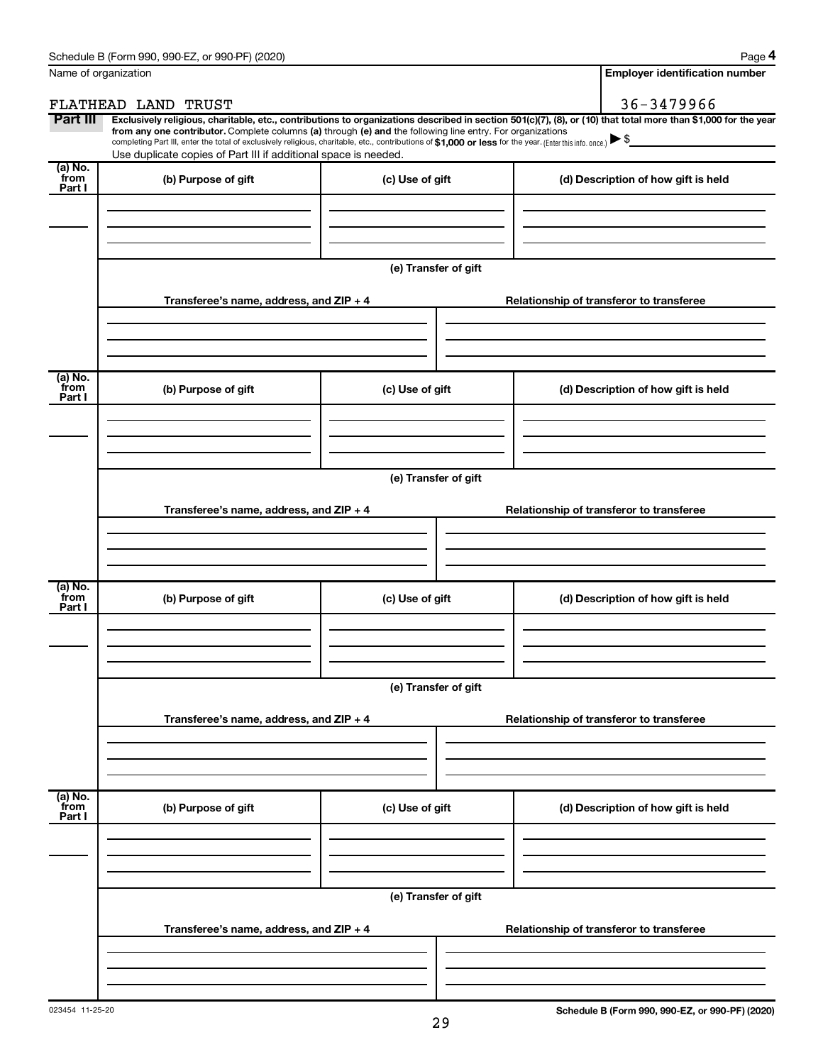Schedule B (Form 990, 990-EZ, or 990-PF) (2020) Page **4**

| Name of organization | Employer identification number |
|---|---|
| FLATHEAD LAND TRUST | 36-3479966 |

**Part III** **Exclusively religious, charitable, etc., contributions to organizations described in section 501(c)(7), (8), or (10) that total more than $1,000 for the year from any one contributor.** Complete columns **(a)** through **(e)** and the following line entry. For organizations completing Part III, enter the total of exclusively religious, charitable, etc., contributions of **$1,000 or less** for the year. (Enter this info. once.) ▶ $

Use duplicate copies of Part III if additional space is needed.

| (a) No. from Part I | (b) Purpose of gift | (c) Use of gift | (d) Description of how gift is held |
|---|---|---|---|
| | | | |

**(e) Transfer of gift**

| Transferee's name, address, and ZIP + 4 | Relationship of transferor to transferee |
|---|---|
| | |

| (a) No. from Part I | (b) Purpose of gift | (c) Use of gift | (d) Description of how gift is held |
|---|---|---|---|
| | | | |

**(e) Transfer of gift**

| Transferee's name, address, and ZIP + 4 | Relationship of transferor to transferee |
|---|---|
| | |

| (a) No. from Part I | (b) Purpose of gift | (c) Use of gift | (d) Description of how gift is held |
|---|---|---|---|
| | | | |

**(e) Transfer of gift**

| Transferee's name, address, and ZIP + 4 | Relationship of transferor to transferee |
|---|---|
| | |

| (a) No. from Part I | (b) Purpose of gift | (c) Use of gift | (d) Description of how gift is held |
|---|---|---|---|
| | | | |

**(e) Transfer of gift**

| Transferee's name, address, and ZIP + 4 | Relationship of transferor to transferee |
|---|---|
| | |

023454 11-25-20 **Schedule B (Form 990, 990-EZ, or 990-PF) (2020)**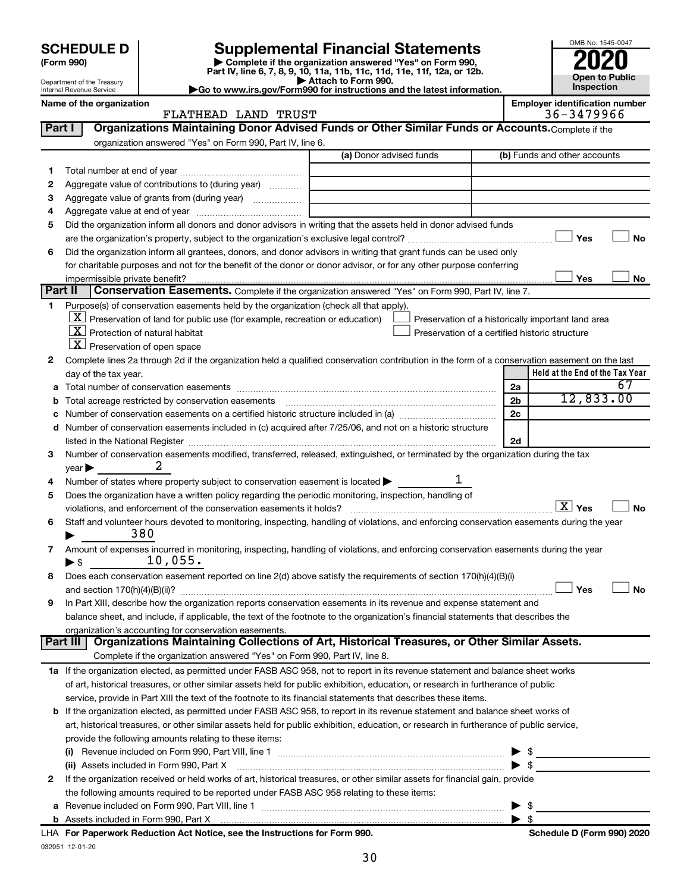**SCHEDULE D (Form 990)**

Department of the Treasury
Internal Revenue Service

# Supplemental Financial Statements

▶ Complete if the organization answered "Yes" on Form 990, Part IV, line 6, 7, 8, 9, 10, 11a, 11b, 11c, 11d, 11e, 11f, 12a, or 12b.
▶ Attach to Form 990.
▶Go to www.irs.gov/Form990 for instructions and the latest information.

OMB No. 1545-0047
**2020**
**Open to Public Inspection**

**Name of the organization:** FLATHEAD LAND TRUST
**Employer identification number:** 36-3479966

## Part I — Organizations Maintaining Donor Advised Funds or Other Similar Funds or Accounts.

Complete if the organization answered "Yes" on Form 990, Part IV, line 6.

| | | (a) Donor advised funds | (b) Funds and other accounts |
|---|---|---|---|
| 1 | Total number at end of year | | |
| 2 | Aggregate value of contributions to (during year) | | |
| 3 | Aggregate value of grants from (during year) | | |
| 4 | Aggregate value at end of year | | |

5 Did the organization inform all donors and donor advisors in writing that the assets held in donor advised funds are the organization's property, subject to the organization's exclusive legal control? ☐ Yes ☐ No

6 Did the organization inform all grantees, donors, and donor advisors in writing that grant funds can be used only for charitable purposes and not for the benefit of the donor or donor advisor, or for any other purpose conferring impermissible private benefit? ☐ Yes ☐ No

## Part II — Conservation Easements.

Complete if the organization answered "Yes" on Form 990, Part IV, line 7.

1 Purpose(s) of conservation easements held by the organization (check all that apply).

- ☒ Preservation of land for public use (for example, recreation or education)
- ☒ Protection of natural habitat
- ☒ Preservation of open space
- ☐ Preservation of a historically important land area
- ☐ Preservation of a certified historic structure

2 Complete lines 2a through 2d if the organization held a qualified conservation contribution in the form of a conservation easement on the last day of the tax year.

| | | | Held at the End of the Tax Year |
|---|---|---|---|
| a | Total number of conservation easements | 2a | 67 |
| b | Total acreage restricted by conservation easements | 2b | 12,833.00 |
| c | Number of conservation easements on a certified historic structure included in (a) | 2c | |
| d | Number of conservation easements included in (c) acquired after 7/25/06, and not on a historic structure listed in the National Register | 2d | |

3 Number of conservation easements modified, transferred, released, extinguished, or terminated by the organization during the tax year ▶ 2

4 Number of states where property subject to conservation easement is located ▶ 1

5 Does the organization have a written policy regarding the periodic monitoring, inspection, handling of violations, and enforcement of the conservation easements it holds? ☒ Yes ☐ No

6 Staff and volunteer hours devoted to monitoring, inspecting, handling of violations, and enforcing conservation easements during the year ▶ 380

7 Amount of expenses incurred in monitoring, inspecting, handling of violations, and enforcing conservation easements during the year ▶ $ 10,055.

8 Does each conservation easement reported on line 2(d) above satisfy the requirements of section 170(h)(4)(B)(i) and section 170(h)(4)(B)(ii)? ☐ Yes ☐ No

9 In Part XIII, describe how the organization reports conservation easements in its revenue and expense statement and balance sheet, and include, if applicable, the text of the footnote to the organization's financial statements that describes the organization's accounting for conservation easements.

## Part III — Organizations Maintaining Collections of Art, Historical Treasures, or Other Similar Assets.

Complete if the organization answered "Yes" on Form 990, Part IV, line 8.

1a If the organization elected, as permitted under FASB ASC 958, not to report in its revenue statement and balance sheet works of art, historical treasures, or other similar assets held for public exhibition, education, or research in furtherance of public service, provide in Part XIII the text of the footnote to its financial statements that describes these items.

b If the organization elected, as permitted under FASB ASC 958, to report in its revenue statement and balance sheet works of art, historical treasures, or other similar assets held for public exhibition, education, or research in furtherance of public service, provide the following amounts relating to these items:

(i) Revenue included on Form 990, Part VIII, line 1 ▶ $

(ii) Assets included in Form 990, Part X ▶ $

2 If the organization received or held works of art, historical treasures, or other similar assets for financial gain, provide the following amounts required to be reported under FASB ASC 958 relating to these items:

a Revenue included on Form 990, Part VIII, line 1 ▶ $

b Assets included in Form 990, Part X ▶ $

LHA For Paperwork Reduction Act Notice, see the Instructions for Form 990.

Schedule D (Form 990) 2020

032051 12-01-20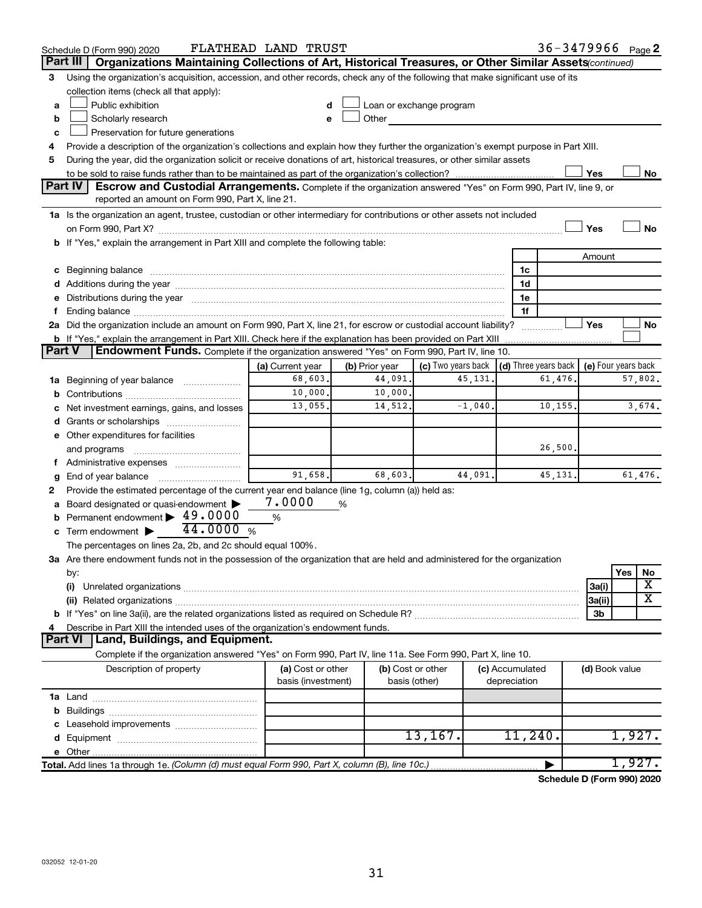Schedule D (Form 990) 2020 FLATHEAD LAND TRUST 36-3479966 Page 2

## Part III | Organizations Maintaining Collections of Art, Historical Treasures, or Other Similar Assets *(continued)*

**3** Using the organization's acquisition, accession, and other records, check any of the following that make significant use of its collection items (check all that apply):

- **a** ☐ Public exhibition
- **b** ☐ Scholarly research
- **c** ☐ Preservation for future generations
- **d** ☐ Loan or exchange program
- **e** ☐ Other

**4** Provide a description of the organization's collections and explain how they further the organization's exempt purpose in Part XIII.

**5** During the year, did the organization solicit or receive donations of art, historical treasures, or other similar assets to be sold to raise funds rather than to be maintained as part of the organization's collection? ☐ Yes ☐ No

## Part IV | Escrow and Custodial Arrangements.

Complete if the organization answered "Yes" on Form 990, Part IV, line 9, or reported an amount on Form 990, Part X, line 21.

**1a** Is the organization an agent, trustee, custodian or other intermediary for contributions or other assets not included on Form 990, Part X? ☐ Yes ☐ No

**b** If "Yes," explain the arrangement in Part XIII and complete the following table:

| | | Amount |
|---|---|---|
| **c** Beginning balance | 1c | |
| **d** Additions during the year | 1d | |
| **e** Distributions during the year | 1e | |
| **f** Ending balance | 1f | |

**2a** Did the organization include an amount on Form 990, Part X, line 21, for escrow or custodial account liability? ☐ Yes ☐ No

**b** If "Yes," explain the arrangement in Part XIII. Check here if the explanation has been provided on Part XIII ☐

## Part V | Endowment Funds.

Complete if the organization answered "Yes" on Form 990, Part IV, line 10.

| | (a) Current year | (b) Prior year | (c) Two years back | (d) Three years back | (e) Four years back |
|---|---|---|---|---|---|
| **1a** Beginning of year balance | 68,603. | 44,091. | 45,131. | 61,476. | 57,802. |
| **b** Contributions | 10,000. | 10,000. | | | |
| **c** Net investment earnings, gains, and losses | 13,055. | 14,512. | -1,040. | 10,155. | 3,674. |
| **d** Grants or scholarships | | | | | |
| **e** Other expenditures for facilities and programs | | | | 26,500. | |
| **f** Administrative expenses | | | | | |
| **g** End of year balance | 91,658. | 68,603. | 44,091. | 45,131. | 61,476. |

**2** Provide the estimated percentage of the current year end balance (line 1g, column (a)) held as:

- **a** Board designated or quasi-endowment ▶ 7.0000 %
- **b** Permanent endowment ▶ 49.0000 %
- **c** Term endowment ▶ 44.0000 %

The percentages on lines 2a, 2b, and 2c should equal 100%.

**3a** Are there endowment funds not in the possession of the organization that are held and administered for the organization by:

| | | Yes | No |
|---|---|---|---|
| **(i)** Unrelated organizations | 3a(i) | | X |
| **(ii)** Related organizations | 3a(ii) | | X |
| **b** If "Yes" on line 3a(ii), are the related organizations listed as required on Schedule R? | 3b | | |

**4** Describe in Part XIII the intended uses of the organization's endowment funds.

## Part VI | Land, Buildings, and Equipment.

Complete if the organization answered "Yes" on Form 990, Part IV, line 11a. See Form 990, Part X, line 10.

| Description of property | (a) Cost or other basis (investment) | (b) Cost or other basis (other) | (c) Accumulated depreciation | (d) Book value |
|---|---|---|---|---|
| **1a** Land | | | | |
| **b** Buildings | | | | |
| **c** Leasehold improvements | | | | |
| **d** Equipment | | 13,167. | 11,240. | 1,927. |
| **e** Other | | | | |
| **Total.** Add lines 1a through 1e. *(Column (d) must equal Form 990, Part X, column (B), line 10c.)* | | | ▶ | 1,927. |

**Schedule D (Form 990) 2020**

032052 12-01-20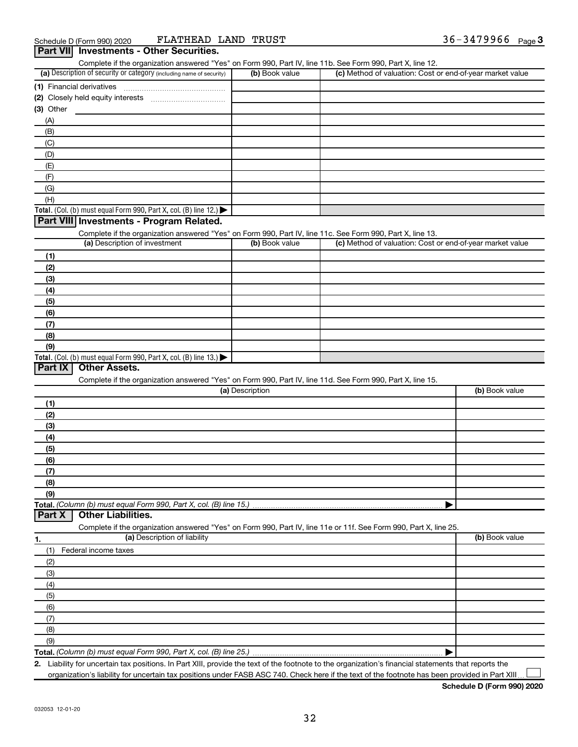Schedule D (Form 990) 2020 FLATHEAD LAND TRUST 36-3479966 Page 3

## Part VII Investments - Other Securities.

Complete if the organization answered "Yes" on Form 990, Part IV, line 11b. See Form 990, Part X, line 12.

| (a) Description of security or category (including name of security) | (b) Book value | (c) Method of valuation: Cost or end-of-year market value |
|---|---|---|
| (1) Financial derivatives | | |
| (2) Closely held equity interests | | |
| (3) Other | | |
| (A) | | |
| (B) | | |
| (C) | | |
| (D) | | |
| (E) | | |
| (F) | | |
| (G) | | |
| (H) | | |
| **Total.** (Col. (b) must equal Form 990, Part X, col. (B) line 12.) | | |

## Part VIII Investments - Program Related.

Complete if the organization answered "Yes" on Form 990, Part IV, line 11c. See Form 990, Part X, line 13.

| (a) Description of investment | (b) Book value | (c) Method of valuation: Cost or end-of-year market value |
|---|---|---|
| (1) | | |
| (2) | | |
| (3) | | |
| (4) | | |
| (5) | | |
| (6) | | |
| (7) | | |
| (8) | | |
| (9) | | |
| **Total.** (Col. (b) must equal Form 990, Part X, col. (B) line 13.) | | |

## Part IX Other Assets.

Complete if the organization answered "Yes" on Form 990, Part IV, line 11d. See Form 990, Part X, line 15.

| (a) Description | (b) Book value |
|---|---|
| (1) | |
| (2) | |
| (3) | |
| (4) | |
| (5) | |
| (6) | |
| (7) | |
| (8) | |
| (9) | |
| **Total.** *(Column (b) must equal Form 990, Part X, col. (B) line 15.)* | |

## Part X Other Liabilities.

Complete if the organization answered "Yes" on Form 990, Part IV, line 11e or 11f. See Form 990, Part X, line 25.

| 1. (a) Description of liability | (b) Book value |
|---|---|
| (1) Federal income taxes | |
| (2) | |
| (3) | |
| (4) | |
| (5) | |
| (6) | |
| (7) | |
| (8) | |
| (9) | |
| **Total.** *(Column (b) must equal Form 990, Part X, col. (B) line 25.)* | |

2. Liability for uncertain tax positions. In Part XIII, provide the text of the footnote to the organization's financial statements that reports the organization's liability for uncertain tax positions under FASB ASC 740. Check here if the text of the footnote has been provided in Part XIII ☐

**Schedule D (Form 990) 2020**

032053 12-01-20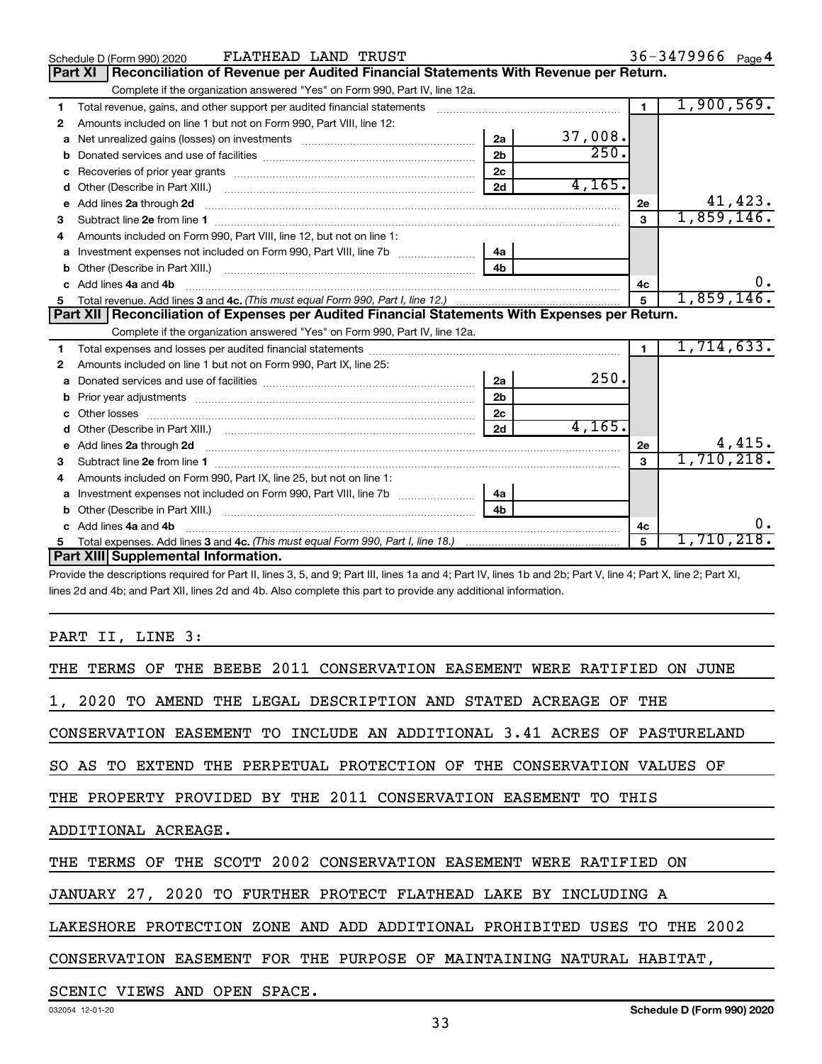Schedule D (Form 990) 2020 FLATHEAD LAND TRUST 36-3479966 Page 4

## Part XI Reconciliation of Revenue per Audited Financial Statements With Revenue per Return.

Complete if the organization answered "Yes" on Form 990, Part IV, line 12a.

| | | | | | |
|---|---|---|---|---|---|
| 1 | Total revenue, gains, and other support per audited financial statements | | | 1 | 1,900,569. |
| 2 | Amounts included on line 1 but not on Form 990, Part VIII, line 12: | | | | |
| a | Net unrealized gains (losses) on investments | 2a | 37,008. | | |
| b | Donated services and use of facilities | 2b | 250. | | |
| c | Recoveries of prior year grants | 2c | | | |
| d | Other (Describe in Part XIII.) | 2d | 4,165. | | |
| e | Add lines 2a through 2d | | | 2e | 41,423. |
| 3 | Subtract line 2e from line 1 | | | 3 | 1,859,146. |
| 4 | Amounts included on Form 990, Part VIII, line 12, but not on line 1: | | | | |
| a | Investment expenses not included on Form 990, Part VIII, line 7b | 4a | | | |
| b | Other (Describe in Part XIII.) | 4b | | | |
| c | Add lines 4a and 4b | | | 4c | 0. |
| 5 | Total revenue. Add lines 3 and 4c. *(This must equal Form 990, Part I, line 12.)* | | | 5 | 1,859,146. |

## Part XII Reconciliation of Expenses per Audited Financial Statements With Expenses per Return.

Complete if the organization answered "Yes" on Form 990, Part IV, line 12a.

| | | | | | |
|---|---|---|---|---|---|
| 1 | Total expenses and losses per audited financial statements | | | 1 | 1,714,633. |
| 2 | Amounts included on line 1 but not on Form 990, Part IX, line 25: | | | | |
| a | Donated services and use of facilities | 2a | 250. | | |
| b | Prior year adjustments | 2b | | | |
| c | Other losses | 2c | | | |
| d | Other (Describe in Part XIII.) | 2d | 4,165. | | |
| e | Add lines 2a through 2d | | | 2e | 4,415. |
| 3 | Subtract line 2e from line 1 | | | 3 | 1,710,218. |
| 4 | Amounts included on Form 990, Part IX, line 25, but not on line 1: | | | | |
| a | Investment expenses not included on Form 990, Part VIII, line 7b | 4a | | | |
| b | Other (Describe in Part XIII.) | 4b | | | |
| c | Add lines 4a and 4b | | | 4c | 0. |
| 5 | Total expenses. Add lines 3 and 4c. *(This must equal Form 990, Part I, line 18.)* | | | 5 | 1,710,218. |

## Part XIII Supplemental Information.

Provide the descriptions required for Part II, lines 3, 5, and 9; Part III, lines 1a and 4; Part IV, lines 1b and 2b; Part V, line 4; Part X, line 2; Part XI, lines 2d and 4b; and Part XII, lines 2d and 4b. Also complete this part to provide any additional information.

PART II, LINE 3:

THE TERMS OF THE BEEBE 2011 CONSERVATION EASEMENT WERE RATIFIED ON JUNE 1, 2020 TO AMEND THE LEGAL DESCRIPTION AND STATED ACREAGE OF THE CONSERVATION EASEMENT TO INCLUDE AN ADDITIONAL 3.41 ACRES OF PASTURELAND SO AS TO EXTEND THE PERPETUAL PROTECTION OF THE CONSERVATION VALUES OF THE PROPERTY PROVIDED BY THE 2011 CONSERVATION EASEMENT TO THIS ADDITIONAL ACREAGE.

THE TERMS OF THE SCOTT 2002 CONSERVATION EASEMENT WERE RATIFIED ON JANUARY 27, 2020 TO FURTHER PROTECT FLATHEAD LAKE BY INCLUDING A LAKESHORE PROTECTION ZONE AND ADD ADDITIONAL PROHIBITED USES TO THE 2002 CONSERVATION EASEMENT FOR THE PURPOSE OF MAINTAINING NATURAL HABITAT, SCENIC VIEWS AND OPEN SPACE.

032054 12-01-20 Schedule D (Form 990) 2020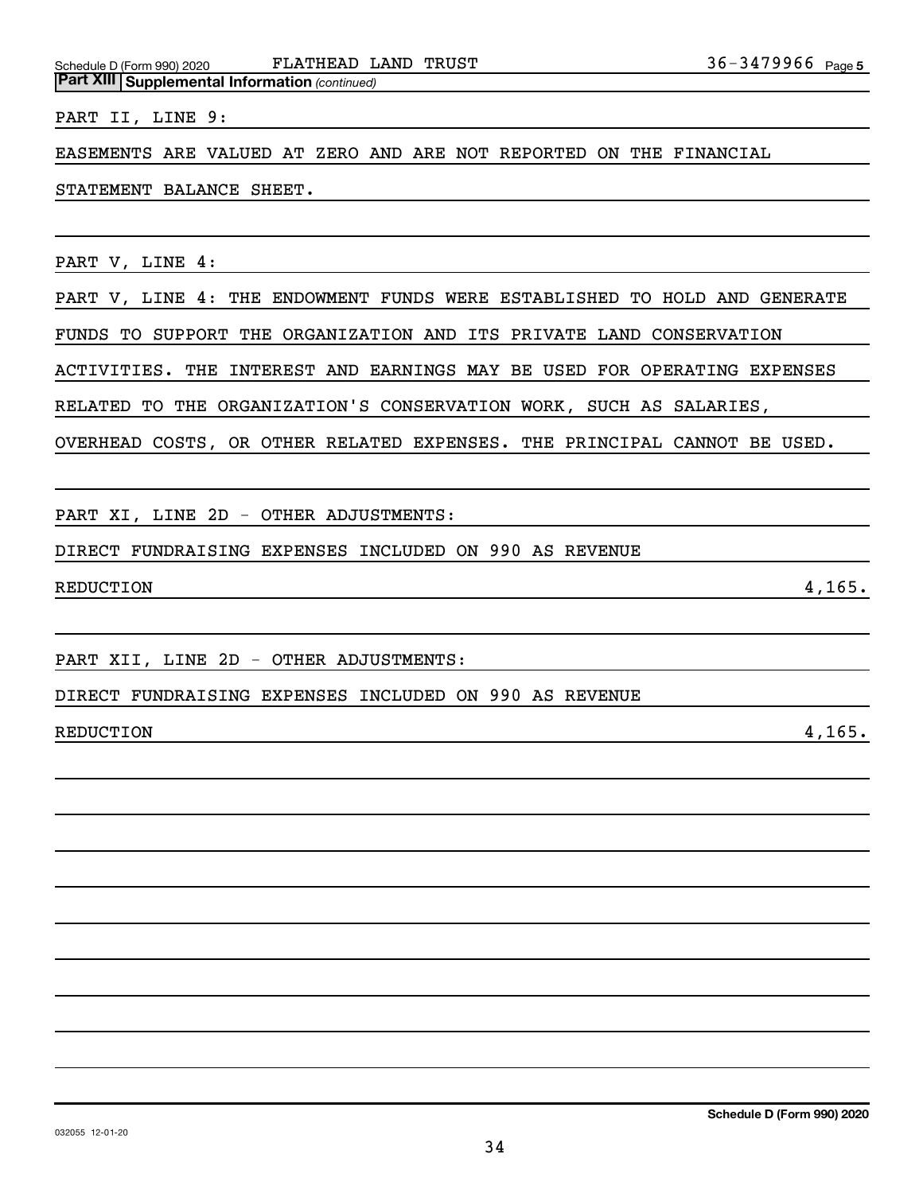Schedule D (Form 990) 2020 FLATHEAD LAND TRUST 36-3479966 Page 5

**Part XIII | Supplemental Information** *(continued)*

PART II, LINE 9:

EASEMENTS ARE VALUED AT ZERO AND ARE NOT REPORTED ON THE FINANCIAL STATEMENT BALANCE SHEET.

PART V, LINE 4:

PART V, LINE 4: THE ENDOWMENT FUNDS WERE ESTABLISHED TO HOLD AND GENERATE FUNDS TO SUPPORT THE ORGANIZATION AND ITS PRIVATE LAND CONSERVATION ACTIVITIES. THE INTEREST AND EARNINGS MAY BE USED FOR OPERATING EXPENSES RELATED TO THE ORGANIZATION'S CONSERVATION WORK, SUCH AS SALARIES, OVERHEAD COSTS, OR OTHER RELATED EXPENSES. THE PRINCIPAL CANNOT BE USED.

PART XI, LINE 2D - OTHER ADJUSTMENTS:

DIRECT FUNDRAISING EXPENSES INCLUDED ON 990 AS REVENUE

REDUCTION 4,165.

PART XII, LINE 2D - OTHER ADJUSTMENTS:

DIRECT FUNDRAISING EXPENSES INCLUDED ON 990 AS REVENUE

REDUCTION 4,165.

032055 12-01-20

**Schedule D (Form 990) 2020**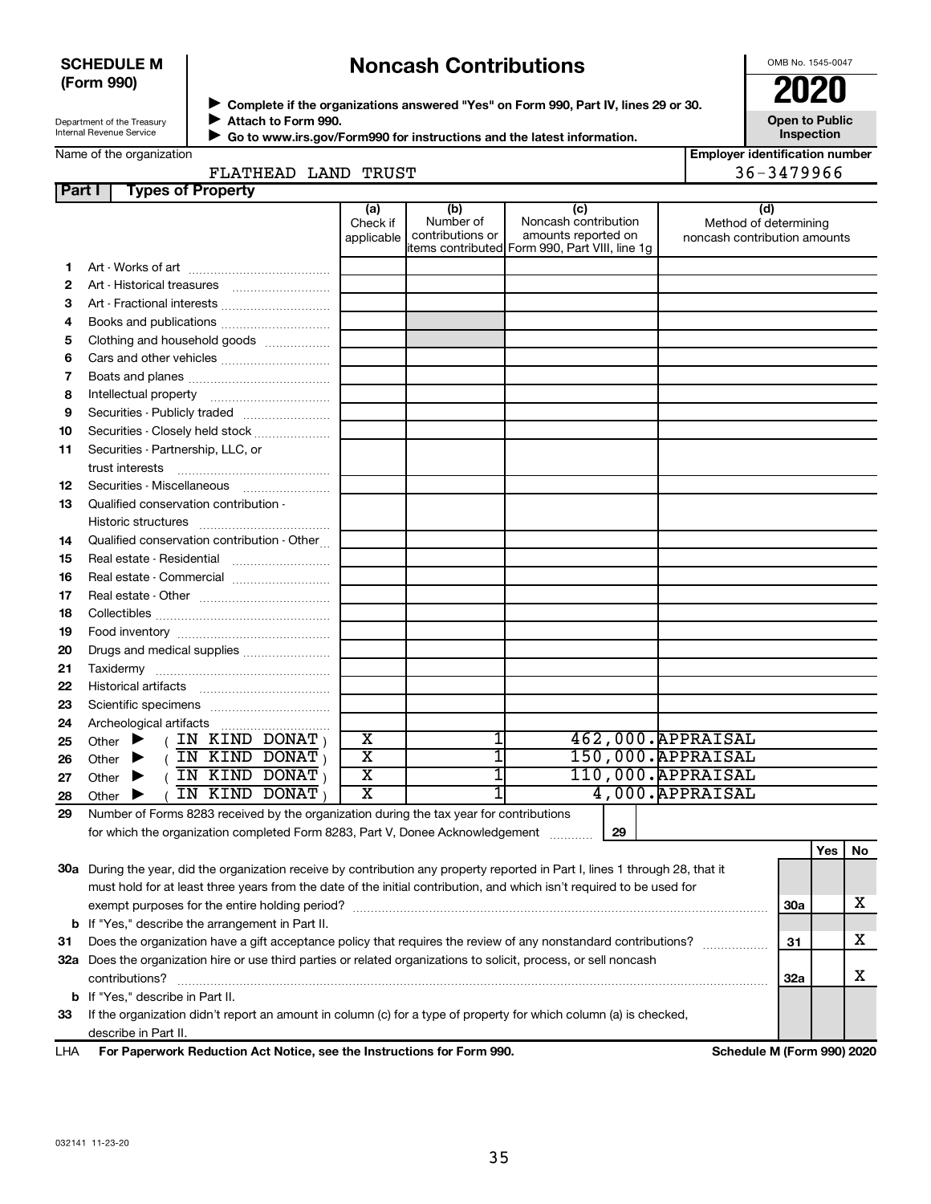**SCHEDULE M (Form 990)**

Department of the Treasury
Internal Revenue Service

# Noncash Contributions

▶ Complete if the organizations answered "Yes" on Form 990, Part IV, lines 29 or 30.
▶ Attach to Form 990.
▶ Go to www.irs.gov/Form990 for instructions and the latest information.

OMB No. 1545-0047

**2020**

**Open to Public Inspection**

Name of the organization: FLATHEAD LAND TRUST

Employer identification number: 36-3479966

**Part I — Types of Property**

| | | (a) Check if applicable | (b) Number of contributions or items contributed | (c) Noncash contribution amounts reported on Form 990, Part VIII, line 1g | (d) Method of determining noncash contribution amounts |
|---|---|---|---|---|---|
| 1 | Art - Works of art | | | | |
| 2 | Art - Historical treasures | | | | |
| 3 | Art - Fractional interests | | | | |
| 4 | Books and publications | | | | |
| 5 | Clothing and household goods | | | | |
| 6 | Cars and other vehicles | | | | |
| 7 | Boats and planes | | | | |
| 8 | Intellectual property | | | | |
| 9 | Securities - Publicly traded | | | | |
| 10 | Securities - Closely held stock | | | | |
| 11 | Securities - Partnership, LLC, or trust interests | | | | |
| 12 | Securities - Miscellaneous | | | | |
| 13 | Qualified conservation contribution - Historic structures | | | | |
| 14 | Qualified conservation contribution - Other | | | | |
| 15 | Real estate - Residential | | | | |
| 16 | Real estate - Commercial | | | | |
| 17 | Real estate - Other | | | | |
| 18 | Collectibles | | | | |
| 19 | Food inventory | | | | |
| 20 | Drugs and medical supplies | | | | |
| 21 | Taxidermy | | | | |
| 22 | Historical artifacts | | | | |
| 23 | Scientific specimens | | | | |
| 24 | Archeological artifacts | | | | |
| 25 | Other ▶ ( IN KIND DONAT ) | X | 1 | 462,000. | APPRAISAL |
| 26 | Other ▶ ( IN KIND DONAT ) | X | 1 | 150,000. | APPRAISAL |
| 27 | Other ▶ ( IN KIND DONAT ) | X | 1 | 110,000. | APPRAISAL |
| 28 | Other ▶ ( IN KIND DONAT ) | X | 1 | 4,000. | APPRAISAL |

29 Number of Forms 8283 received by the organization during the tax year for contributions for which the organization completed Form 8283, Part V, Donee Acknowledgement ..... 29

| | | | Yes | No |
|---|---|---|---|---|
| 30a | During the year, did the organization receive by contribution any property reported in Part I, lines 1 through 28, that it must hold for at least three years from the date of the initial contribution, and which isn't required to be used for exempt purposes for the entire holding period? | 30a | | X |
| b | If "Yes," describe the arrangement in Part II. | | | |
| 31 | Does the organization have a gift acceptance policy that requires the review of any nonstandard contributions? | 31 | | X |
| 32a | Does the organization hire or use third parties or related organizations to solicit, process, or sell noncash contributions? | 32a | | X |
| b | If "Yes," describe in Part II. | | | |
| 33 | If the organization didn't report an amount in column (c) for a type of property for which column (a) is checked, describe in Part II. | | | |

LHA **For Paperwork Reduction Act Notice, see the Instructions for Form 990.** **Schedule M (Form 990) 2020**

032141 11-23-20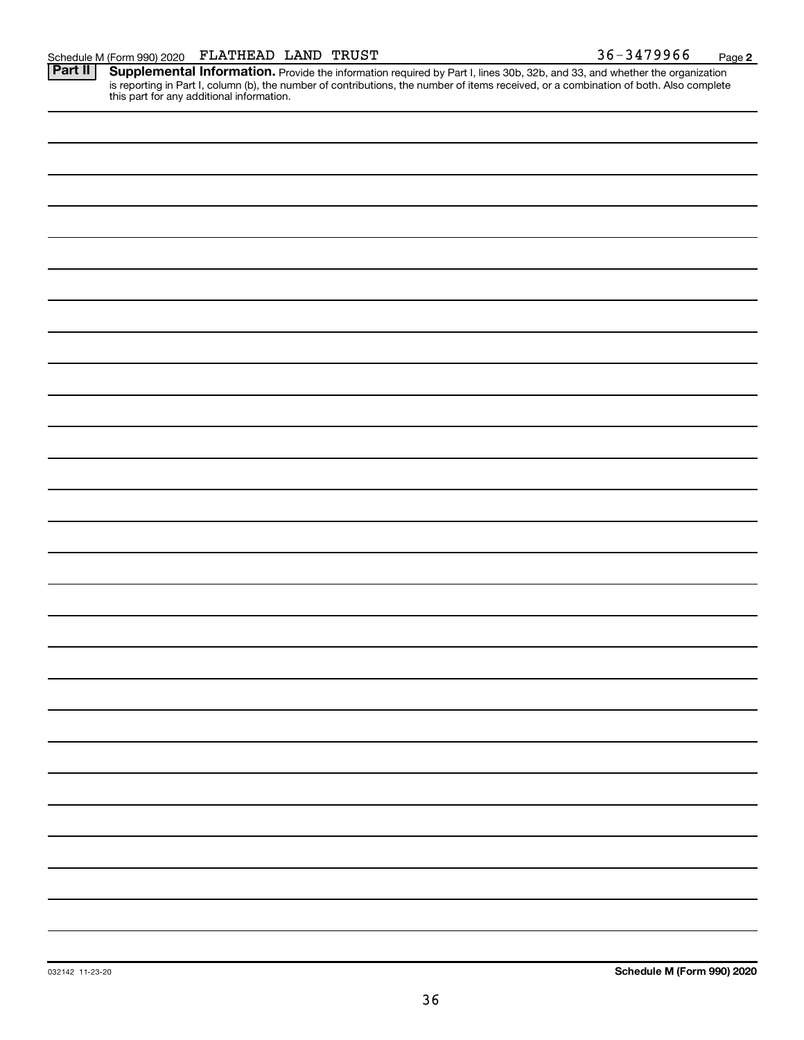Schedule M (Form 990) 2020 FLATHEAD LAND TRUST 36-3479966 Page **2**

**Part II** **Supplemental Information.** Provide the information required by Part I, lines 30b, 32b, and 33, and whether the organization is reporting in Part I, column (b), the number of contributions, the number of items received, or a combination of both. Also complete this part for any additional information.

032142 11-23-20 **Schedule M (Form 990) 2020**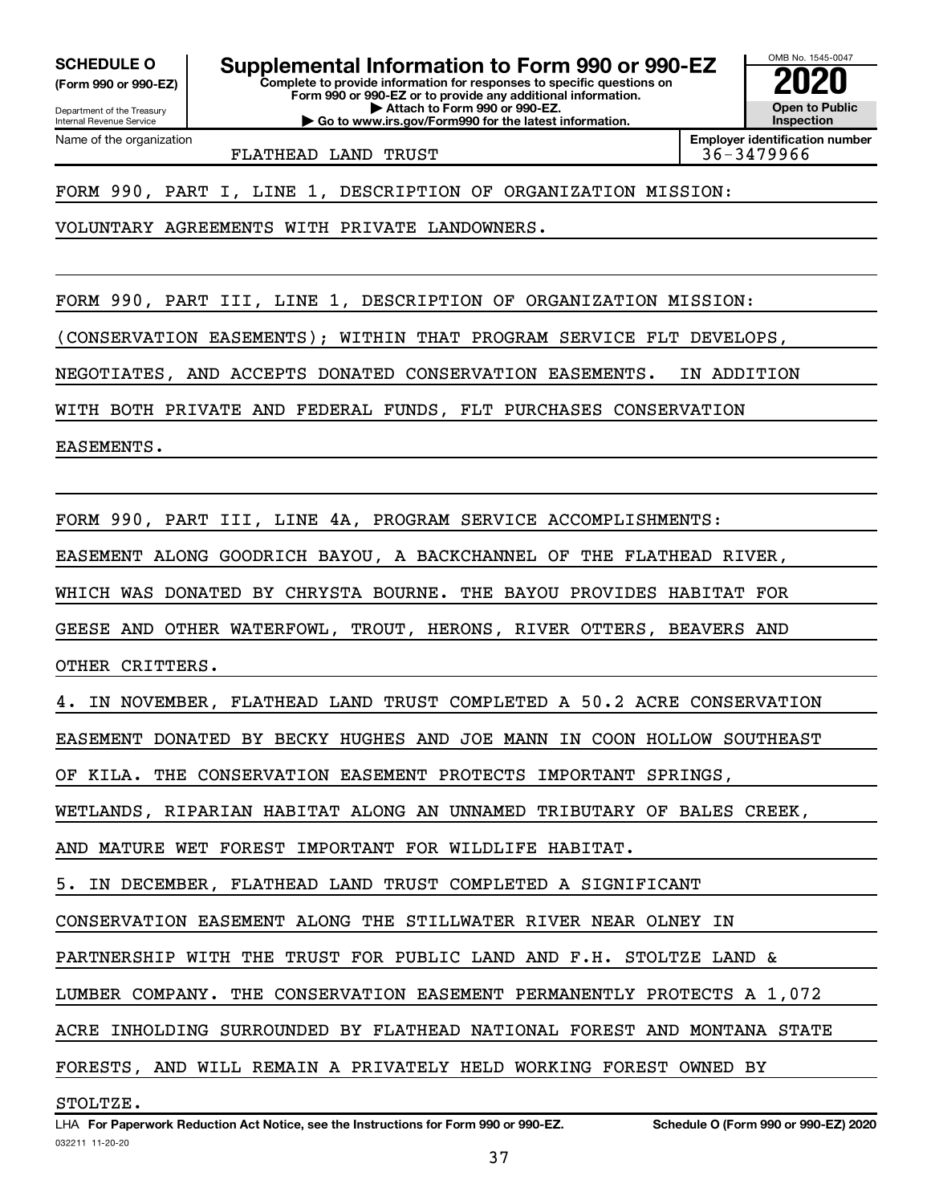**SCHEDULE O** **(Form 990 or 990-EZ)**

Department of the Treasury
Internal Revenue Service

# Supplemental Information to Form 990 or 990-EZ

**Complete to provide information for responses to specific questions on Form 990 or 990-EZ or to provide any additional information.**
**▶ Attach to Form 990 or 990-EZ.**
**▶ Go to www.irs.gov/Form990 for the latest information.**

OMB No. 1545-0047
**2020**
**Open to Public Inspection**

Name of the organization: FLATHEAD LAND TRUST

**Employer identification number:** 36-3479966

FORM 990, PART I, LINE 1, DESCRIPTION OF ORGANIZATION MISSION:

VOLUNTARY AGREEMENTS WITH PRIVATE LANDOWNERS.

FORM 990, PART III, LINE 1, DESCRIPTION OF ORGANIZATION MISSION:

(CONSERVATION EASEMENTS); WITHIN THAT PROGRAM SERVICE FLT DEVELOPS, NEGOTIATES, AND ACCEPTS DONATED CONSERVATION EASEMENTS. IN ADDITION WITH BOTH PRIVATE AND FEDERAL FUNDS, FLT PURCHASES CONSERVATION EASEMENTS.

FORM 990, PART III, LINE 4A, PROGRAM SERVICE ACCOMPLISHMENTS:

EASEMENT ALONG GOODRICH BAYOU, A BACKCHANNEL OF THE FLATHEAD RIVER, WHICH WAS DONATED BY CHRYSTA BOURNE. THE BAYOU PROVIDES HABITAT FOR GEESE AND OTHER WATERFOWL, TROUT, HERONS, RIVER OTTERS, BEAVERS AND OTHER CRITTERS.

4. IN NOVEMBER, FLATHEAD LAND TRUST COMPLETED A 50.2 ACRE CONSERVATION EASEMENT DONATED BY BECKY HUGHES AND JOE MANN IN COON HOLLOW SOUTHEAST OF KILA. THE CONSERVATION EASEMENT PROTECTS IMPORTANT SPRINGS, WETLANDS, RIPARIAN HABITAT ALONG AN UNNAMED TRIBUTARY OF BALES CREEK, AND MATURE WET FOREST IMPORTANT FOR WILDLIFE HABITAT.

5. IN DECEMBER, FLATHEAD LAND TRUST COMPLETED A SIGNIFICANT CONSERVATION EASEMENT ALONG THE STILLWATER RIVER NEAR OLNEY IN PARTNERSHIP WITH THE TRUST FOR PUBLIC LAND AND F.H. STOLTZE LAND & LUMBER COMPANY. THE CONSERVATION EASEMENT PERMANENTLY PROTECTS A 1,072 ACRE INHOLDING SURROUNDED BY FLATHEAD NATIONAL FOREST AND MONTANA STATE FORESTS, AND WILL REMAIN A PRIVATELY HELD WORKING FOREST OWNED BY STOLTZE.

LHA **For Paperwork Reduction Act Notice, see the Instructions for Form 990 or 990-EZ.** **Schedule O (Form 990 or 990-EZ) 2020**

032211 11-20-20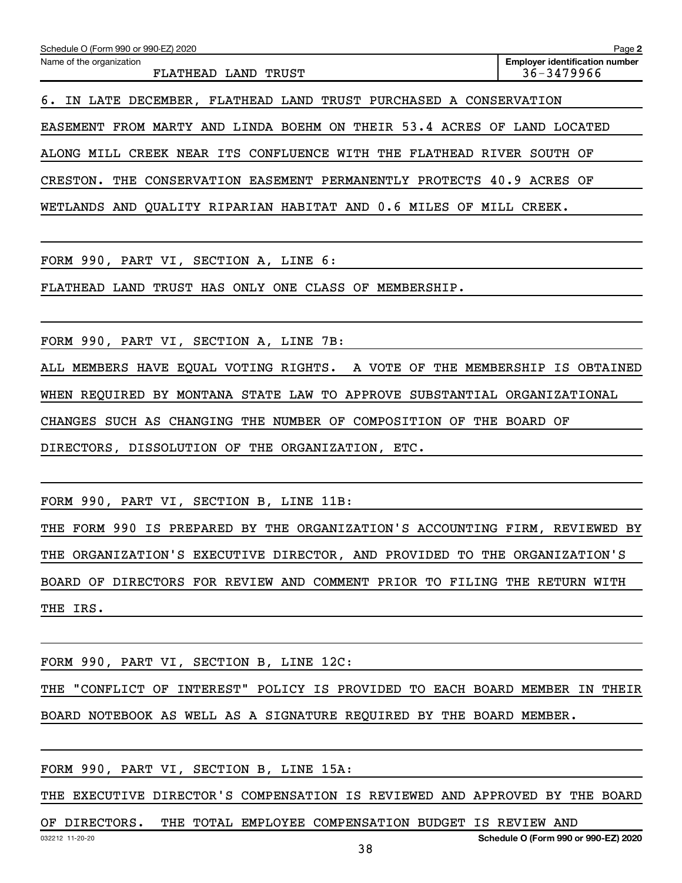Schedule O (Form 990 or 990-EZ) 2020

Name of the organization: FLATHEAD LAND TRUST

Employer identification number: 36-3479966

6. IN LATE DECEMBER, FLATHEAD LAND TRUST PURCHASED A CONSERVATION EASEMENT FROM MARTY AND LINDA BOEHM ON THEIR 53.4 ACRES OF LAND LOCATED ALONG MILL CREEK NEAR ITS CONFLUENCE WITH THE FLATHEAD RIVER SOUTH OF CRESTON. THE CONSERVATION EASEMENT PERMANENTLY PROTECTS 40.9 ACRES OF WETLANDS AND QUALITY RIPARIAN HABITAT AND 0.6 MILES OF MILL CREEK.

FORM 990, PART VI, SECTION A, LINE 6:

FLATHEAD LAND TRUST HAS ONLY ONE CLASS OF MEMBERSHIP.

FORM 990, PART VI, SECTION A, LINE 7B:

ALL MEMBERS HAVE EQUAL VOTING RIGHTS. A VOTE OF THE MEMBERSHIP IS OBTAINED WHEN REQUIRED BY MONTANA STATE LAW TO APPROVE SUBSTANTIAL ORGANIZATIONAL CHANGES SUCH AS CHANGING THE NUMBER OF COMPOSITION OF THE BOARD OF DIRECTORS, DISSOLUTION OF THE ORGANIZATION, ETC.

FORM 990, PART VI, SECTION B, LINE 11B:

THE FORM 990 IS PREPARED BY THE ORGANIZATION'S ACCOUNTING FIRM, REVIEWED BY THE ORGANIZATION'S EXECUTIVE DIRECTOR, AND PROVIDED TO THE ORGANIZATION'S BOARD OF DIRECTORS FOR REVIEW AND COMMENT PRIOR TO FILING THE RETURN WITH THE IRS.

FORM 990, PART VI, SECTION B, LINE 12C:

THE "CONFLICT OF INTEREST" POLICY IS PROVIDED TO EACH BOARD MEMBER IN THEIR BOARD NOTEBOOK AS WELL AS A SIGNATURE REQUIRED BY THE BOARD MEMBER.

FORM 990, PART VI, SECTION B, LINE 15A:

THE EXECUTIVE DIRECTOR'S COMPENSATION IS REVIEWED AND APPROVED BY THE BOARD OF DIRECTORS. THE TOTAL EMPLOYEE COMPENSATION BUDGET IS REVIEW AND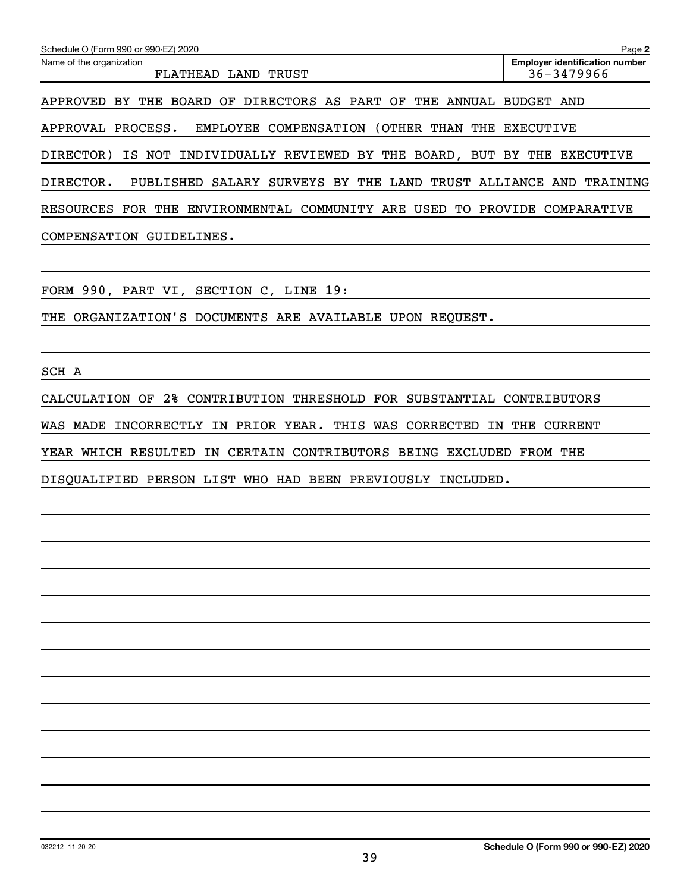Schedule O (Form 990 or 990-EZ) 2020

Name of the organization: FLATHEAD LAND TRUST

Employer identification number: 36-3479966

APPROVED BY THE BOARD OF DIRECTORS AS PART OF THE ANNUAL BUDGET AND APPROVAL PROCESS. EMPLOYEE COMPENSATION (OTHER THAN THE EXECUTIVE DIRECTOR) IS NOT INDIVIDUALLY REVIEWED BY THE BOARD, BUT BY THE EXECUTIVE DIRECTOR. PUBLISHED SALARY SURVEYS BY THE LAND TRUST ALLIANCE AND TRAINING RESOURCES FOR THE ENVIRONMENTAL COMMUNITY ARE USED TO PROVIDE COMPARATIVE COMPENSATION GUIDELINES.

FORM 990, PART VI, SECTION C, LINE 19:

THE ORGANIZATION'S DOCUMENTS ARE AVAILABLE UPON REQUEST.

SCH A

CALCULATION OF 2% CONTRIBUTION THRESHOLD FOR SUBSTANTIAL CONTRIBUTORS WAS MADE INCORRECTLY IN PRIOR YEAR. THIS WAS CORRECTED IN THE CURRENT YEAR WHICH RESULTED IN CERTAIN CONTRIBUTORS BEING EXCLUDED FROM THE DISQUALIFIED PERSON LIST WHO HAD BEEN PREVIOUSLY INCLUDED.

032212 11-20-20

Schedule O (Form 990 or 990-EZ) 2020